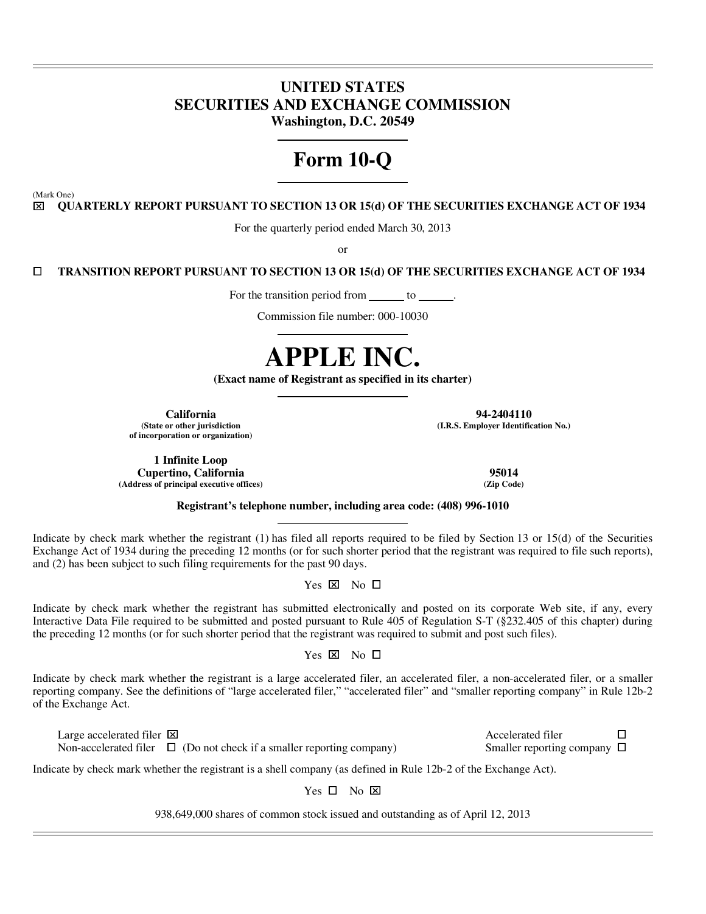# UNITED STATES
# SECURITIES AND EXCHANGE COMMISSION
**Washington, D.C. 20549**

# Form 10-Q

(Mark One)

☒ **QUARTERLY REPORT PURSUANT TO SECTION 13 OR 15(d) OF THE SECURITIES EXCHANGE ACT OF 1934**

For the quarterly period ended March 30, 2013

or

☐ **TRANSITION REPORT PURSUANT TO SECTION 13 OR 15(d) OF THE SECURITIES EXCHANGE ACT OF 1934**

For the transition period from ______ to ______.

Commission file number: 000-10030

# APPLE INC.

**(Exact name of Registrant as specified in its charter)**

| | |
|---|---|
| **California**<br>**(State or other jurisdiction of incorporation or organization)** | **94-2404110**<br>**(I.R.S. Employer Identification No.)** |
| **1 Infinite Loop**<br>**Cupertino, California**<br>**(Address of principal executive offices)** | **95014**<br>**(Zip Code)** |

**Registrant's telephone number, including area code: (408) 996-1010**

Indicate by check mark whether the registrant (1) has filed all reports required to be filed by Section 13 or 15(d) of the Securities Exchange Act of 1934 during the preceding 12 months (or for such shorter period that the registrant was required to file such reports), and (2) has been subject to such filing requirements for the past 90 days.

Yes ☒ No ☐

Indicate by check mark whether the registrant has submitted electronically and posted on its corporate Web site, if any, every Interactive Data File required to be submitted and posted pursuant to Rule 405 of Regulation S-T (§232.405 of this chapter) during the preceding 12 months (or for such shorter period that the registrant was required to submit and post such files).

Yes ☒ No ☐

Indicate by check mark whether the registrant is a large accelerated filer, an accelerated filer, a non-accelerated filer, or a smaller reporting company. See the definitions of "large accelerated filer," "accelerated filer" and "smaller reporting company" in Rule 12b-2 of the Exchange Act.

| | |
|---|---|
| Large accelerated filer ☒ | Accelerated filer ☐ |
| Non-accelerated filer ☐ (Do not check if a smaller reporting company) | Smaller reporting company ☐ |

Indicate by check mark whether the registrant is a shell company (as defined in Rule 12b-2 of the Exchange Act).

Yes ☐ No ☒

938,649,000 shares of common stock issued and outstanding as of April 12, 2013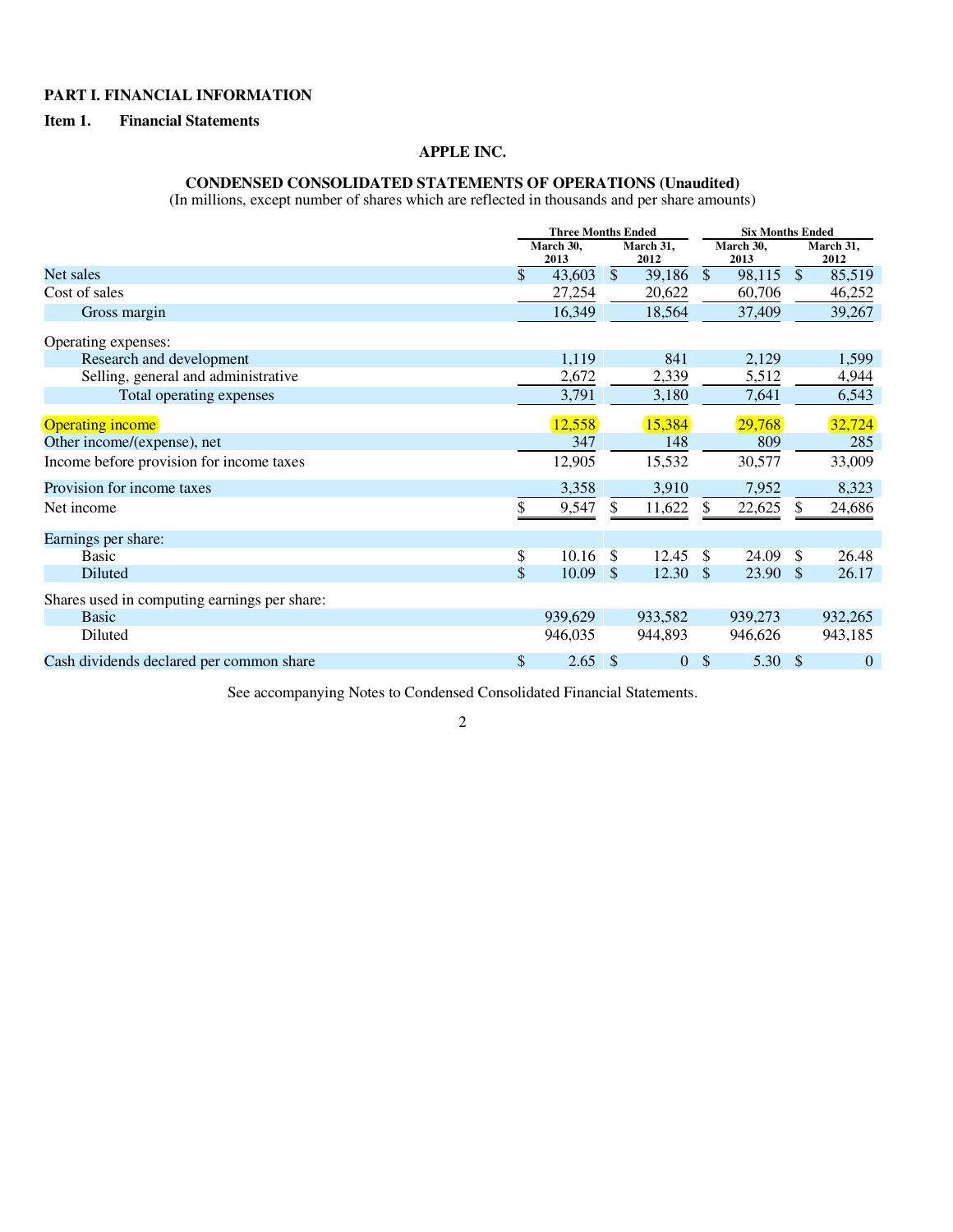## PART I. FINANCIAL INFORMATION

### Item 1. Financial Statements

**APPLE INC.**

**CONDENSED CONSOLIDATED STATEMENTS OF OPERATIONS (Unaudited)**
(In millions, except number of shares which are reflected in thousands and per share amounts)

| | Three Months Ended | | Six Months Ended | |
|---|---|---|---|---|
| | March 30, 2013 | March 31, 2012 | March 30, 2013 | March 31, 2012 |
| Net sales | $ 43,603 | $ 39,186 | $ 98,115 | $ 85,519 |
| Cost of sales | 27,254 | 20,622 | 60,706 | 46,252 |
| Gross margin | 16,349 | 18,564 | 37,409 | 39,267 |
| Operating expenses: | | | | |
| Research and development | 1,119 | 841 | 2,129 | 1,599 |
| Selling, general and administrative | 2,672 | 2,339 | 5,512 | 4,944 |
| Total operating expenses | 3,791 | 3,180 | 7,641 | 6,543 |
| Operating income | 12,558 | 15,384 | 29,768 | 32,724 |
| Other income/(expense), net | 347 | 148 | 809 | 285 |
| Income before provision for income taxes | 12,905 | 15,532 | 30,577 | 33,009 |
| Provision for income taxes | 3,358 | 3,910 | 7,952 | 8,323 |
| Net income | $ 9,547 | $ 11,622 | $ 22,625 | $ 24,686 |
| Earnings per share: | | | | |
| Basic | $ 10.16 | $ 12.45 | $ 24.09 | $ 26.48 |
| Diluted | $ 10.09 | $ 12.30 | $ 23.90 | $ 26.17 |
| Shares used in computing earnings per share: | | | | |
| Basic | 939,629 | 933,582 | 939,273 | 932,265 |
| Diluted | 946,035 | 944,893 | 946,626 | 943,185 |
| Cash dividends declared per common share | $ 2.65 | $ 0 | $ 5.30 | $ 0 |

See accompanying Notes to Condensed Consolidated Financial Statements.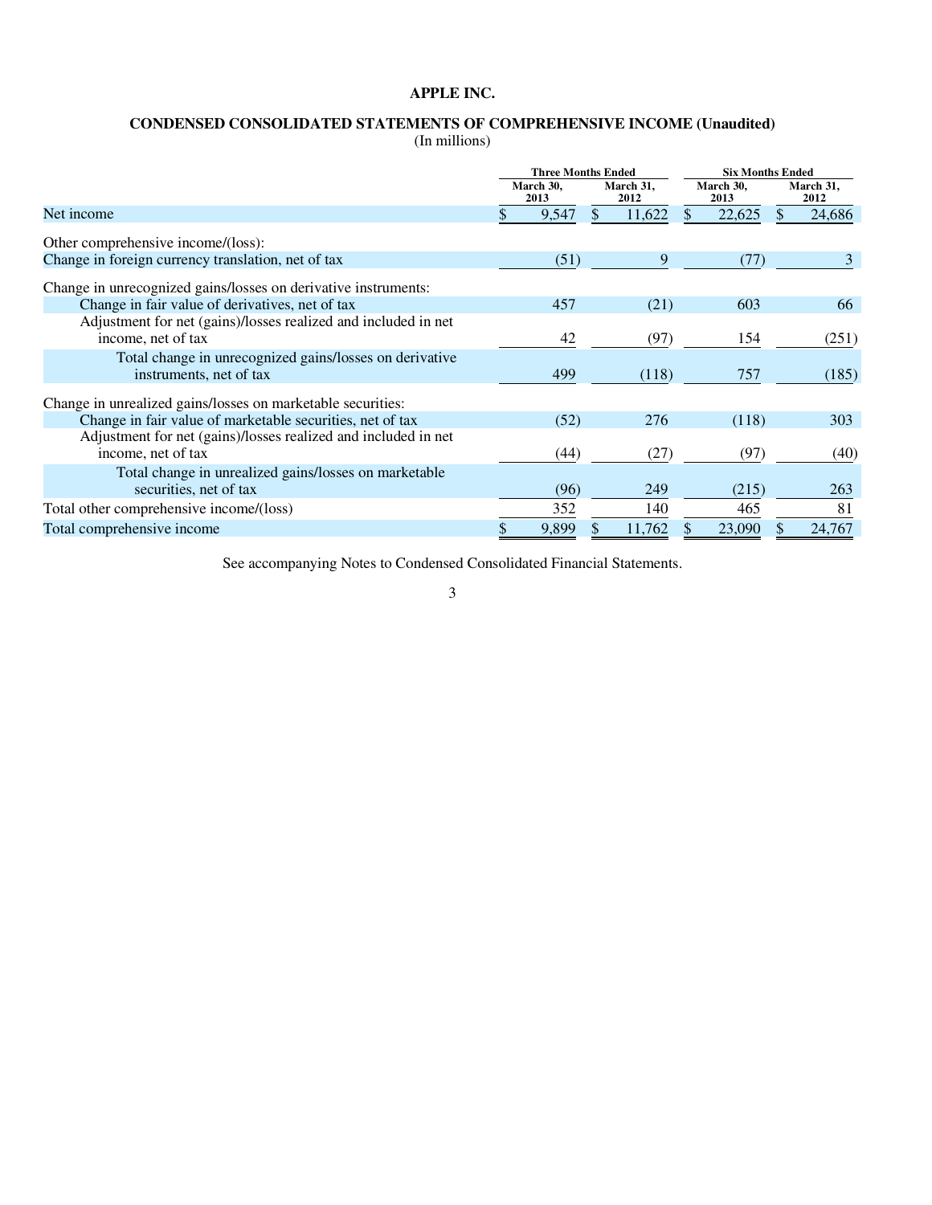# APPLE INC.

## CONDENSED CONSOLIDATED STATEMENTS OF COMPREHENSIVE INCOME (Unaudited)

(In millions)

| | Three Months Ended | | Six Months Ended | |
|---|---|---|---|---|
| | March 30, 2013 | March 31, 2012 | March 30, 2013 | March 31, 2012 |
| Net income | $ 9,547 | $ 11,622 | $ 22,625 | $ 24,686 |
| Other comprehensive income/(loss): | | | | |
| Change in foreign currency translation, net of tax | (51) | 9 | (77) | 3 |
| Change in unrecognized gains/losses on derivative instruments: | | | | |
| Change in fair value of derivatives, net of tax | 457 | (21) | 603 | 66 |
| Adjustment for net (gains)/losses realized and included in net income, net of tax | 42 | (97) | 154 | (251) |
| Total change in unrecognized gains/losses on derivative instruments, net of tax | 499 | (118) | 757 | (185) |
| Change in unrealized gains/losses on marketable securities: | | | | |
| Change in fair value of marketable securities, net of tax | (52) | 276 | (118) | 303 |
| Adjustment for net (gains)/losses realized and included in net income, net of tax | (44) | (27) | (97) | (40) |
| Total change in unrealized gains/losses on marketable securities, net of tax | (96) | 249 | (215) | 263 |
| Total other comprehensive income/(loss) | 352 | 140 | 465 | 81 |
| Total comprehensive income | $ 9,899 | $ 11,762 | $ 23,090 | $ 24,767 |

See accompanying Notes to Condensed Consolidated Financial Statements.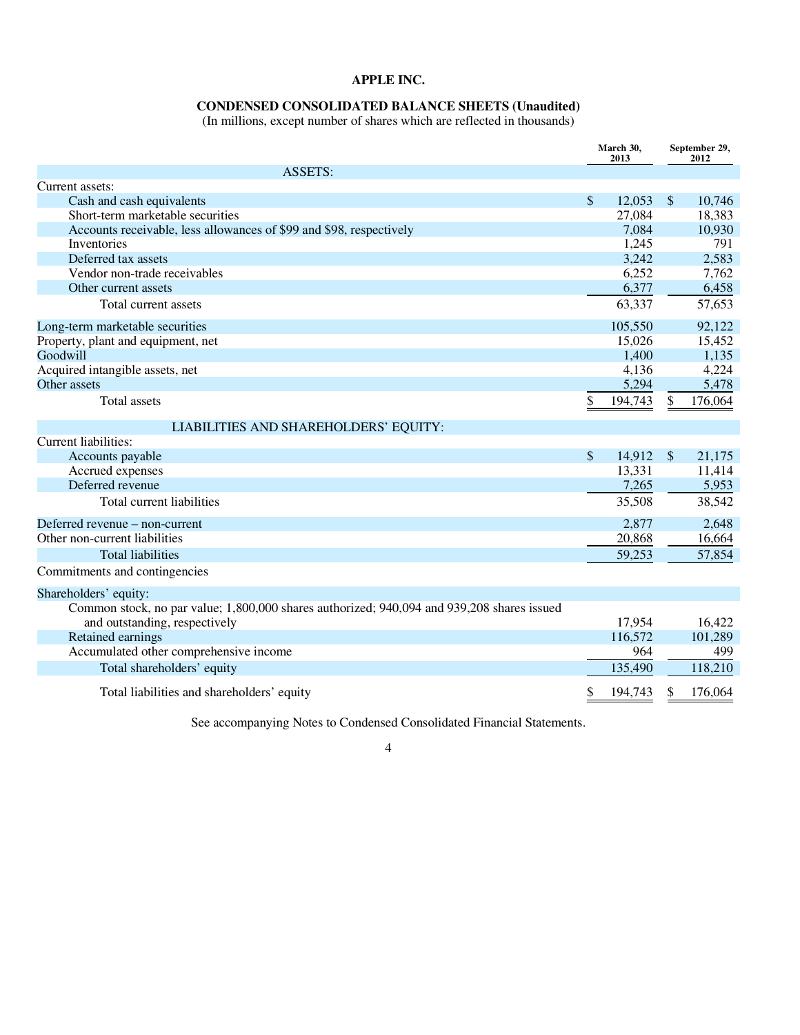# APPLE INC.

## CONDENSED CONSOLIDATED BALANCE SHEETS (Unaudited)

(In millions, except number of shares which are reflected in thousands)

| | March 30, 2013 | September 29, 2012 |
|---|---|---|
| **ASSETS:** | | |
| Current assets: | | |
| Cash and cash equivalents | $ 12,053 | $ 10,746 |
| Short-term marketable securities | 27,084 | 18,383 |
| Accounts receivable, less allowances of $99 and $98, respectively | 7,084 | 10,930 |
| Inventories | 1,245 | 791 |
| Deferred tax assets | 3,242 | 2,583 |
| Vendor non-trade receivables | 6,252 | 7,762 |
| Other current assets | 6,377 | 6,458 |
| Total current assets | 63,337 | 57,653 |
| Long-term marketable securities | 105,550 | 92,122 |
| Property, plant and equipment, net | 15,026 | 15,452 |
| Goodwill | 1,400 | 1,135 |
| Acquired intangible assets, net | 4,136 | 4,224 |
| Other assets | 5,294 | 5,478 |
| Total assets | $ 194,743 | $ 176,064 |
| **LIABILITIES AND SHAREHOLDERS' EQUITY:** | | |
| Current liabilities: | | |
| Accounts payable | $ 14,912 | $ 21,175 |
| Accrued expenses | 13,331 | 11,414 |
| Deferred revenue | 7,265 | 5,953 |
| Total current liabilities | 35,508 | 38,542 |
| Deferred revenue – non-current | 2,877 | 2,648 |
| Other non-current liabilities | 20,868 | 16,664 |
| Total liabilities | 59,253 | 57,854 |
| Commitments and contingencies | | |
| Shareholders' equity: | | |
| Common stock, no par value; 1,800,000 shares authorized; 940,094 and 939,208 shares issued and outstanding, respectively | 17,954 | 16,422 |
| Retained earnings | 116,572 | 101,289 |
| Accumulated other comprehensive income | 964 | 499 |
| Total shareholders' equity | 135,490 | 118,210 |
| Total liabilities and shareholders' equity | $ 194,743 | $ 176,064 |

See accompanying Notes to Condensed Consolidated Financial Statements.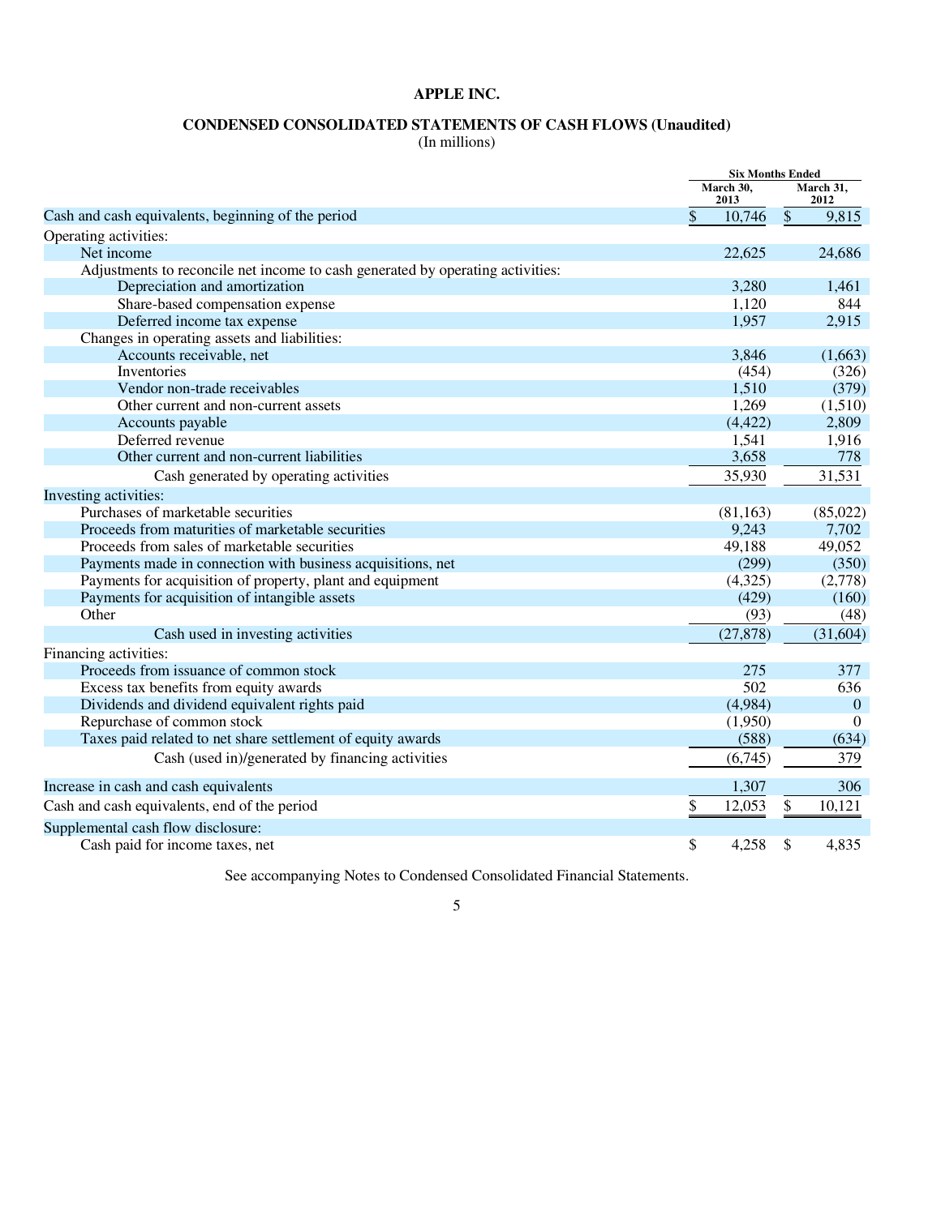# APPLE INC.

## CONDENSED CONSOLIDATED STATEMENTS OF CASH FLOWS (Unaudited)

(In millions)

| | Six Months Ended | |
|---|---|---|
| | March 30, 2013 | March 31, 2012 |
| Cash and cash equivalents, beginning of the period | $ 10,746 | $ 9,815 |
| Operating activities: | | |
| Net income | 22,625 | 24,686 |
| Adjustments to reconcile net income to cash generated by operating activities: | | |
| Depreciation and amortization | 3,280 | 1,461 |
| Share-based compensation expense | 1,120 | 844 |
| Deferred income tax expense | 1,957 | 2,915 |
| Changes in operating assets and liabilities: | | |
| Accounts receivable, net | 3,846 | (1,663) |
| Inventories | (454) | (326) |
| Vendor non-trade receivables | 1,510 | (379) |
| Other current and non-current assets | 1,269 | (1,510) |
| Accounts payable | (4,422) | 2,809 |
| Deferred revenue | 1,541 | 1,916 |
| Other current and non-current liabilities | 3,658 | 778 |
| Cash generated by operating activities | 35,930 | 31,531 |
| Investing activities: | | |
| Purchases of marketable securities | (81,163) | (85,022) |
| Proceeds from maturities of marketable securities | 9,243 | 7,702 |
| Proceeds from sales of marketable securities | 49,188 | 49,052 |
| Payments made in connection with business acquisitions, net | (299) | (350) |
| Payments for acquisition of property, plant and equipment | (4,325) | (2,778) |
| Payments for acquisition of intangible assets | (429) | (160) |
| Other | (93) | (48) |
| Cash used in investing activities | (27,878) | (31,604) |
| Financing activities: | | |
| Proceeds from issuance of common stock | 275 | 377 |
| Excess tax benefits from equity awards | 502 | 636 |
| Dividends and dividend equivalent rights paid | (4,984) | 0 |
| Repurchase of common stock | (1,950) | 0 |
| Taxes paid related to net share settlement of equity awards | (588) | (634) |
| Cash (used in)/generated by financing activities | (6,745) | 379 |
| Increase in cash and cash equivalents | 1,307 | 306 |
| Cash and cash equivalents, end of the period | $ 12,053 | $ 10,121 |
| Supplemental cash flow disclosure: | | |
| Cash paid for income taxes, net | $ 4,258 | $ 4,835 |

See accompanying Notes to Condensed Consolidated Financial Statements.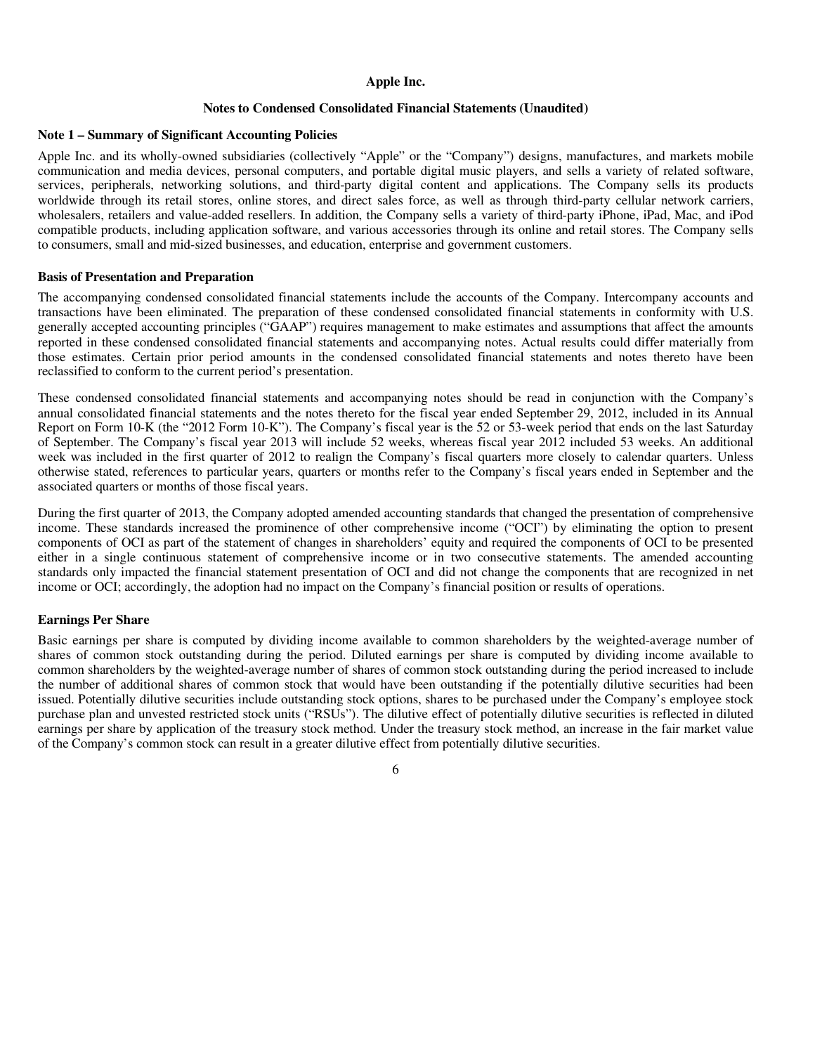**Apple Inc.**

**Notes to Condensed Consolidated Financial Statements (Unaudited)**

## Note 1 – Summary of Significant Accounting Policies

Apple Inc. and its wholly-owned subsidiaries (collectively "Apple" or the "Company") designs, manufactures, and markets mobile communication and media devices, personal computers, and portable digital music players, and sells a variety of related software, services, peripherals, networking solutions, and third-party digital content and applications. The Company sells its products worldwide through its retail stores, online stores, and direct sales force, as well as through third-party cellular network carriers, wholesalers, retailers and value-added resellers. In addition, the Company sells a variety of third-party iPhone, iPad, Mac, and iPod compatible products, including application software, and various accessories through its online and retail stores. The Company sells to consumers, small and mid-sized businesses, and education, enterprise and government customers.

### Basis of Presentation and Preparation

The accompanying condensed consolidated financial statements include the accounts of the Company. Intercompany accounts and transactions have been eliminated. The preparation of these condensed consolidated financial statements in conformity with U.S. generally accepted accounting principles ("GAAP") requires management to make estimates and assumptions that affect the amounts reported in these condensed consolidated financial statements and accompanying notes. Actual results could differ materially from those estimates. Certain prior period amounts in the condensed consolidated financial statements and notes thereto have been reclassified to conform to the current period's presentation.

These condensed consolidated financial statements and accompanying notes should be read in conjunction with the Company's annual consolidated financial statements and the notes thereto for the fiscal year ended September 29, 2012, included in its Annual Report on Form 10-K (the "2012 Form 10-K"). The Company's fiscal year is the 52 or 53-week period that ends on the last Saturday of September. The Company's fiscal year 2013 will include 52 weeks, whereas fiscal year 2012 included 53 weeks. An additional week was included in the first quarter of 2012 to realign the Company's fiscal quarters more closely to calendar quarters. Unless otherwise stated, references to particular years, quarters or months refer to the Company's fiscal years ended in September and the associated quarters or months of those fiscal years.

During the first quarter of 2013, the Company adopted amended accounting standards that changed the presentation of comprehensive income. These standards increased the prominence of other comprehensive income ("OCI") by eliminating the option to present components of OCI as part of the statement of changes in shareholders' equity and required the components of OCI to be presented either in a single continuous statement of comprehensive income or in two consecutive statements. The amended accounting standards only impacted the financial statement presentation of OCI and did not change the components that are recognized in net income or OCI; accordingly, the adoption had no impact on the Company's financial position or results of operations.

### Earnings Per Share

Basic earnings per share is computed by dividing income available to common shareholders by the weighted-average number of shares of common stock outstanding during the period. Diluted earnings per share is computed by dividing income available to common shareholders by the weighted-average number of shares of common stock outstanding during the period increased to include the number of additional shares of common stock that would have been outstanding if the potentially dilutive securities had been issued. Potentially dilutive securities include outstanding stock options, shares to be purchased under the Company's employee stock purchase plan and unvested restricted stock units ("RSUs"). The dilutive effect of potentially dilutive securities is reflected in diluted earnings per share by application of the treasury stock method. Under the treasury stock method, an increase in the fair market value of the Company's common stock can result in a greater dilutive effect from potentially dilutive securities.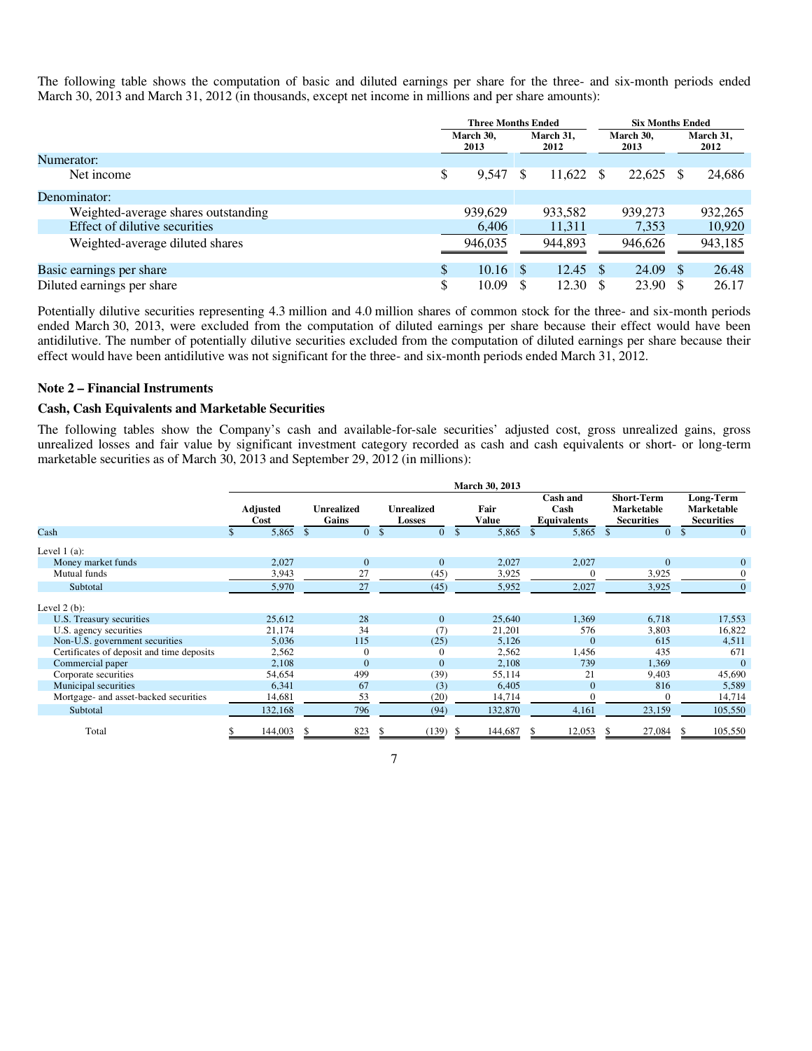The following table shows the computation of basic and diluted earnings per share for the three- and six-month periods ended March 30, 2013 and March 31, 2012 (in thousands, except net income in millions and per share amounts):

| | Three Months Ended | | Six Months Ended | |
|---|---|---|---|---|
| | March 30, 2013 | March 31, 2012 | March 30, 2013 | March 31, 2012 |
| Numerator: | | | | |
| Net income | $ 9,547 | $ 11,622 | $ 22,625 | $ 24,686 |
| Denominator: | | | | |
| Weighted-average shares outstanding | 939,629 | 933,582 | 939,273 | 932,265 |
| Effect of dilutive securities | 6,406 | 11,311 | 7,353 | 10,920 |
| Weighted-average diluted shares | 946,035 | 944,893 | 946,626 | 943,185 |
| Basic earnings per share | $ 10.16 | $ 12.45 | $ 24.09 | $ 26.48 |
| Diluted earnings per share | $ 10.09 | $ 12.30 | $ 23.90 | $ 26.17 |

Potentially dilutive securities representing 4.3 million and 4.0 million shares of common stock for the three- and six-month periods ended March 30, 2013, were excluded from the computation of diluted earnings per share because their effect would have been antidilutive. The number of potentially dilutive securities excluded from the computation of diluted earnings per share because their effect would have been antidilutive was not significant for the three- and six-month periods ended March 31, 2012.

### Note 2 – Financial Instruments

### Cash, Cash Equivalents and Marketable Securities

The following tables show the Company's cash and available-for-sale securities' adjusted cost, gross unrealized gains, gross unrealized losses and fair value by significant investment category recorded as cash and cash equivalents or short- or long-term marketable securities as of March 30, 2013 and September 29, 2012 (in millions):

| | March 30, 2013 | | | | | | |
|---|---|---|---|---|---|---|---|
| | Adjusted Cost | Unrealized Gains | Unrealized Losses | Fair Value | Cash and Cash Equivalents | Short-Term Marketable Securities | Long-Term Marketable Securities |
| Cash | $ 5,865 | $ 0 | $ 0 | $ 5,865 | $ 5,865 | $ 0 | $ 0 |
| Level 1 (a): | | | | | | | |
| Money market funds | 2,027 | 0 | 0 | 2,027 | 2,027 | 0 | 0 |
| Mutual funds | 3,943 | 27 | (45) | 3,925 | 0 | 3,925 | 0 |
| Subtotal | 5,970 | 27 | (45) | 5,952 | 2,027 | 3,925 | 0 |
| Level 2 (b): | | | | | | | |
| U.S. Treasury securities | 25,612 | 28 | 0 | 25,640 | 1,369 | 6,718 | 17,553 |
| U.S. agency securities | 21,174 | 34 | (7) | 21,201 | 576 | 3,803 | 16,822 |
| Non-U.S. government securities | 5,036 | 115 | (25) | 5,126 | 0 | 615 | 4,511 |
| Certificates of deposit and time deposits | 2,562 | 0 | 0 | 2,562 | 1,456 | 435 | 671 |
| Commercial paper | 2,108 | 0 | 0 | 2,108 | 739 | 1,369 | 0 |
| Corporate securities | 54,654 | 499 | (39) | 55,114 | 21 | 9,403 | 45,690 |
| Municipal securities | 6,341 | 67 | (3) | 6,405 | 0 | 816 | 5,589 |
| Mortgage- and asset-backed securities | 14,681 | 53 | (20) | 14,714 | 0 | 0 | 14,714 |
| Subtotal | 132,168 | 796 | (94) | 132,870 | 4,161 | 23,159 | 105,550 |
| Total | $ 144,003 | $ 823 | $ (139) | $ 144,687 | $ 12,053 | $ 27,084 | $ 105,550 |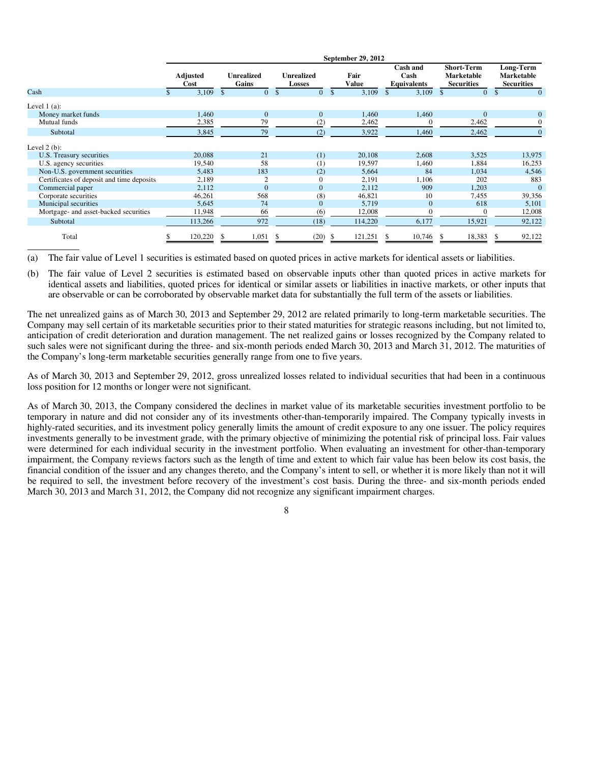| | September 29, 2012 | | | | | | |
|---|---|---|---|---|---|---|---|
| | Adjusted Cost | Unrealized Gains | Unrealized Losses | Fair Value | Cash and Cash Equivalents | Short-Term Marketable Securities | Long-Term Marketable Securities |
| Cash | $ 3,109 | $ 0 | $ 0 | $ 3,109 | $ 3,109 | $ 0 | $ 0 |
| Level 1 (a): | | | | | | | |
| Money market funds | 1,460 | 0 | 0 | 1,460 | 1,460 | 0 | 0 |
| Mutual funds | 2,385 | 79 | (2) | 2,462 | 0 | 2,462 | 0 |
| Subtotal | 3,845 | 79 | (2) | 3,922 | 1,460 | 2,462 | 0 |
| Level 2 (b): | | | | | | | |
| U.S. Treasury securities | 20,088 | 21 | (1) | 20,108 | 2,608 | 3,525 | 13,975 |
| U.S. agency securities | 19,540 | 58 | (1) | 19,597 | 1,460 | 1,884 | 16,253 |
| Non-U.S. government securities | 5,483 | 183 | (2) | 5,664 | 84 | 1,034 | 4,546 |
| Certificates of deposit and time deposits | 2,189 | 2 | 0 | 2,191 | 1,106 | 202 | 883 |
| Commercial paper | 2,112 | 0 | 0 | 2,112 | 909 | 1,203 | 0 |
| Corporate securities | 46,261 | 568 | (8) | 46,821 | 10 | 7,455 | 39,356 |
| Municipal securities | 5,645 | 74 | 0 | 5,719 | 0 | 618 | 5,101 |
| Mortgage- and asset-backed securities | 11,948 | 66 | (6) | 12,008 | 0 | 0 | 12,008 |
| Subtotal | 113,266 | 972 | (18) | 114,220 | 6,177 | 15,921 | 92,122 |
| Total | $ 120,220 | $ 1,051 | $ (20) | $ 121,251 | $ 10,746 | $ 18,383 | $ 92,122 |

(a) The fair value of Level 1 securities is estimated based on quoted prices in active markets for identical assets or liabilities.

(b) The fair value of Level 2 securities is estimated based on observable inputs other than quoted prices in active markets for identical assets and liabilities, quoted prices for identical or similar assets or liabilities in inactive markets, or other inputs that are observable or can be corroborated by observable market data for substantially the full term of the assets or liabilities.

The net unrealized gains as of March 30, 2013 and September 29, 2012 are related primarily to long-term marketable securities. The Company may sell certain of its marketable securities prior to their stated maturities for strategic reasons including, but not limited to, anticipation of credit deterioration and duration management. The net realized gains or losses recognized by the Company related to such sales were not significant during the three- and six-month periods ended March 30, 2013 and March 31, 2012. The maturities of the Company's long-term marketable securities generally range from one to five years.

As of March 30, 2013 and September 29, 2012, gross unrealized losses related to individual securities that had been in a continuous loss position for 12 months or longer were not significant.

As of March 30, 2013, the Company considered the declines in market value of its marketable securities investment portfolio to be temporary in nature and did not consider any of its investments other-than-temporarily impaired. The Company typically invests in highly-rated securities, and its investment policy generally limits the amount of credit exposure to any one issuer. The policy requires investments generally to be investment grade, with the primary objective of minimizing the potential risk of principal loss. Fair values were determined for each individual security in the investment portfolio. When evaluating an investment for other-than-temporary impairment, the Company reviews factors such as the length of time and extent to which fair value has been below its cost basis, the financial condition of the issuer and any changes thereto, and the Company's intent to sell, or whether it is more likely than not it will be required to sell, the investment before recovery of the investment's cost basis. During the three- and six-month periods ended March 30, 2013 and March 31, 2012, the Company did not recognize any significant impairment charges.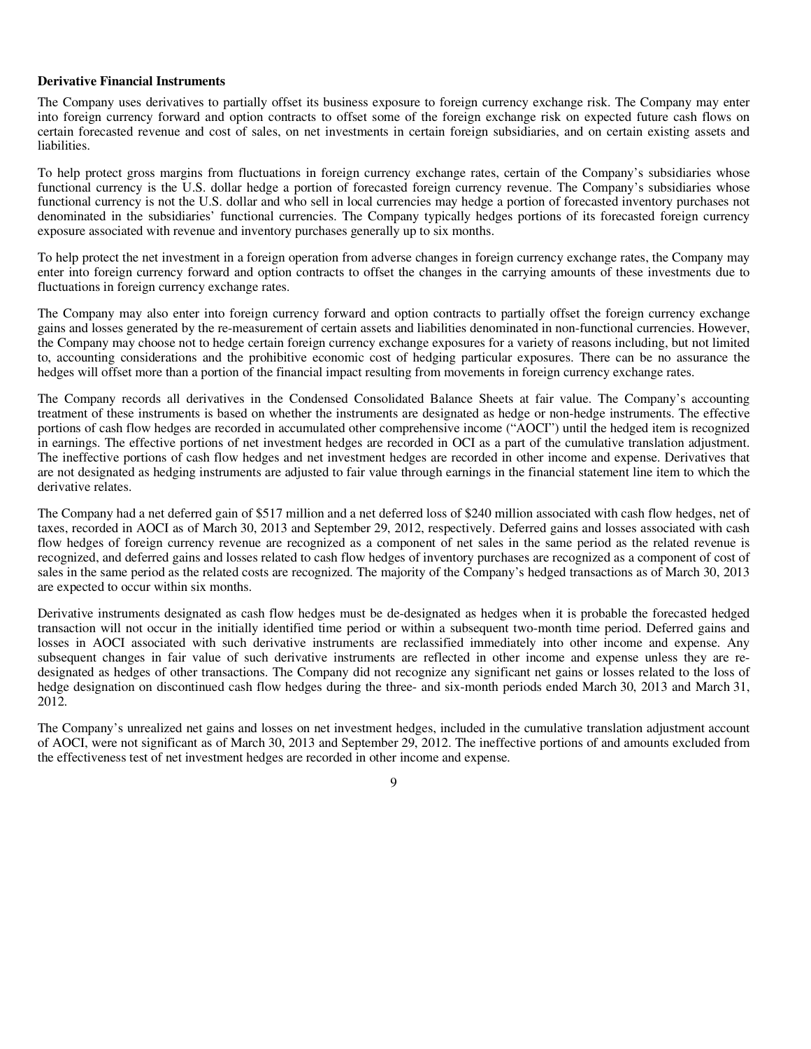**Derivative Financial Instruments**

The Company uses derivatives to partially offset its business exposure to foreign currency exchange risk. The Company may enter into foreign currency forward and option contracts to offset some of the foreign exchange risk on expected future cash flows on certain forecasted revenue and cost of sales, on net investments in certain foreign subsidiaries, and on certain existing assets and liabilities.

To help protect gross margins from fluctuations in foreign currency exchange rates, certain of the Company's subsidiaries whose functional currency is the U.S. dollar hedge a portion of forecasted foreign currency revenue. The Company's subsidiaries whose functional currency is not the U.S. dollar and who sell in local currencies may hedge a portion of forecasted inventory purchases not denominated in the subsidiaries' functional currencies. The Company typically hedges portions of its forecasted foreign currency exposure associated with revenue and inventory purchases generally up to six months.

To help protect the net investment in a foreign operation from adverse changes in foreign currency exchange rates, the Company may enter into foreign currency forward and option contracts to offset the changes in the carrying amounts of these investments due to fluctuations in foreign currency exchange rates.

The Company may also enter into foreign currency forward and option contracts to partially offset the foreign currency exchange gains and losses generated by the re-measurement of certain assets and liabilities denominated in non-functional currencies. However, the Company may choose not to hedge certain foreign currency exchange exposures for a variety of reasons including, but not limited to, accounting considerations and the prohibitive economic cost of hedging particular exposures. There can be no assurance the hedges will offset more than a portion of the financial impact resulting from movements in foreign currency exchange rates.

The Company records all derivatives in the Condensed Consolidated Balance Sheets at fair value. The Company's accounting treatment of these instruments is based on whether the instruments are designated as hedge or non-hedge instruments. The effective portions of cash flow hedges are recorded in accumulated other comprehensive income ("AOCI") until the hedged item is recognized in earnings. The effective portions of net investment hedges are recorded in OCI as a part of the cumulative translation adjustment. The ineffective portions of cash flow hedges and net investment hedges are recorded in other income and expense. Derivatives that are not designated as hedging instruments are adjusted to fair value through earnings in the financial statement line item to which the derivative relates.

The Company had a net deferred gain of $517 million and a net deferred loss of $240 million associated with cash flow hedges, net of taxes, recorded in AOCI as of March 30, 2013 and September 29, 2012, respectively. Deferred gains and losses associated with cash flow hedges of foreign currency revenue are recognized as a component of net sales in the same period as the related revenue is recognized, and deferred gains and losses related to cash flow hedges of inventory purchases are recognized as a component of cost of sales in the same period as the related costs are recognized. The majority of the Company's hedged transactions as of March 30, 2013 are expected to occur within six months.

Derivative instruments designated as cash flow hedges must be de-designated as hedges when it is probable the forecasted hedged transaction will not occur in the initially identified time period or within a subsequent two-month time period. Deferred gains and losses in AOCI associated with such derivative instruments are reclassified immediately into other income and expense. Any subsequent changes in fair value of such derivative instruments are reflected in other income and expense unless they are re-designated as hedges of other transactions. The Company did not recognize any significant net gains or losses related to the loss of hedge designation on discontinued cash flow hedges during the three- and six-month periods ended March 30, 2013 and March 31, 2012.

The Company's unrealized net gains and losses on net investment hedges, included in the cumulative translation adjustment account of AOCI, were not significant as of March 30, 2013 and September 29, 2012. The ineffective portions of and amounts excluded from the effectiveness test of net investment hedges are recorded in other income and expense.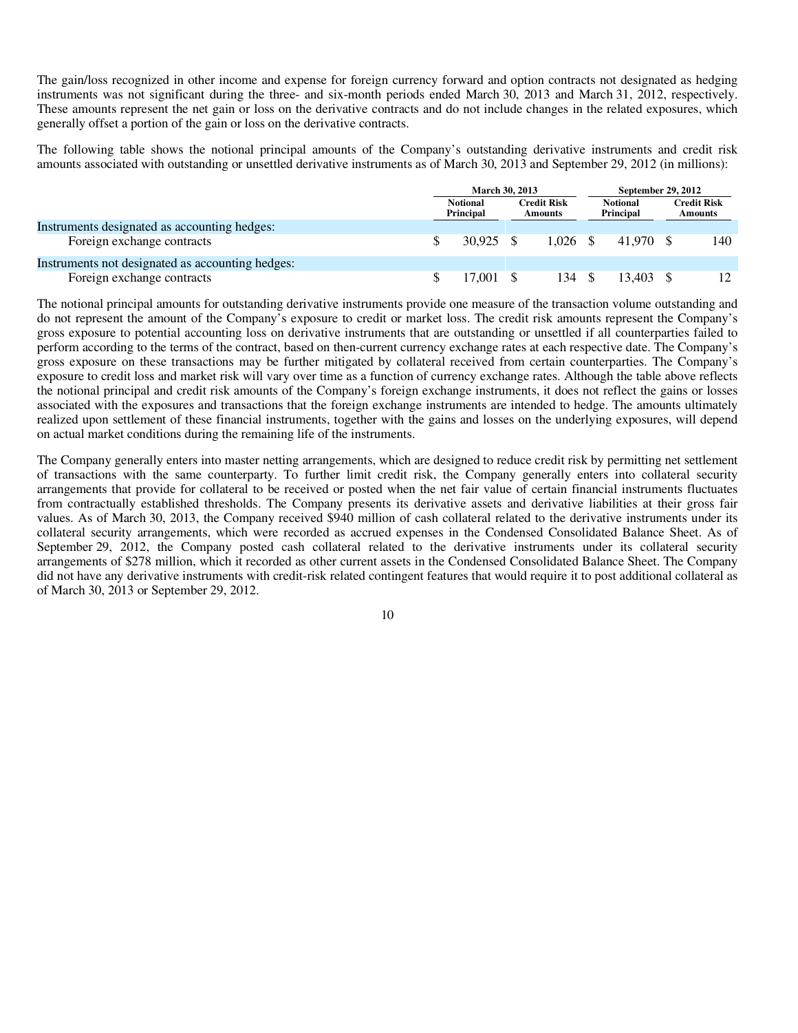The gain/loss recognized in other income and expense for foreign currency forward and option contracts not designated as hedging instruments was not significant during the three- and six-month periods ended March 30, 2013 and March 31, 2012, respectively. These amounts represent the net gain or loss on the derivative contracts and do not include changes in the related exposures, which generally offset a portion of the gain or loss on the derivative contracts.

The following table shows the notional principal amounts of the Company's outstanding derivative instruments and credit risk amounts associated with outstanding or unsettled derivative instruments as of March 30, 2013 and September 29, 2012 (in millions):

| | March 30, 2013 | | September 29, 2012 | |
|---|---|---|---|---|
| | Notional Principal | Credit Risk Amounts | Notional Principal | Credit Risk Amounts |
| Instruments designated as accounting hedges: | | | | |
| Foreign exchange contracts | $ 30,925 | $ 1,026 | $ 41,970 | $ 140 |
| Instruments not designated as accounting hedges: | | | | |
| Foreign exchange contracts | $ 17,001 | $ 134 | $ 13,403 | $ 12 |

The notional principal amounts for outstanding derivative instruments provide one measure of the transaction volume outstanding and do not represent the amount of the Company's exposure to credit or market loss. The credit risk amounts represent the Company's gross exposure to potential accounting loss on derivative instruments that are outstanding or unsettled if all counterparties failed to perform according to the terms of the contract, based on then-current currency exchange rates at each respective date. The Company's gross exposure on these transactions may be further mitigated by collateral received from certain counterparties. The Company's exposure to credit loss and market risk will vary over time as a function of currency exchange rates. Although the table above reflects the notional principal and credit risk amounts of the Company's foreign exchange instruments, it does not reflect the gains or losses associated with the exposures and transactions that the foreign exchange instruments are intended to hedge. The amounts ultimately realized upon settlement of these financial instruments, together with the gains and losses on the underlying exposures, will depend on actual market conditions during the remaining life of the instruments.

The Company generally enters into master netting arrangements, which are designed to reduce credit risk by permitting net settlement of transactions with the same counterparty. To further limit credit risk, the Company generally enters into collateral security arrangements that provide for collateral to be received or posted when the net fair value of certain financial instruments fluctuates from contractually established thresholds. The Company presents its derivative assets and derivative liabilities at their gross fair values. As of March 30, 2013, the Company received $940 million of cash collateral related to the derivative instruments under its collateral security arrangements, which were recorded as accrued expenses in the Condensed Consolidated Balance Sheet. As of September 29, 2012, the Company posted cash collateral related to the derivative instruments under its collateral security arrangements of $278 million, which it recorded as other current assets in the Condensed Consolidated Balance Sheet. The Company did not have any derivative instruments with credit-risk related contingent features that would require it to post additional collateral as of March 30, 2013 or September 29, 2012.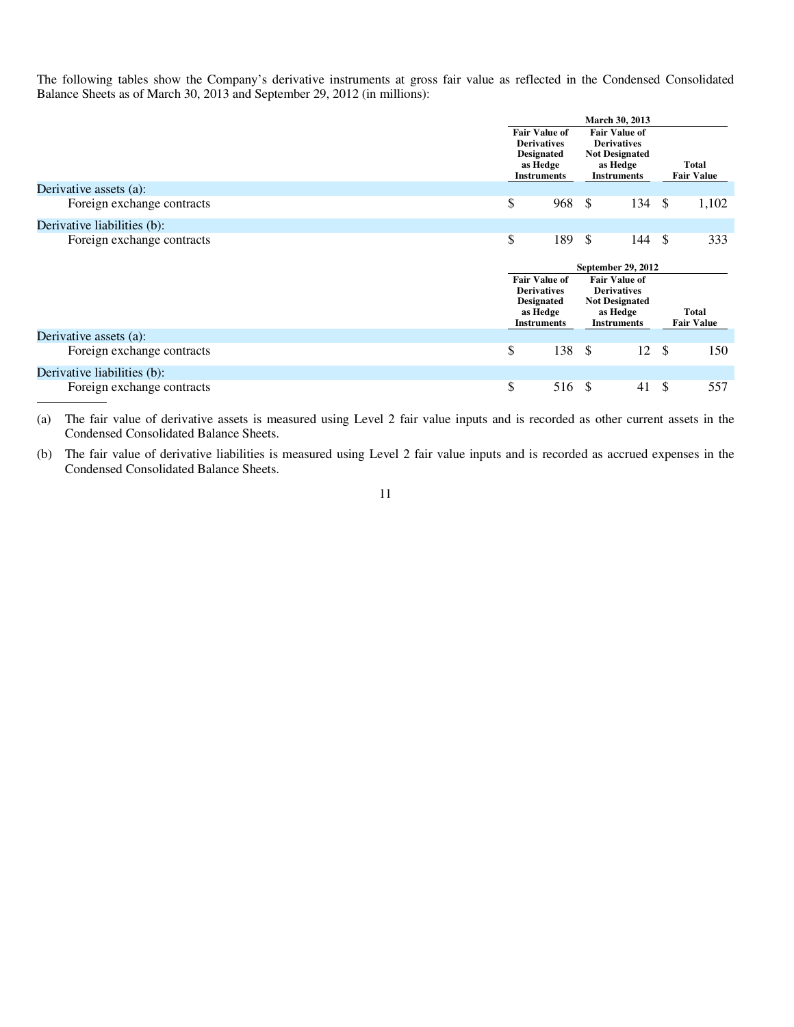The following tables show the Company's derivative instruments at gross fair value as reflected in the Condensed Consolidated Balance Sheets as of March 30, 2013 and September 29, 2012 (in millions):

| | March 30, 2013 | | |
|---|---|---|---|
| | Fair Value of Derivatives Designated as Hedge Instruments | Fair Value of Derivatives Not Designated as Hedge Instruments | Total Fair Value |
| Derivative assets (a): | | | |
| Foreign exchange contracts | $ 968 | $ 134 | $ 1,102 |
| Derivative liabilities (b): | | | |
| Foreign exchange contracts | $ 189 | $ 144 | $ 333 |

| | September 29, 2012 | | |
|---|---|---|---|
| | Fair Value of Derivatives Designated as Hedge Instruments | Fair Value of Derivatives Not Designated as Hedge Instruments | Total Fair Value |
| Derivative assets (a): | | | |
| Foreign exchange contracts | $ 138 | $ 12 | $ 150 |
| Derivative liabilities (b): | | | |
| Foreign exchange contracts | $ 516 | $ 41 | $ 557 |

(a) The fair value of derivative assets is measured using Level 2 fair value inputs and is recorded as other current assets in the Condensed Consolidated Balance Sheets.

(b) The fair value of derivative liabilities is measured using Level 2 fair value inputs and is recorded as accrued expenses in the Condensed Consolidated Balance Sheets.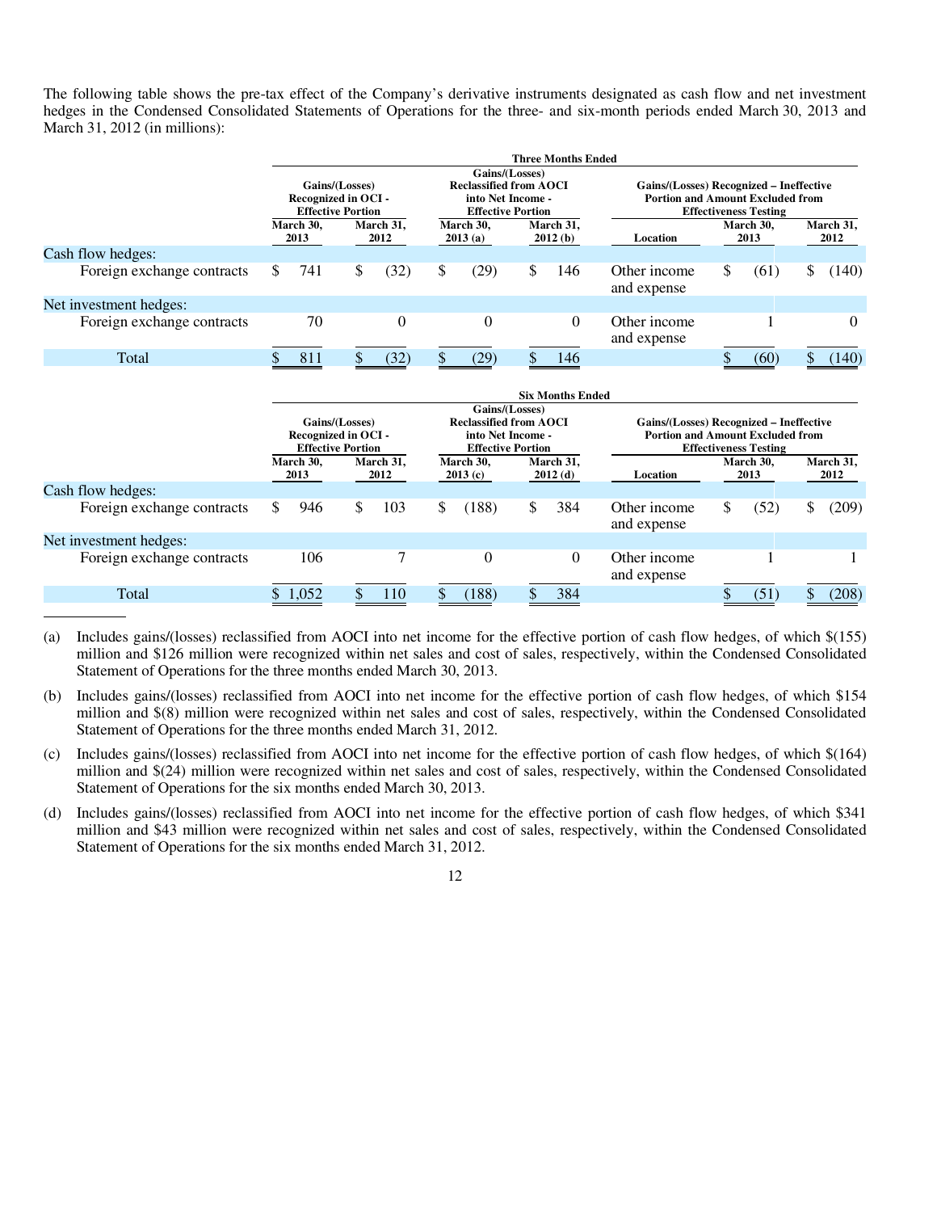The following table shows the pre-tax effect of the Company's derivative instruments designated as cash flow and net investment hedges in the Condensed Consolidated Statements of Operations for the three- and six-month periods ended March 30, 2013 and March 31, 2012 (in millions):

| | Three Months Ended | | | | | | |
|---|---|---|---|---|---|---|---|
| | Gains/(Losses) Recognized in OCI - Effective Portion | | Gains/(Losses) Reclassified from AOCI into Net Income - Effective Portion | | Gains/(Losses) Recognized – Ineffective Portion and Amount Excluded from Effectiveness Testing | | |
| | March 30, 2013 | March 31, 2012 | March 30, 2013 (a) | March 31, 2012 (b) | Location | March 30, 2013 | March 31, 2012 |
| Cash flow hedges: | | | | | | | |
| Foreign exchange contracts | $ 741 | $ (32) | $ (29) | $ 146 | Other income and expense | $ (61) | $ (140) |
| Net investment hedges: | | | | | | | |
| Foreign exchange contracts | 70 | 0 | 0 | 0 | Other income and expense | 1 | 0 |
| Total | $ 811 | $ (32) | $ (29) | $ 146 | | $ (60) | $ (140) |

| | Six Months Ended | | | | | | |
|---|---|---|---|---|---|---|---|
| | Gains/(Losses) Recognized in OCI - Effective Portion | | Gains/(Losses) Reclassified from AOCI into Net Income - Effective Portion | | Gains/(Losses) Recognized – Ineffective Portion and Amount Excluded from Effectiveness Testing | | |
| | March 30, 2013 | March 31, 2012 | March 30, 2013 (c) | March 31, 2012 (d) | Location | March 30, 2013 | March 31, 2012 |
| Cash flow hedges: | | | | | | | |
| Foreign exchange contracts | $ 946 | $ 103 | $ (188) | $ 384 | Other income and expense | $ (52) | $ (209) |
| Net investment hedges: | | | | | | | |
| Foreign exchange contracts | 106 | 7 | 0 | 0 | Other income and expense | 1 | 1 |
| Total | $ 1,052 | $ 110 | $ (188) | $ 384 | | $ (51) | $ (208) |

(a) Includes gains/(losses) reclassified from AOCI into net income for the effective portion of cash flow hedges, of which $(155) million and $126 million were recognized within net sales and cost of sales, respectively, within the Condensed Consolidated Statement of Operations for the three months ended March 30, 2013.

(b) Includes gains/(losses) reclassified from AOCI into net income for the effective portion of cash flow hedges, of which $154 million and $(8) million were recognized within net sales and cost of sales, respectively, within the Condensed Consolidated Statement of Operations for the three months ended March 31, 2012.

(c) Includes gains/(losses) reclassified from AOCI into net income for the effective portion of cash flow hedges, of which $(164) million and $(24) million were recognized within net sales and cost of sales, respectively, within the Condensed Consolidated Statement of Operations for the six months ended March 30, 2013.

(d) Includes gains/(losses) reclassified from AOCI into net income for the effective portion of cash flow hedges, of which $341 million and $43 million were recognized within net sales and cost of sales, respectively, within the Condensed Consolidated Statement of Operations for the six months ended March 31, 2012.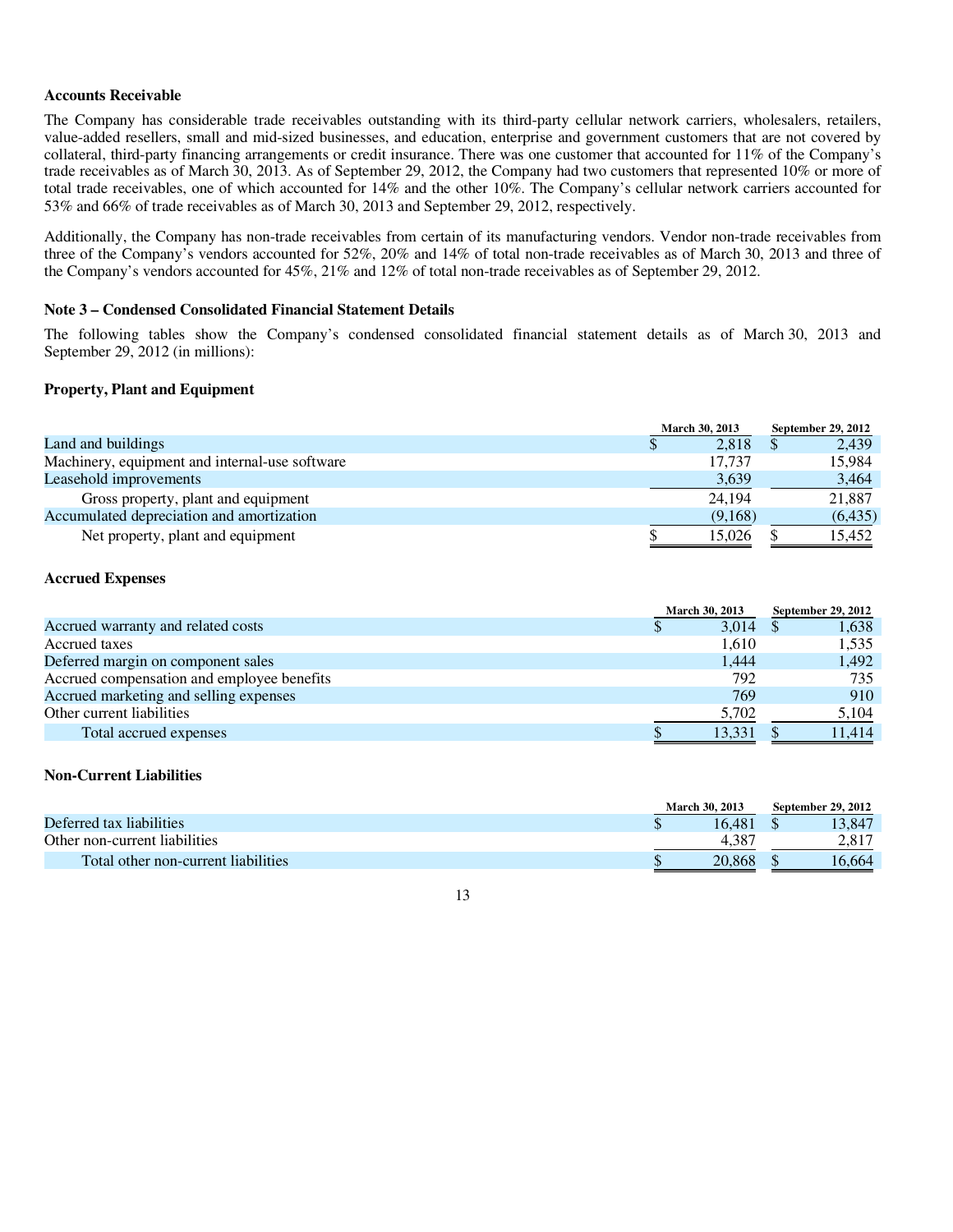### Accounts Receivable

The Company has considerable trade receivables outstanding with its third-party cellular network carriers, wholesalers, retailers, value-added resellers, small and mid-sized businesses, and education, enterprise and government customers that are not covered by collateral, third-party financing arrangements or credit insurance. There was one customer that accounted for 11% of the Company's trade receivables as of March 30, 2013. As of September 29, 2012, the Company had two customers that represented 10% or more of total trade receivables, one of which accounted for 14% and the other 10%. The Company's cellular network carriers accounted for 53% and 66% of trade receivables as of March 30, 2013 and September 29, 2012, respectively.

Additionally, the Company has non-trade receivables from certain of its manufacturing vendors. Vendor non-trade receivables from three of the Company's vendors accounted for 52%, 20% and 14% of total non-trade receivables as of March 30, 2013 and three of the Company's vendors accounted for 45%, 21% and 12% of total non-trade receivables as of September 29, 2012.

## Note 3 – Condensed Consolidated Financial Statement Details

The following tables show the Company's condensed consolidated financial statement details as of March 30, 2013 and September 29, 2012 (in millions):

### Property, Plant and Equipment

| | March 30, 2013 | September 29, 2012 |
|---|---|---|
| Land and buildings | $ 2,818 | $ 2,439 |
| Machinery, equipment and internal-use software | 17,737 | 15,984 |
| Leasehold improvements | 3,639 | 3,464 |
| Gross property, plant and equipment | 24,194 | 21,887 |
| Accumulated depreciation and amortization | (9,168) | (6,435) |
| Net property, plant and equipment | $ 15,026 | $ 15,452 |

### Accrued Expenses

| | March 30, 2013 | September 29, 2012 |
|---|---|---|
| Accrued warranty and related costs | $ 3,014 | $ 1,638 |
| Accrued taxes | 1,610 | 1,535 |
| Deferred margin on component sales | 1,444 | 1,492 |
| Accrued compensation and employee benefits | 792 | 735 |
| Accrued marketing and selling expenses | 769 | 910 |
| Other current liabilities | 5,702 | 5,104 |
| Total accrued expenses | $ 13,331 | $ 11,414 |

### Non-Current Liabilities

| | March 30, 2013 | September 29, 2012 |
|---|---|---|
| Deferred tax liabilities | $ 16,481 | $ 13,847 |
| Other non-current liabilities | 4,387 | 2,817 |
| Total other non-current liabilities | $ 20,868 | $ 16,664 |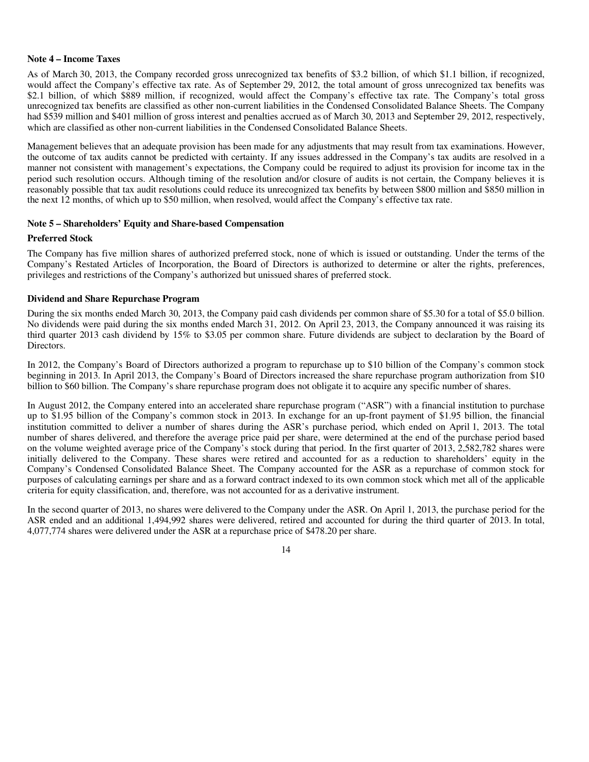**Note 4 – Income Taxes**

As of March 30, 2013, the Company recorded gross unrecognized tax benefits of $3.2 billion, of which $1.1 billion, if recognized, would affect the Company's effective tax rate. As of September 29, 2012, the total amount of gross unrecognized tax benefits was $2.1 billion, of which $889 million, if recognized, would affect the Company's effective tax rate. The Company's total gross unrecognized tax benefits are classified as other non-current liabilities in the Condensed Consolidated Balance Sheets. The Company had $539 million and $401 million of gross interest and penalties accrued as of March 30, 2013 and September 29, 2012, respectively, which are classified as other non-current liabilities in the Condensed Consolidated Balance Sheets.

Management believes that an adequate provision has been made for any adjustments that may result from tax examinations. However, the outcome of tax audits cannot be predicted with certainty. If any issues addressed in the Company's tax audits are resolved in a manner not consistent with management's expectations, the Company could be required to adjust its provision for income tax in the period such resolution occurs. Although timing of the resolution and/or closure of audits is not certain, the Company believes it is reasonably possible that tax audit resolutions could reduce its unrecognized tax benefits by between $800 million and $850 million in the next 12 months, of which up to $50 million, when resolved, would affect the Company's effective tax rate.

**Note 5 – Shareholders' Equity and Share-based Compensation**

**Preferred Stock**

The Company has five million shares of authorized preferred stock, none of which is issued or outstanding. Under the terms of the Company's Restated Articles of Incorporation, the Board of Directors is authorized to determine or alter the rights, preferences, privileges and restrictions of the Company's authorized but unissued shares of preferred stock.

**Dividend and Share Repurchase Program**

During the six months ended March 30, 2013, the Company paid cash dividends per common share of $5.30 for a total of $5.0 billion. No dividends were paid during the six months ended March 31, 2012. On April 23, 2013, the Company announced it was raising its third quarter 2013 cash dividend by 15% to $3.05 per common share. Future dividends are subject to declaration by the Board of Directors.

In 2012, the Company's Board of Directors authorized a program to repurchase up to $10 billion of the Company's common stock beginning in 2013. In April 2013, the Company's Board of Directors increased the share repurchase program authorization from $10 billion to $60 billion. The Company's share repurchase program does not obligate it to acquire any specific number of shares.

In August 2012, the Company entered into an accelerated share repurchase program ("ASR") with a financial institution to purchase up to $1.95 billion of the Company's common stock in 2013. In exchange for an up-front payment of $1.95 billion, the financial institution committed to deliver a number of shares during the ASR's purchase period, which ended on April 1, 2013. The total number of shares delivered, and therefore the average price paid per share, were determined at the end of the purchase period based on the volume weighted average price of the Company's stock during that period. In the first quarter of 2013, 2,582,782 shares were initially delivered to the Company. These shares were retired and accounted for as a reduction to shareholders' equity in the Company's Condensed Consolidated Balance Sheet. The Company accounted for the ASR as a repurchase of common stock for purposes of calculating earnings per share and as a forward contract indexed to its own common stock which met all of the applicable criteria for equity classification, and, therefore, was not accounted for as a derivative instrument.

In the second quarter of 2013, no shares were delivered to the Company under the ASR. On April 1, 2013, the purchase period for the ASR ended and an additional 1,494,992 shares were delivered, retired and accounted for during the third quarter of 2013. In total, 4,077,774 shares were delivered under the ASR at a repurchase price of $478.20 per share.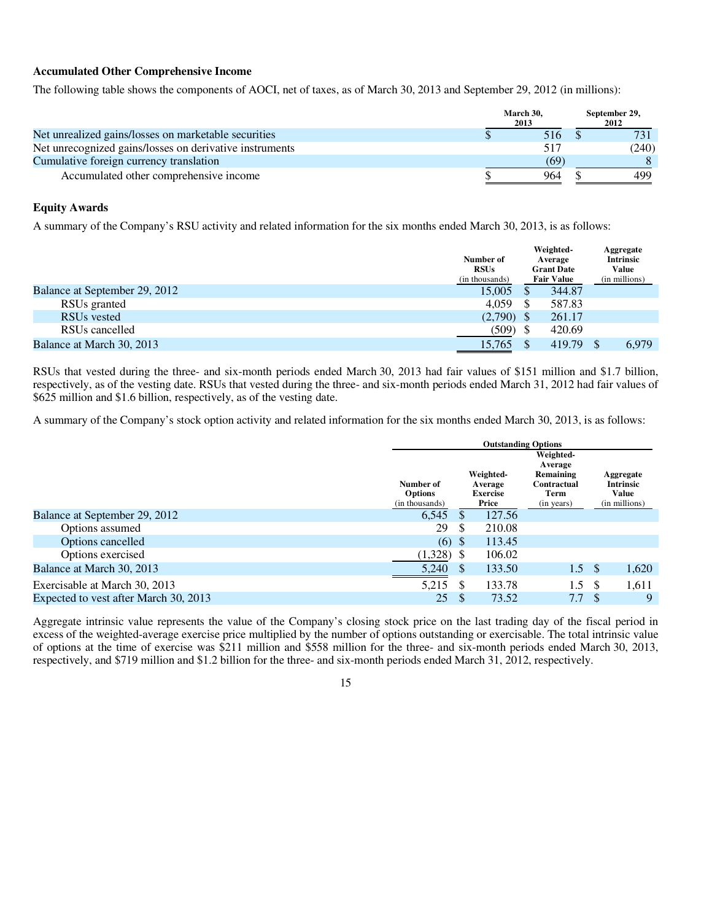### Accumulated Other Comprehensive Income

The following table shows the components of AOCI, net of taxes, as of March 30, 2013 and September 29, 2012 (in millions):

| | March 30, 2013 | September 29, 2012 |
|---|---|---|
| Net unrealized gains/losses on marketable securities | $ 516 | $ 731 |
| Net unrecognized gains/losses on derivative instruments | 517 | (240) |
| Cumulative foreign currency translation | (69) | 8 |
| Accumulated other comprehensive income | $ 964 | $ 499 |

### Equity Awards

A summary of the Company's RSU activity and related information for the six months ended March 30, 2013, is as follows:

| | Number of RSUs (in thousands) | Weighted-Average Grant Date Fair Value | Aggregate Intrinsic Value (in millions) |
|---|---|---|---|
| Balance at September 29, 2012 | 15,005 | $ 344.87 | |
| RSUs granted | 4,059 | $ 587.83 | |
| RSUs vested | (2,790) | $ 261.17 | |
| RSUs cancelled | (509) | $ 420.69 | |
| Balance at March 30, 2013 | 15,765 | $ 419.79 | $ 6,979 |

RSUs that vested during the three- and six-month periods ended March 30, 2013 had fair values of $151 million and $1.7 billion, respectively, as of the vesting date. RSUs that vested during the three- and six-month periods ended March 31, 2012 had fair values of $625 million and $1.6 billion, respectively, as of the vesting date.

A summary of the Company's stock option activity and related information for the six months ended March 30, 2013, is as follows:

| | Outstanding Options | | | |
|---|---|---|---|---|
| | Number of Options (in thousands) | Weighted-Average Exercise Price | Weighted-Average Remaining Contractual Term (in years) | Aggregate Intrinsic Value (in millions) |
| Balance at September 29, 2012 | 6,545 | $ 127.56 | | |
| Options assumed | 29 | $ 210.08 | | |
| Options cancelled | (6) | $ 113.45 | | |
| Options exercised | (1,328) | $ 106.02 | | |
| Balance at March 30, 2013 | 5,240 | $ 133.50 | 1.5 | $ 1,620 |
| Exercisable at March 30, 2013 | 5,215 | $ 133.78 | 1.5 | $ 1,611 |
| Expected to vest after March 30, 2013 | 25 | $ 73.52 | 7.7 | $ 9 |

Aggregate intrinsic value represents the value of the Company's closing stock price on the last trading day of the fiscal period in excess of the weighted-average exercise price multiplied by the number of options outstanding or exercisable. The total intrinsic value of options at the time of exercise was $211 million and $558 million for the three- and six-month periods ended March 30, 2013, respectively, and $719 million and $1.2 billion for the three- and six-month periods ended March 31, 2012, respectively.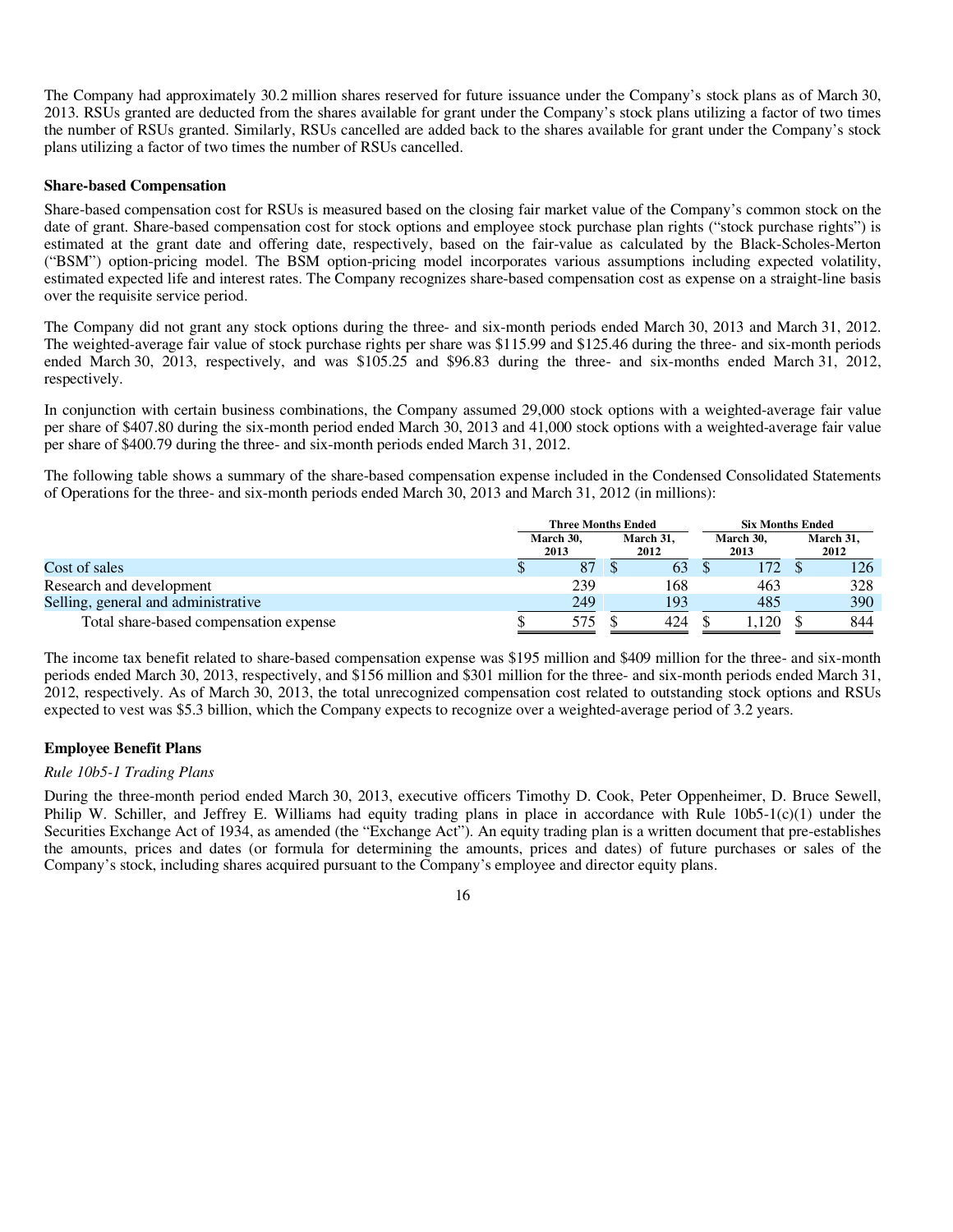The Company had approximately 30.2 million shares reserved for future issuance under the Company's stock plans as of March 30, 2013. RSUs granted are deducted from the shares available for grant under the Company's stock plans utilizing a factor of two times the number of RSUs granted. Similarly, RSUs cancelled are added back to the shares available for grant under the Company's stock plans utilizing a factor of two times the number of RSUs cancelled.

**Share-based Compensation**

Share-based compensation cost for RSUs is measured based on the closing fair market value of the Company's common stock on the date of grant. Share-based compensation cost for stock options and employee stock purchase plan rights ("stock purchase rights") is estimated at the grant date and offering date, respectively, based on the fair-value as calculated by the Black-Scholes-Merton ("BSM") option-pricing model. The BSM option-pricing model incorporates various assumptions including expected volatility, estimated expected life and interest rates. The Company recognizes share-based compensation cost as expense on a straight-line basis over the requisite service period.

The Company did not grant any stock options during the three- and six-month periods ended March 30, 2013 and March 31, 2012. The weighted-average fair value of stock purchase rights per share was $115.99 and $125.46 during the three- and six-month periods ended March 30, 2013, respectively, and was $105.25 and $96.83 during the three- and six-months ended March 31, 2012, respectively.

In conjunction with certain business combinations, the Company assumed 29,000 stock options with a weighted-average fair value per share of $407.80 during the six-month period ended March 30, 2013 and 41,000 stock options with a weighted-average fair value per share of $400.79 during the three- and six-month periods ended March 31, 2012.

The following table shows a summary of the share-based compensation expense included in the Condensed Consolidated Statements of Operations for the three- and six-month periods ended March 30, 2013 and March 31, 2012 (in millions):

| | Three Months Ended | | Six Months Ended | |
|---|---|---|---|---|
| | March 30, 2013 | March 31, 2012 | March 30, 2013 | March 31, 2012 |
| Cost of sales | $ 87 | $ 63 | $ 172 | $ 126 |
| Research and development | 239 | 168 | 463 | 328 |
| Selling, general and administrative | 249 | 193 | 485 | 390 |
| Total share-based compensation expense | $ 575 | $ 424 | $ 1,120 | $ 844 |

The income tax benefit related to share-based compensation expense was $195 million and $409 million for the three- and six-month periods ended March 30, 2013, respectively, and $156 million and $301 million for the three- and six-month periods ended March 31, 2012, respectively. As of March 30, 2013, the total unrecognized compensation cost related to outstanding stock options and RSUs expected to vest was $5.3 billion, which the Company expects to recognize over a weighted-average period of 3.2 years.

**Employee Benefit Plans**

*Rule 10b5-1 Trading Plans*

During the three-month period ended March 30, 2013, executive officers Timothy D. Cook, Peter Oppenheimer, D. Bruce Sewell, Philip W. Schiller, and Jeffrey E. Williams had equity trading plans in place in accordance with Rule 10b5-1(c)(1) under the Securities Exchange Act of 1934, as amended (the "Exchange Act"). An equity trading plan is a written document that pre-establishes the amounts, prices and dates (or formula for determining the amounts, prices and dates) of future purchases or sales of the Company's stock, including shares acquired pursuant to the Company's employee and director equity plans.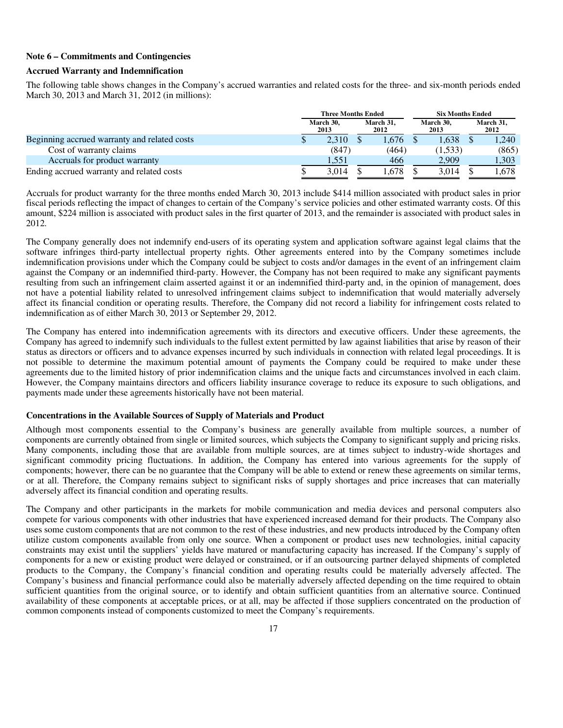## Note 6 – Commitments and Contingencies

### Accrued Warranty and Indemnification

The following table shows changes in the Company's accrued warranties and related costs for the three- and six-month periods ended March 30, 2013 and March 31, 2012 (in millions):

| | Three Months Ended | | Six Months Ended | |
|---|---|---|---|---|
| | March 30, 2013 | March 31, 2012 | March 30, 2013 | March 31, 2012 |
| Beginning accrued warranty and related costs | $ 2,310 | $ 1,676 | $ 1,638 | $ 1,240 |
| Cost of warranty claims | (847) | (464) | (1,533) | (865) |
| Accruals for product warranty | 1,551 | 466 | 2,909 | 1,303 |
| Ending accrued warranty and related costs | $ 3,014 | $ 1,678 | $ 3,014 | $ 1,678 |

Accruals for product warranty for the three months ended March 30, 2013 include $414 million associated with product sales in prior fiscal periods reflecting the impact of changes to certain of the Company's service policies and other estimated warranty costs. Of this amount, $224 million is associated with product sales in the first quarter of 2013, and the remainder is associated with product sales in 2012.

The Company generally does not indemnify end-users of its operating system and application software against legal claims that the software infringes third-party intellectual property rights. Other agreements entered into by the Company sometimes include indemnification provisions under which the Company could be subject to costs and/or damages in the event of an infringement claim against the Company or an indemnified third-party. However, the Company has not been required to make any significant payments resulting from such an infringement claim asserted against it or an indemnified third-party and, in the opinion of management, does not have a potential liability related to unresolved infringement claims subject to indemnification that would materially adversely affect its financial condition or operating results. Therefore, the Company did not record a liability for infringement costs related to indemnification as of either March 30, 2013 or September 29, 2012.

The Company has entered into indemnification agreements with its directors and executive officers. Under these agreements, the Company has agreed to indemnify such individuals to the fullest extent permitted by law against liabilities that arise by reason of their status as directors or officers and to advance expenses incurred by such individuals in connection with related legal proceedings. It is not possible to determine the maximum potential amount of payments the Company could be required to make under these agreements due to the limited history of prior indemnification claims and the unique facts and circumstances involved in each claim. However, the Company maintains directors and officers liability insurance coverage to reduce its exposure to such obligations, and payments made under these agreements historically have not been material.

### Concentrations in the Available Sources of Supply of Materials and Product

Although most components essential to the Company's business are generally available from multiple sources, a number of components are currently obtained from single or limited sources, which subjects the Company to significant supply and pricing risks. Many components, including those that are available from multiple sources, are at times subject to industry-wide shortages and significant commodity pricing fluctuations. In addition, the Company has entered into various agreements for the supply of components; however, there can be no guarantee that the Company will be able to extend or renew these agreements on similar terms, or at all. Therefore, the Company remains subject to significant risks of supply shortages and price increases that can materially adversely affect its financial condition and operating results.

The Company and other participants in the markets for mobile communication and media devices and personal computers also compete for various components with other industries that have experienced increased demand for their products. The Company also uses some custom components that are not common to the rest of these industries, and new products introduced by the Company often utilize custom components available from only one source. When a component or product uses new technologies, initial capacity constraints may exist until the suppliers' yields have matured or manufacturing capacity has increased. If the Company's supply of components for a new or existing product were delayed or constrained, or if an outsourcing partner delayed shipments of completed products to the Company, the Company's financial condition and operating results could be materially adversely affected. The Company's business and financial performance could also be materially adversely affected depending on the time required to obtain sufficient quantities from the original source, or to identify and obtain sufficient quantities from an alternative source. Continued availability of these components at acceptable prices, or at all, may be affected if those suppliers concentrated on the production of common components instead of components customized to meet the Company's requirements.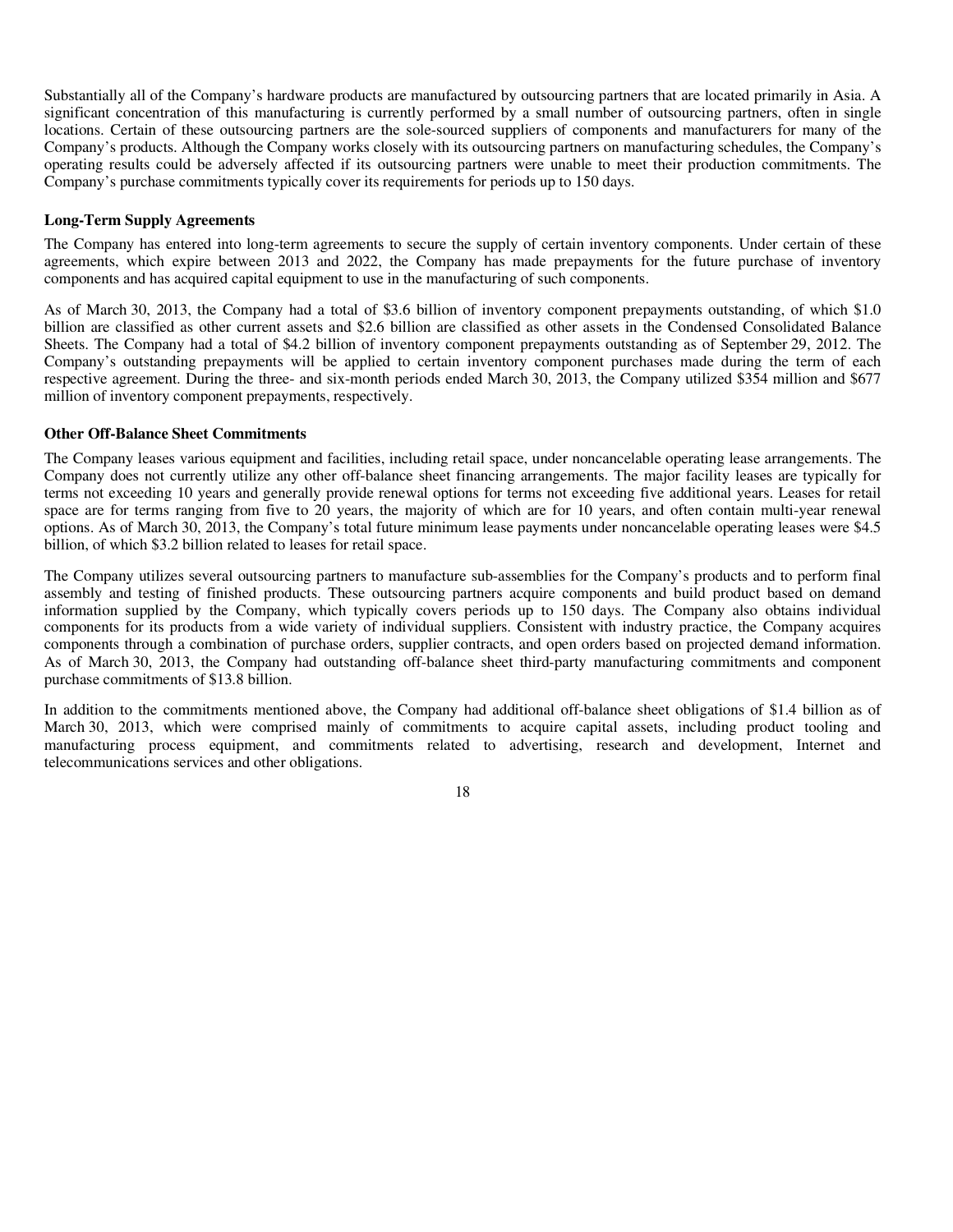Substantially all of the Company's hardware products are manufactured by outsourcing partners that are located primarily in Asia. A significant concentration of this manufacturing is currently performed by a small number of outsourcing partners, often in single locations. Certain of these outsourcing partners are the sole-sourced suppliers of components and manufacturers for many of the Company's products. Although the Company works closely with its outsourcing partners on manufacturing schedules, the Company's operating results could be adversely affected if its outsourcing partners were unable to meet their production commitments. The Company's purchase commitments typically cover its requirements for periods up to 150 days.

**Long-Term Supply Agreements**

The Company has entered into long-term agreements to secure the supply of certain inventory components. Under certain of these agreements, which expire between 2013 and 2022, the Company has made prepayments for the future purchase of inventory components and has acquired capital equipment to use in the manufacturing of such components.

As of March 30, 2013, the Company had a total of $3.6 billion of inventory component prepayments outstanding, of which $1.0 billion are classified as other current assets and $2.6 billion are classified as other assets in the Condensed Consolidated Balance Sheets. The Company had a total of $4.2 billion of inventory component prepayments outstanding as of September 29, 2012. The Company's outstanding prepayments will be applied to certain inventory component purchases made during the term of each respective agreement. During the three- and six-month periods ended March 30, 2013, the Company utilized $354 million and $677 million of inventory component prepayments, respectively.

**Other Off-Balance Sheet Commitments**

The Company leases various equipment and facilities, including retail space, under noncancelable operating lease arrangements. The Company does not currently utilize any other off-balance sheet financing arrangements. The major facility leases are typically for terms not exceeding 10 years and generally provide renewal options for terms not exceeding five additional years. Leases for retail space are for terms ranging from five to 20 years, the majority of which are for 10 years, and often contain multi-year renewal options. As of March 30, 2013, the Company's total future minimum lease payments under noncancelable operating leases were $4.5 billion, of which $3.2 billion related to leases for retail space.

The Company utilizes several outsourcing partners to manufacture sub-assemblies for the Company's products and to perform final assembly and testing of finished products. These outsourcing partners acquire components and build product based on demand information supplied by the Company, which typically covers periods up to 150 days. The Company also obtains individual components for its products from a wide variety of individual suppliers. Consistent with industry practice, the Company acquires components through a combination of purchase orders, supplier contracts, and open orders based on projected demand information. As of March 30, 2013, the Company had outstanding off-balance sheet third-party manufacturing commitments and component purchase commitments of $13.8 billion.

In addition to the commitments mentioned above, the Company had additional off-balance sheet obligations of $1.4 billion as of March 30, 2013, which were comprised mainly of commitments to acquire capital assets, including product tooling and manufacturing process equipment, and commitments related to advertising, research and development, Internet and telecommunications services and other obligations.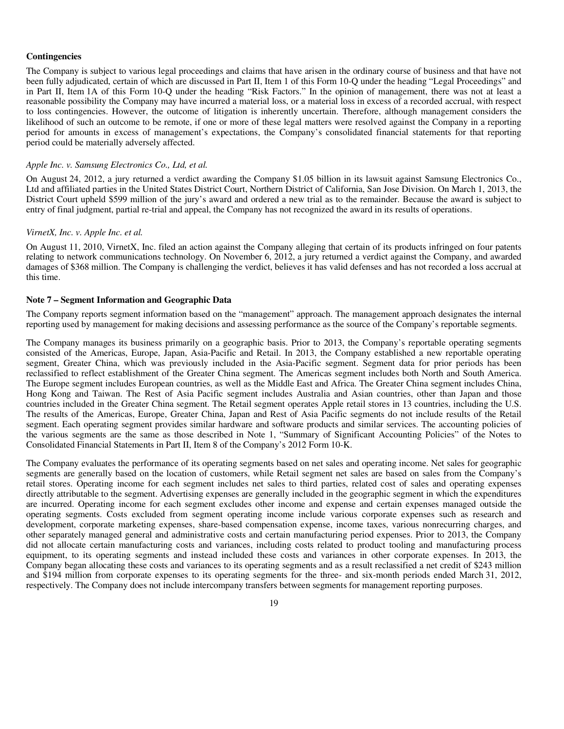**Contingencies**

The Company is subject to various legal proceedings and claims that have arisen in the ordinary course of business and that have not been fully adjudicated, certain of which are discussed in Part II, Item 1 of this Form 10-Q under the heading "Legal Proceedings" and in Part II, Item 1A of this Form 10-Q under the heading "Risk Factors." In the opinion of management, there was not at least a reasonable possibility the Company may have incurred a material loss, or a material loss in excess of a recorded accrual, with respect to loss contingencies. However, the outcome of litigation is inherently uncertain. Therefore, although management considers the likelihood of such an outcome to be remote, if one or more of these legal matters were resolved against the Company in a reporting period for amounts in excess of management's expectations, the Company's consolidated financial statements for that reporting period could be materially adversely affected.

*Apple Inc. v. Samsung Electronics Co., Ltd, et al.*

On August 24, 2012, a jury returned a verdict awarding the Company $1.05 billion in its lawsuit against Samsung Electronics Co., Ltd and affiliated parties in the United States District Court, Northern District of California, San Jose Division. On March 1, 2013, the District Court upheld $599 million of the jury's award and ordered a new trial as to the remainder. Because the award is subject to entry of final judgment, partial re-trial and appeal, the Company has not recognized the award in its results of operations.

*VirnetX, Inc. v. Apple Inc. et al.*

On August 11, 2010, VirnetX, Inc. filed an action against the Company alleging that certain of its products infringed on four patents relating to network communications technology. On November 6, 2012, a jury returned a verdict against the Company, and awarded damages of $368 million. The Company is challenging the verdict, believes it has valid defenses and has not recorded a loss accrual at this time.

**Note 7 – Segment Information and Geographic Data**

The Company reports segment information based on the "management" approach. The management approach designates the internal reporting used by management for making decisions and assessing performance as the source of the Company's reportable segments.

The Company manages its business primarily on a geographic basis. Prior to 2013, the Company's reportable operating segments consisted of the Americas, Europe, Japan, Asia-Pacific and Retail. In 2013, the Company established a new reportable operating segment, Greater China, which was previously included in the Asia-Pacific segment. Segment data for prior periods has been reclassified to reflect establishment of the Greater China segment. The Americas segment includes both North and South America. The Europe segment includes European countries, as well as the Middle East and Africa. The Greater China segment includes China, Hong Kong and Taiwan. The Rest of Asia Pacific segment includes Australia and Asian countries, other than Japan and those countries included in the Greater China segment. The Retail segment operates Apple retail stores in 13 countries, including the U.S. The results of the Americas, Europe, Greater China, Japan and Rest of Asia Pacific segments do not include results of the Retail segment. Each operating segment provides similar hardware and software products and similar services. The accounting policies of the various segments are the same as those described in Note 1, "Summary of Significant Accounting Policies" of the Notes to Consolidated Financial Statements in Part II, Item 8 of the Company's 2012 Form 10-K.

The Company evaluates the performance of its operating segments based on net sales and operating income. Net sales for geographic segments are generally based on the location of customers, while Retail segment net sales are based on sales from the Company's retail stores. Operating income for each segment includes net sales to third parties, related cost of sales and operating expenses directly attributable to the segment. Advertising expenses are generally included in the geographic segment in which the expenditures are incurred. Operating income for each segment excludes other income and expense and certain expenses managed outside the operating segments. Costs excluded from segment operating income include various corporate expenses such as research and development, corporate marketing expenses, share-based compensation expense, income taxes, various nonrecurring charges, and other separately managed general and administrative costs and certain manufacturing period expenses. Prior to 2013, the Company did not allocate certain manufacturing costs and variances, including costs related to product tooling and manufacturing process equipment, to its operating segments and instead included these costs and variances in other corporate expenses. In 2013, the Company began allocating these costs and variances to its operating segments and as a result reclassified a net credit of $243 million and $194 million from corporate expenses to its operating segments for the three- and six-month periods ended March 31, 2012, respectively. The Company does not include intercompany transfers between segments for management reporting purposes.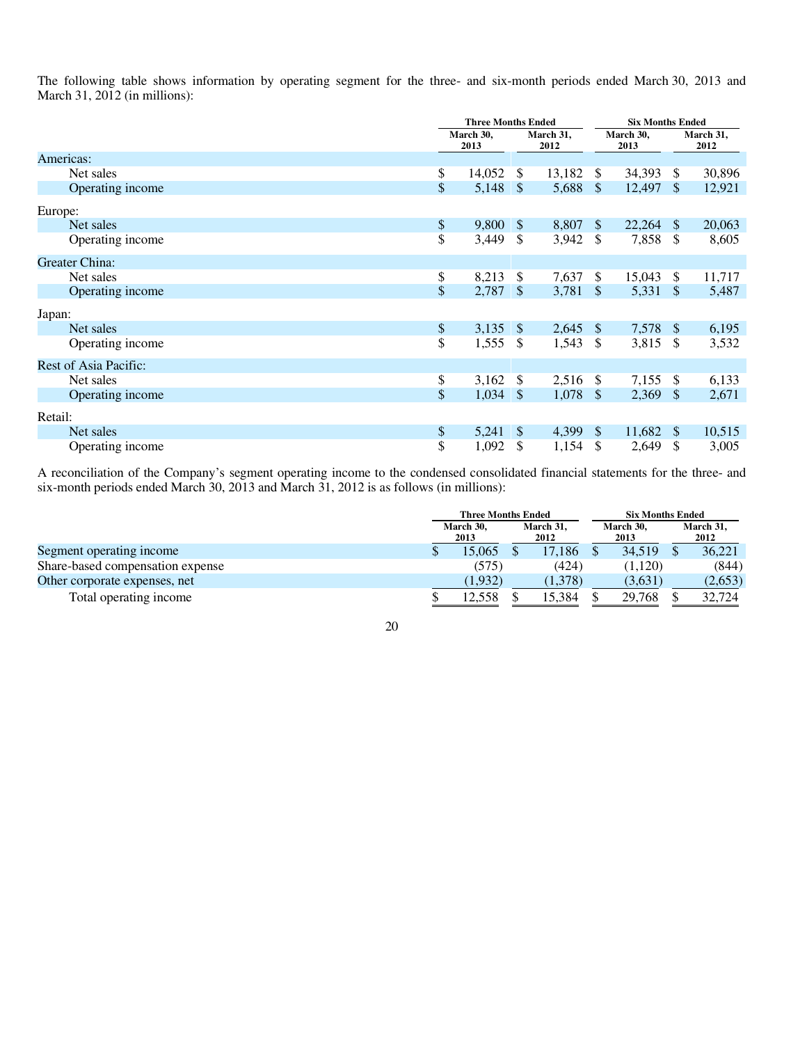The following table shows information by operating segment for the three- and six-month periods ended March 30, 2013 and March 31, 2012 (in millions):

| | Three Months Ended | | Six Months Ended | |
|---|---|---|---|---|
| | March 30, 2013 | March 31, 2012 | March 30, 2013 | March 31, 2012 |
| Americas: | | | | |
| Net sales | $ 14,052 | $ 13,182 | $ 34,393 | $ 30,896 |
| Operating income | $ 5,148 | $ 5,688 | $ 12,497 | $ 12,921 |
| Europe: | | | | |
| Net sales | $ 9,800 | $ 8,807 | $ 22,264 | $ 20,063 |
| Operating income | $ 3,449 | $ 3,942 | $ 7,858 | $ 8,605 |
| Greater China: | | | | |
| Net sales | $ 8,213 | $ 7,637 | $ 15,043 | $ 11,717 |
| Operating income | $ 2,787 | $ 3,781 | $ 5,331 | $ 5,487 |
| Japan: | | | | |
| Net sales | $ 3,135 | $ 2,645 | $ 7,578 | $ 6,195 |
| Operating income | $ 1,555 | $ 1,543 | $ 3,815 | $ 3,532 |
| Rest of Asia Pacific: | | | | |
| Net sales | $ 3,162 | $ 2,516 | $ 7,155 | $ 6,133 |
| Operating income | $ 1,034 | $ 1,078 | $ 2,369 | $ 2,671 |
| Retail: | | | | |
| Net sales | $ 5,241 | $ 4,399 | $ 11,682 | $ 10,515 |
| Operating income | $ 1,092 | $ 1,154 | $ 2,649 | $ 3,005 |

A reconciliation of the Company's segment operating income to the condensed consolidated financial statements for the three- and six-month periods ended March 30, 2013 and March 31, 2012 is as follows (in millions):

| | Three Months Ended | | Six Months Ended | |
|---|---|---|---|---|
| | March 30, 2013 | March 31, 2012 | March 30, 2013 | March 31, 2012 |
| Segment operating income | $ 15,065 | $ 17,186 | $ 34,519 | $ 36,221 |
| Share-based compensation expense | (575) | (424) | (1,120) | (844) |
| Other corporate expenses, net | (1,932) | (1,378) | (3,631) | (2,653) |
| Total operating income | $ 12,558 | $ 15,384 | $ 29,768 | $ 32,724 |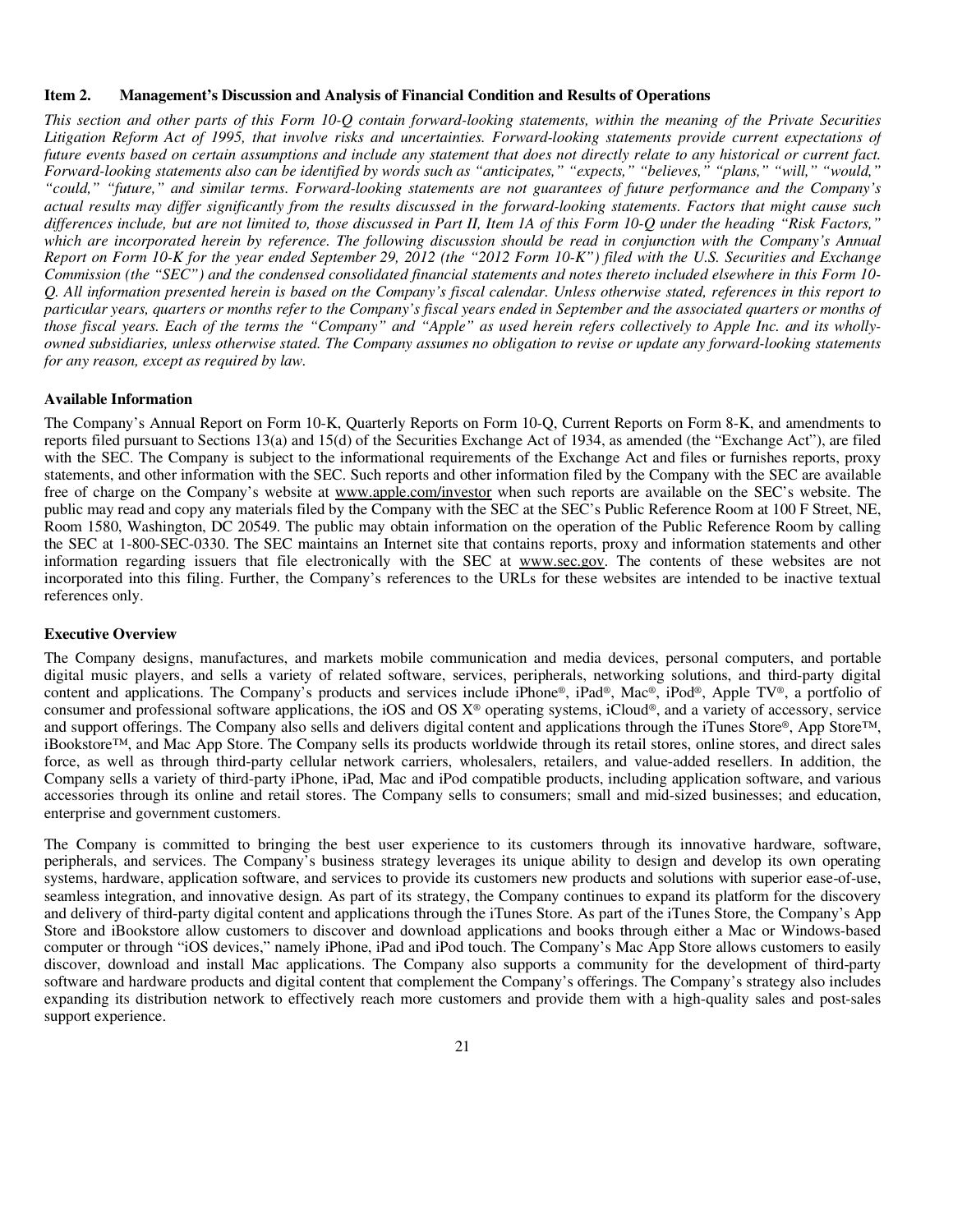## Item 2. Management's Discussion and Analysis of Financial Condition and Results of Operations

*This section and other parts of this Form 10-Q contain forward-looking statements, within the meaning of the Private Securities Litigation Reform Act of 1995, that involve risks and uncertainties. Forward-looking statements provide current expectations of future events based on certain assumptions and include any statement that does not directly relate to any historical or current fact. Forward-looking statements also can be identified by words such as "anticipates," "expects," "believes," "plans," "will," "would," "could," "future," and similar terms. Forward-looking statements are not guarantees of future performance and the Company's actual results may differ significantly from the results discussed in the forward-looking statements. Factors that might cause such differences include, but are not limited to, those discussed in Part II, Item 1A of this Form 10-Q under the heading "Risk Factors," which are incorporated herein by reference. The following discussion should be read in conjunction with the Company's Annual Report on Form 10-K for the year ended September 29, 2012 (the "2012 Form 10-K") filed with the U.S. Securities and Exchange Commission (the "SEC") and the condensed consolidated financial statements and notes thereto included elsewhere in this Form 10-Q. All information presented herein is based on the Company's fiscal calendar. Unless otherwise stated, references in this report to particular years, quarters or months refer to the Company's fiscal years ended in September and the associated quarters or months of those fiscal years. Each of the terms the "Company" and "Apple" as used herein refers collectively to Apple Inc. and its wholly-owned subsidiaries, unless otherwise stated. The Company assumes no obligation to revise or update any forward-looking statements for any reason, except as required by law.*

### Available Information

The Company's Annual Report on Form 10-K, Quarterly Reports on Form 10-Q, Current Reports on Form 8-K, and amendments to reports filed pursuant to Sections 13(a) and 15(d) of the Securities Exchange Act of 1934, as amended (the "Exchange Act"), are filed with the SEC. The Company is subject to the informational requirements of the Exchange Act and files or furnishes reports, proxy statements, and other information with the SEC. Such reports and other information filed by the Company with the SEC are available free of charge on the Company's website at www.apple.com/investor when such reports are available on the SEC's website. The public may read and copy any materials filed by the Company with the SEC at the SEC's Public Reference Room at 100 F Street, NE, Room 1580, Washington, DC 20549. The public may obtain information on the operation of the Public Reference Room by calling the SEC at 1-800-SEC-0330. The SEC maintains an Internet site that contains reports, proxy and information statements and other information regarding issuers that file electronically with the SEC at www.sec.gov. The contents of these websites are not incorporated into this filing. Further, the Company's references to the URLs for these websites are intended to be inactive textual references only.

### Executive Overview

The Company designs, manufactures, and markets mobile communication and media devices, personal computers, and portable digital music players, and sells a variety of related software, services, peripherals, networking solutions, and third-party digital content and applications. The Company's products and services include iPhone®, iPad®, Mac®, iPod®, Apple TV®, a portfolio of consumer and professional software applications, the iOS and OS X® operating systems, iCloud®, and a variety of accessory, service and support offerings. The Company also sells and delivers digital content and applications through the iTunes Store®, App Store™, iBookstore™, and Mac App Store. The Company sells its products worldwide through its retail stores, online stores, and direct sales force, as well as through third-party cellular network carriers, wholesalers, retailers, and value-added resellers. In addition, the Company sells a variety of third-party iPhone, iPad, Mac and iPod compatible products, including application software, and various accessories through its online and retail stores. The Company sells to consumers; small and mid-sized businesses; and education, enterprise and government customers.

The Company is committed to bringing the best user experience to its customers through its innovative hardware, software, peripherals, and services. The Company's business strategy leverages its unique ability to design and develop its own operating systems, hardware, application software, and services to provide its customers new products and solutions with superior ease-of-use, seamless integration, and innovative design. As part of its strategy, the Company continues to expand its platform for the discovery and delivery of third-party digital content and applications through the iTunes Store. As part of the iTunes Store, the Company's App Store and iBookstore allow customers to discover and download applications and books through either a Mac or Windows-based computer or through "iOS devices," namely iPhone, iPad and iPod touch. The Company's Mac App Store allows customers to easily discover, download and install Mac applications. The Company also supports a community for the development of third-party software and hardware products and digital content that complement the Company's offerings. The Company's strategy also includes expanding its distribution network to effectively reach more customers and provide them with a high-quality sales and post-sales support experience.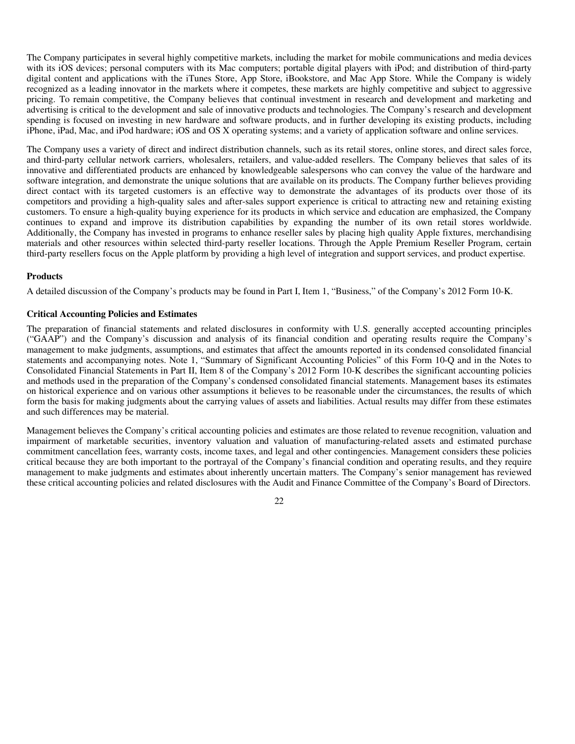The Company participates in several highly competitive markets, including the market for mobile communications and media devices with its iOS devices; personal computers with its Mac computers; portable digital players with iPod; and distribution of third-party digital content and applications with the iTunes Store, App Store, iBookstore, and Mac App Store. While the Company is widely recognized as a leading innovator in the markets where it competes, these markets are highly competitive and subject to aggressive pricing. To remain competitive, the Company believes that continual investment in research and development and marketing and advertising is critical to the development and sale of innovative products and technologies. The Company's research and development spending is focused on investing in new hardware and software products, and in further developing its existing products, including iPhone, iPad, Mac, and iPod hardware; iOS and OS X operating systems; and a variety of application software and online services.

The Company uses a variety of direct and indirect distribution channels, such as its retail stores, online stores, and direct sales force, and third-party cellular network carriers, wholesalers, retailers, and value-added resellers. The Company believes that sales of its innovative and differentiated products are enhanced by knowledgeable salespersons who can convey the value of the hardware and software integration, and demonstrate the unique solutions that are available on its products. The Company further believes providing direct contact with its targeted customers is an effective way to demonstrate the advantages of its products over those of its competitors and providing a high-quality sales and after-sales support experience is critical to attracting new and retaining existing customers. To ensure a high-quality buying experience for its products in which service and education are emphasized, the Company continues to expand and improve its distribution capabilities by expanding the number of its own retail stores worldwide. Additionally, the Company has invested in programs to enhance reseller sales by placing high quality Apple fixtures, merchandising materials and other resources within selected third-party reseller locations. Through the Apple Premium Reseller Program, certain third-party resellers focus on the Apple platform by providing a high level of integration and support services, and product expertise.

**Products**

A detailed discussion of the Company's products may be found in Part I, Item 1, "Business," of the Company's 2012 Form 10-K.

**Critical Accounting Policies and Estimates**

The preparation of financial statements and related disclosures in conformity with U.S. generally accepted accounting principles ("GAAP") and the Company's discussion and analysis of its financial condition and operating results require the Company's management to make judgments, assumptions, and estimates that affect the amounts reported in its condensed consolidated financial statements and accompanying notes. Note 1, "Summary of Significant Accounting Policies" of this Form 10-Q and in the Notes to Consolidated Financial Statements in Part II, Item 8 of the Company's 2012 Form 10-K describes the significant accounting policies and methods used in the preparation of the Company's condensed consolidated financial statements. Management bases its estimates on historical experience and on various other assumptions it believes to be reasonable under the circumstances, the results of which form the basis for making judgments about the carrying values of assets and liabilities. Actual results may differ from these estimates and such differences may be material.

Management believes the Company's critical accounting policies and estimates are those related to revenue recognition, valuation and impairment of marketable securities, inventory valuation and valuation of manufacturing-related assets and estimated purchase commitment cancellation fees, warranty costs, income taxes, and legal and other contingencies. Management considers these policies critical because they are both important to the portrayal of the Company's financial condition and operating results, and they require management to make judgments and estimates about inherently uncertain matters. The Company's senior management has reviewed these critical accounting policies and related disclosures with the Audit and Finance Committee of the Company's Board of Directors.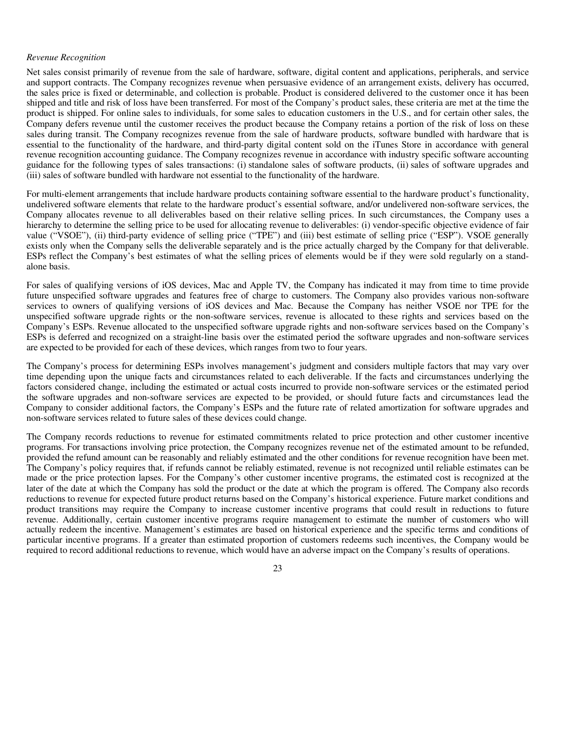*Revenue Recognition*

Net sales consist primarily of revenue from the sale of hardware, software, digital content and applications, peripherals, and service and support contracts. The Company recognizes revenue when persuasive evidence of an arrangement exists, delivery has occurred, the sales price is fixed or determinable, and collection is probable. Product is considered delivered to the customer once it has been shipped and title and risk of loss have been transferred. For most of the Company's product sales, these criteria are met at the time the product is shipped. For online sales to individuals, for some sales to education customers in the U.S., and for certain other sales, the Company defers revenue until the customer receives the product because the Company retains a portion of the risk of loss on these sales during transit. The Company recognizes revenue from the sale of hardware products, software bundled with hardware that is essential to the functionality of the hardware, and third-party digital content sold on the iTunes Store in accordance with general revenue recognition accounting guidance. The Company recognizes revenue in accordance with industry specific software accounting guidance for the following types of sales transactions: (i) standalone sales of software products, (ii) sales of software upgrades and (iii) sales of software bundled with hardware not essential to the functionality of the hardware.

For multi-element arrangements that include hardware products containing software essential to the hardware product's functionality, undelivered software elements that relate to the hardware product's essential software, and/or undelivered non-software services, the Company allocates revenue to all deliverables based on their relative selling prices. In such circumstances, the Company uses a hierarchy to determine the selling price to be used for allocating revenue to deliverables: (i) vendor-specific objective evidence of fair value ("VSOE"), (ii) third-party evidence of selling price ("TPE") and (iii) best estimate of selling price ("ESP"). VSOE generally exists only when the Company sells the deliverable separately and is the price actually charged by the Company for that deliverable. ESPs reflect the Company's best estimates of what the selling prices of elements would be if they were sold regularly on a stand-alone basis.

For sales of qualifying versions of iOS devices, Mac and Apple TV, the Company has indicated it may from time to time provide future unspecified software upgrades and features free of charge to customers. The Company also provides various non-software services to owners of qualifying versions of iOS devices and Mac. Because the Company has neither VSOE nor TPE for the unspecified software upgrade rights or the non-software services, revenue is allocated to these rights and services based on the Company's ESPs. Revenue allocated to the unspecified software upgrade rights and non-software services based on the Company's ESPs is deferred and recognized on a straight-line basis over the estimated period the software upgrades and non-software services are expected to be provided for each of these devices, which ranges from two to four years.

The Company's process for determining ESPs involves management's judgment and considers multiple factors that may vary over time depending upon the unique facts and circumstances related to each deliverable. If the facts and circumstances underlying the factors considered change, including the estimated or actual costs incurred to provide non-software services or the estimated period the software upgrades and non-software services are expected to be provided, or should future facts and circumstances lead the Company to consider additional factors, the Company's ESPs and the future rate of related amortization for software upgrades and non-software services related to future sales of these devices could change.

The Company records reductions to revenue for estimated commitments related to price protection and other customer incentive programs. For transactions involving price protection, the Company recognizes revenue net of the estimated amount to be refunded, provided the refund amount can be reasonably and reliably estimated and the other conditions for revenue recognition have been met. The Company's policy requires that, if refunds cannot be reliably estimated, revenue is not recognized until reliable estimates can be made or the price protection lapses. For the Company's other customer incentive programs, the estimated cost is recognized at the later of the date at which the Company has sold the product or the date at which the program is offered. The Company also records reductions to revenue for expected future product returns based on the Company's historical experience. Future market conditions and product transitions may require the Company to increase customer incentive programs that could result in reductions to future revenue. Additionally, certain customer incentive programs require management to estimate the number of customers who will actually redeem the incentive. Management's estimates are based on historical experience and the specific terms and conditions of particular incentive programs. If a greater than estimated proportion of customers redeems such incentives, the Company would be required to record additional reductions to revenue, which would have an adverse impact on the Company's results of operations.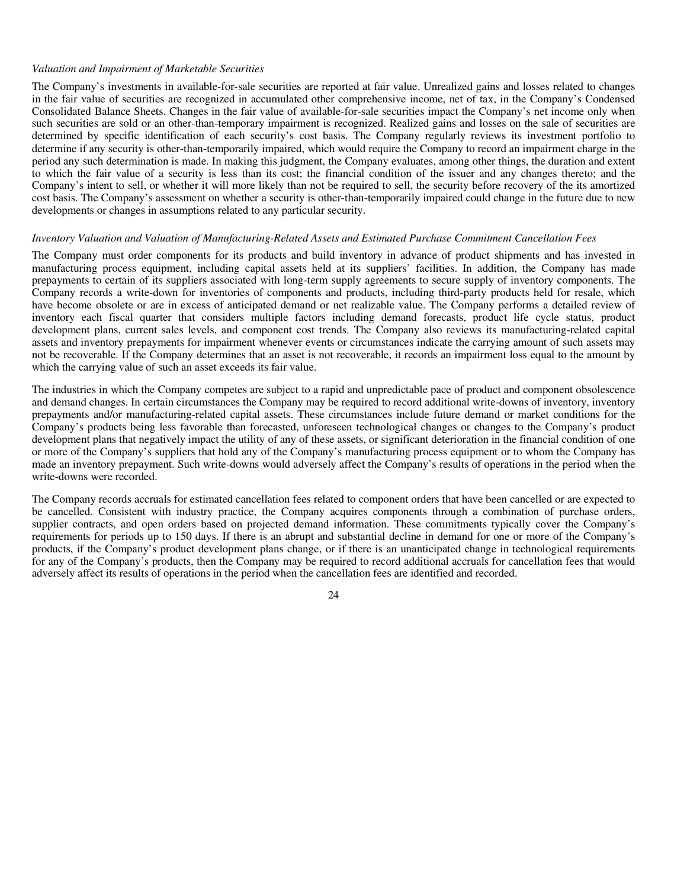*Valuation and Impairment of Marketable Securities*

The Company's investments in available-for-sale securities are reported at fair value. Unrealized gains and losses related to changes in the fair value of securities are recognized in accumulated other comprehensive income, net of tax, in the Company's Condensed Consolidated Balance Sheets. Changes in the fair value of available-for-sale securities impact the Company's net income only when such securities are sold or an other-than-temporary impairment is recognized. Realized gains and losses on the sale of securities are determined by specific identification of each security's cost basis. The Company regularly reviews its investment portfolio to determine if any security is other-than-temporarily impaired, which would require the Company to record an impairment charge in the period any such determination is made. In making this judgment, the Company evaluates, among other things, the duration and extent to which the fair value of a security is less than its cost; the financial condition of the issuer and any changes thereto; and the Company's intent to sell, or whether it will more likely than not be required to sell, the security before recovery of the its amortized cost basis. The Company's assessment on whether a security is other-than-temporarily impaired could change in the future due to new developments or changes in assumptions related to any particular security.

*Inventory Valuation and Valuation of Manufacturing-Related Assets and Estimated Purchase Commitment Cancellation Fees*

The Company must order components for its products and build inventory in advance of product shipments and has invested in manufacturing process equipment, including capital assets held at its suppliers' facilities. In addition, the Company has made prepayments to certain of its suppliers associated with long-term supply agreements to secure supply of inventory components. The Company records a write-down for inventories of components and products, including third-party products held for resale, which have become obsolete or are in excess of anticipated demand or net realizable value. The Company performs a detailed review of inventory each fiscal quarter that considers multiple factors including demand forecasts, product life cycle status, product development plans, current sales levels, and component cost trends. The Company also reviews its manufacturing-related capital assets and inventory prepayments for impairment whenever events or circumstances indicate the carrying amount of such assets may not be recoverable. If the Company determines that an asset is not recoverable, it records an impairment loss equal to the amount by which the carrying value of such an asset exceeds its fair value.

The industries in which the Company competes are subject to a rapid and unpredictable pace of product and component obsolescence and demand changes. In certain circumstances the Company may be required to record additional write-downs of inventory, inventory prepayments and/or manufacturing-related capital assets. These circumstances include future demand or market conditions for the Company's products being less favorable than forecasted, unforeseen technological changes or changes to the Company's product development plans that negatively impact the utility of any of these assets, or significant deterioration in the financial condition of one or more of the Company's suppliers that hold any of the Company's manufacturing process equipment or to whom the Company has made an inventory prepayment. Such write-downs would adversely affect the Company's results of operations in the period when the write-downs were recorded.

The Company records accruals for estimated cancellation fees related to component orders that have been cancelled or are expected to be cancelled. Consistent with industry practice, the Company acquires components through a combination of purchase orders, supplier contracts, and open orders based on projected demand information. These commitments typically cover the Company's requirements for periods up to 150 days. If there is an abrupt and substantial decline in demand for one or more of the Company's products, if the Company's product development plans change, or if there is an unanticipated change in technological requirements for any of the Company's products, then the Company may be required to record additional accruals for cancellation fees that would adversely affect its results of operations in the period when the cancellation fees are identified and recorded.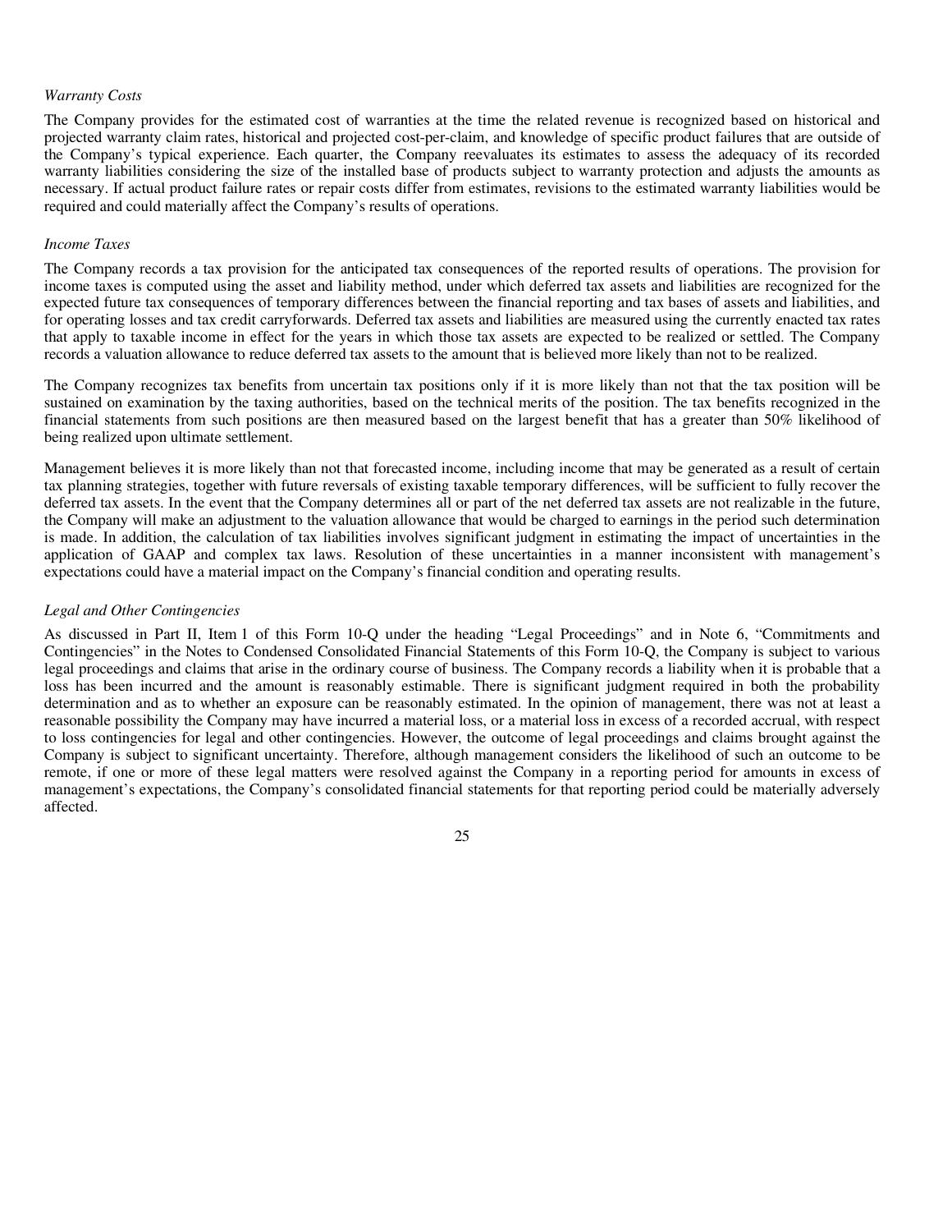*Warranty Costs*

The Company provides for the estimated cost of warranties at the time the related revenue is recognized based on historical and projected warranty claim rates, historical and projected cost-per-claim, and knowledge of specific product failures that are outside of the Company's typical experience. Each quarter, the Company reevaluates its estimates to assess the adequacy of its recorded warranty liabilities considering the size of the installed base of products subject to warranty protection and adjusts the amounts as necessary. If actual product failure rates or repair costs differ from estimates, revisions to the estimated warranty liabilities would be required and could materially affect the Company's results of operations.

*Income Taxes*

The Company records a tax provision for the anticipated tax consequences of the reported results of operations. The provision for income taxes is computed using the asset and liability method, under which deferred tax assets and liabilities are recognized for the expected future tax consequences of temporary differences between the financial reporting and tax bases of assets and liabilities, and for operating losses and tax credit carryforwards. Deferred tax assets and liabilities are measured using the currently enacted tax rates that apply to taxable income in effect for the years in which those tax assets are expected to be realized or settled. The Company records a valuation allowance to reduce deferred tax assets to the amount that is believed more likely than not to be realized.

The Company recognizes tax benefits from uncertain tax positions only if it is more likely than not that the tax position will be sustained on examination by the taxing authorities, based on the technical merits of the position. The tax benefits recognized in the financial statements from such positions are then measured based on the largest benefit that has a greater than 50% likelihood of being realized upon ultimate settlement.

Management believes it is more likely than not that forecasted income, including income that may be generated as a result of certain tax planning strategies, together with future reversals of existing taxable temporary differences, will be sufficient to fully recover the deferred tax assets. In the event that the Company determines all or part of the net deferred tax assets are not realizable in the future, the Company will make an adjustment to the valuation allowance that would be charged to earnings in the period such determination is made. In addition, the calculation of tax liabilities involves significant judgment in estimating the impact of uncertainties in the application of GAAP and complex tax laws. Resolution of these uncertainties in a manner inconsistent with management's expectations could have a material impact on the Company's financial condition and operating results.

*Legal and Other Contingencies*

As discussed in Part II, Item 1 of this Form 10-Q under the heading "Legal Proceedings" and in Note 6, "Commitments and Contingencies" in the Notes to Condensed Consolidated Financial Statements of this Form 10-Q, the Company is subject to various legal proceedings and claims that arise in the ordinary course of business. The Company records a liability when it is probable that a loss has been incurred and the amount is reasonably estimable. There is significant judgment required in both the probability determination and as to whether an exposure can be reasonably estimated. In the opinion of management, there was not at least a reasonable possibility the Company may have incurred a material loss, or a material loss in excess of a recorded accrual, with respect to loss contingencies for legal and other contingencies. However, the outcome of legal proceedings and claims brought against the Company is subject to significant uncertainty. Therefore, although management considers the likelihood of such an outcome to be remote, if one or more of these legal matters were resolved against the Company in a reporting period for amounts in excess of management's expectations, the Company's consolidated financial statements for that reporting period could be materially adversely affected.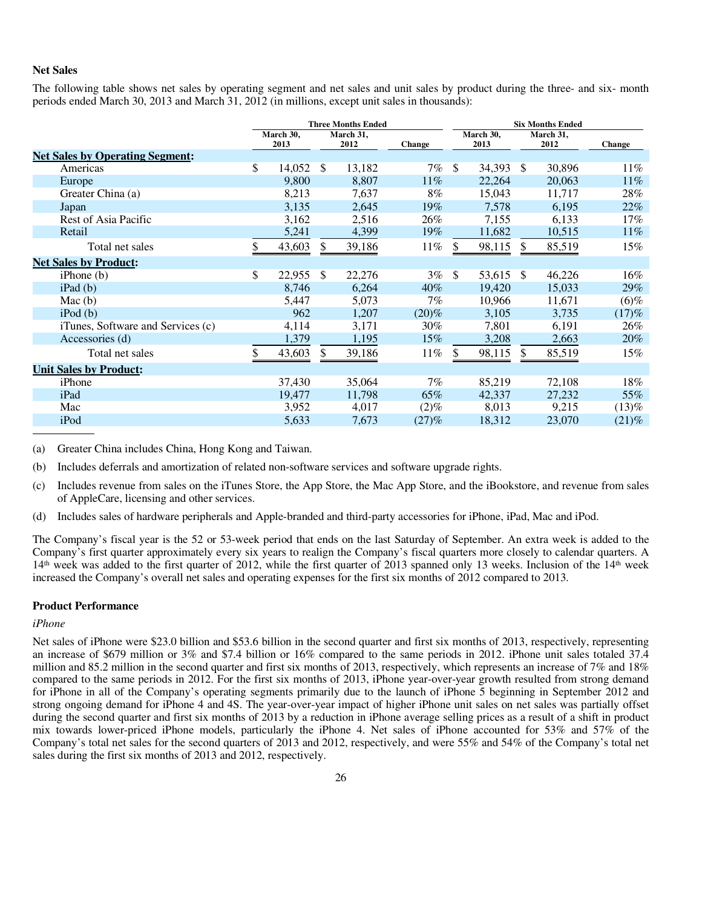## Net Sales

The following table shows net sales by operating segment and net sales and unit sales by product during the three- and six- month periods ended March 30, 2013 and March 31, 2012 (in millions, except unit sales in thousands):

| | Three Months Ended | | | Six Months Ended | | |
|---|---|---|---|---|---|---|
| | March 30, 2013 | March 31, 2012 | Change | March 30, 2013 | March 31, 2012 | Change |
| **Net Sales by Operating Segment:** | | | | | | |
| Americas | $ 14,052 | $ 13,182 | 7% | $ 34,393 | $ 30,896 | 11% |
| Europe | 9,800 | 8,807 | 11% | 22,264 | 20,063 | 11% |
| Greater China (a) | 8,213 | 7,637 | 8% | 15,043 | 11,717 | 28% |
| Japan | 3,135 | 2,645 | 19% | 7,578 | 6,195 | 22% |
| Rest of Asia Pacific | 3,162 | 2,516 | 26% | 7,155 | 6,133 | 17% |
| Retail | 5,241 | 4,399 | 19% | 11,682 | 10,515 | 11% |
| Total net sales | $ 43,603 | $ 39,186 | 11% | $ 98,115 | $ 85,519 | 15% |
| **Net Sales by Product:** | | | | | | |
| iPhone (b) | $ 22,955 | $ 22,276 | 3% | $ 53,615 | $ 46,226 | 16% |
| iPad (b) | 8,746 | 6,264 | 40% | 19,420 | 15,033 | 29% |
| Mac (b) | 5,447 | 5,073 | 7% | 10,966 | 11,671 | (6)% |
| iPod (b) | 962 | 1,207 | (20)% | 3,105 | 3,735 | (17)% |
| iTunes, Software and Services (c) | 4,114 | 3,171 | 30% | 7,801 | 6,191 | 26% |
| Accessories (d) | 1,379 | 1,195 | 15% | 3,208 | 2,663 | 20% |
| Total net sales | $ 43,603 | $ 39,186 | 11% | $ 98,115 | $ 85,519 | 15% |
| **Unit Sales by Product:** | | | | | | |
| iPhone | 37,430 | 35,064 | 7% | 85,219 | 72,108 | 18% |
| iPad | 19,477 | 11,798 | 65% | 42,337 | 27,232 | 55% |
| Mac | 3,952 | 4,017 | (2)% | 8,013 | 9,215 | (13)% |
| iPod | 5,633 | 7,673 | (27)% | 18,312 | 23,070 | (21)% |

(a) Greater China includes China, Hong Kong and Taiwan.

(b) Includes deferrals and amortization of related non-software services and software upgrade rights.

(c) Includes revenue from sales on the iTunes Store, the App Store, the Mac App Store, and the iBookstore, and revenue from sales of AppleCare, licensing and other services.

(d) Includes sales of hardware peripherals and Apple-branded and third-party accessories for iPhone, iPad, Mac and iPod.

The Company's fiscal year is the 52 or 53-week period that ends on the last Saturday of September. An extra week is added to the Company's first quarter approximately every six years to realign the Company's fiscal quarters more closely to calendar quarters. A 14th week was added to the first quarter of 2012, while the first quarter of 2013 spanned only 13 weeks. Inclusion of the 14th week increased the Company's overall net sales and operating expenses for the first six months of 2012 compared to 2013.

## Product Performance

*iPhone*

Net sales of iPhone were $23.0 billion and $53.6 billion in the second quarter and first six months of 2013, respectively, representing an increase of $679 million or 3% and $7.4 billion or 16% compared to the same periods in 2012. iPhone unit sales totaled 37.4 million and 85.2 million in the second quarter and first six months of 2013, respectively, which represents an increase of 7% and 18% compared to the same periods in 2012. For the first six months of 2013, iPhone year-over-year growth resulted from strong demand for iPhone in all of the Company's operating segments primarily due to the launch of iPhone 5 beginning in September 2012 and strong ongoing demand for iPhone 4 and 4S. The year-over-year impact of higher iPhone unit sales on net sales was partially offset during the second quarter and first six months of 2013 by a reduction in iPhone average selling prices as a result of a shift in product mix towards lower-priced iPhone models, particularly the iPhone 4. Net sales of iPhone accounted for 53% and 57% of the Company's total net sales for the second quarters of 2013 and 2012, respectively, and were 55% and 54% of the Company's total net sales during the first six months of 2013 and 2012, respectively.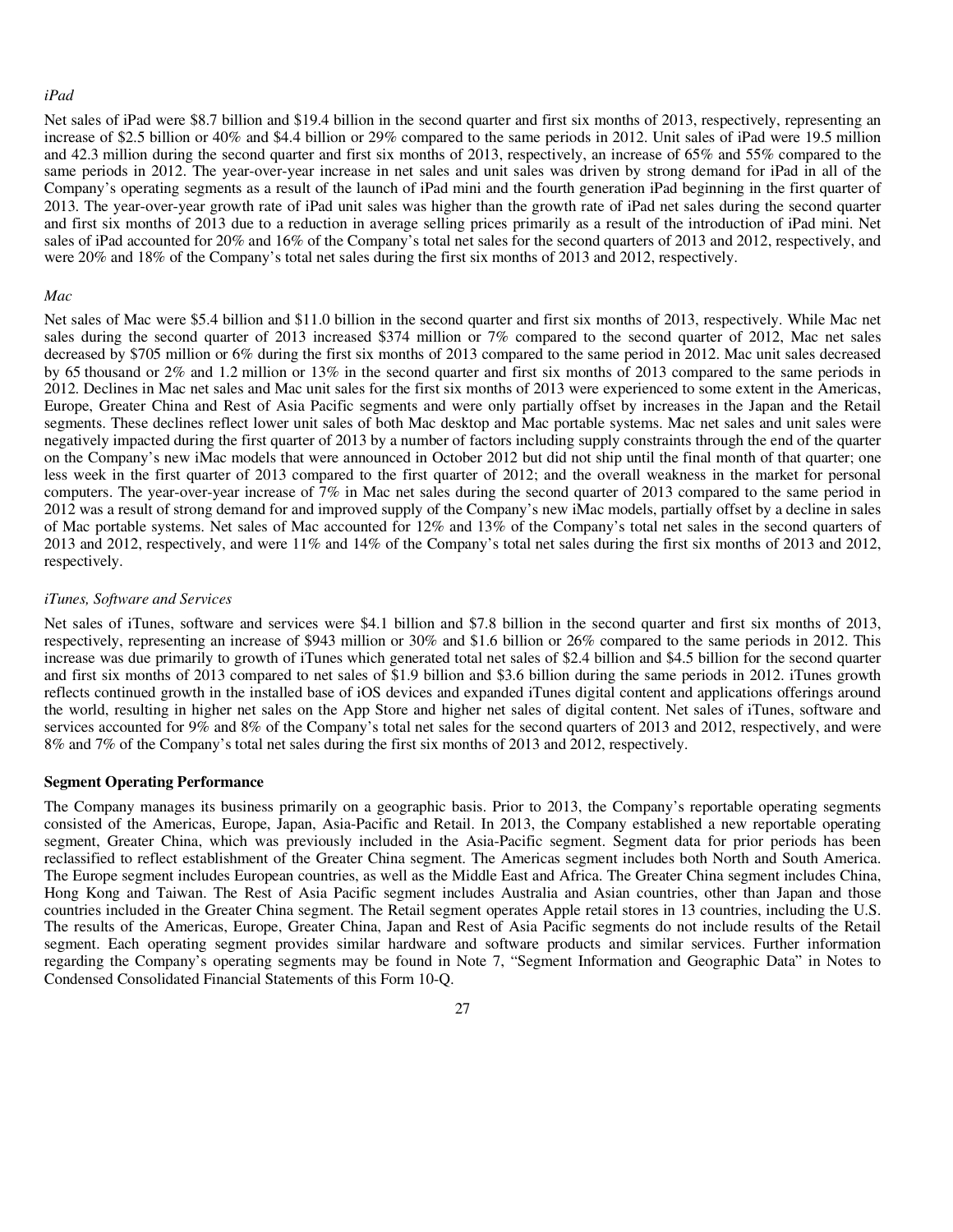*iPad*

Net sales of iPad were $8.7 billion and $19.4 billion in the second quarter and first six months of 2013, respectively, representing an increase of $2.5 billion or 40% and $4.4 billion or 29% compared to the same periods in 2012. Unit sales of iPad were 19.5 million and 42.3 million during the second quarter and first six months of 2013, respectively, an increase of 65% and 55% compared to the same periods in 2012. The year-over-year increase in net sales and unit sales was driven by strong demand for iPad in all of the Company's operating segments as a result of the launch of iPad mini and the fourth generation iPad beginning in the first quarter of 2013. The year-over-year growth rate of iPad unit sales was higher than the growth rate of iPad net sales during the second quarter and first six months of 2013 due to a reduction in average selling prices primarily as a result of the introduction of iPad mini. Net sales of iPad accounted for 20% and 16% of the Company's total net sales for the second quarters of 2013 and 2012, respectively, and were 20% and 18% of the Company's total net sales during the first six months of 2013 and 2012, respectively.

*Mac*

Net sales of Mac were $5.4 billion and $11.0 billion in the second quarter and first six months of 2013, respectively. While Mac net sales during the second quarter of 2013 increased $374 million or 7% compared to the second quarter of 2012, Mac net sales decreased by $705 million or 6% during the first six months of 2013 compared to the same period in 2012. Mac unit sales decreased by 65 thousand or 2% and 1.2 million or 13% in the second quarter and first six months of 2013 compared to the same periods in 2012. Declines in Mac net sales and Mac unit sales for the first six months of 2013 were experienced to some extent in the Americas, Europe, Greater China and Rest of Asia Pacific segments and were only partially offset by increases in the Japan and the Retail segments. These declines reflect lower unit sales of both Mac desktop and Mac portable systems. Mac net sales and unit sales were negatively impacted during the first quarter of 2013 by a number of factors including supply constraints through the end of the quarter on the Company's new iMac models that were announced in October 2012 but did not ship until the final month of that quarter; one less week in the first quarter of 2013 compared to the first quarter of 2012; and the overall weakness in the market for personal computers. The year-over-year increase of 7% in Mac net sales during the second quarter of 2013 compared to the same period in 2012 was a result of strong demand for and improved supply of the Company's new iMac models, partially offset by a decline in sales of Mac portable systems. Net sales of Mac accounted for 12% and 13% of the Company's total net sales in the second quarters of 2013 and 2012, respectively, and were 11% and 14% of the Company's total net sales during the first six months of 2013 and 2012, respectively.

*iTunes, Software and Services*

Net sales of iTunes, software and services were $4.1 billion and $7.8 billion in the second quarter and first six months of 2013, respectively, representing an increase of $943 million or 30% and $1.6 billion or 26% compared to the same periods in 2012. This increase was due primarily to growth of iTunes which generated total net sales of $2.4 billion and $4.5 billion for the second quarter and first six months of 2013 compared to net sales of $1.9 billion and $3.6 billion during the same periods in 2012. iTunes growth reflects continued growth in the installed base of iOS devices and expanded iTunes digital content and applications offerings around the world, resulting in higher net sales on the App Store and higher net sales of digital content. Net sales of iTunes, software and services accounted for 9% and 8% of the Company's total net sales for the second quarters of 2013 and 2012, respectively, and were 8% and 7% of the Company's total net sales during the first six months of 2013 and 2012, respectively.

**Segment Operating Performance**

The Company manages its business primarily on a geographic basis. Prior to 2013, the Company's reportable operating segments consisted of the Americas, Europe, Japan, Asia-Pacific and Retail. In 2013, the Company established a new reportable operating segment, Greater China, which was previously included in the Asia-Pacific segment. Segment data for prior periods has been reclassified to reflect establishment of the Greater China segment. The Americas segment includes both North and South America. The Europe segment includes European countries, as well as the Middle East and Africa. The Greater China segment includes China, Hong Kong and Taiwan. The Rest of Asia Pacific segment includes Australia and Asian countries, other than Japan and those countries included in the Greater China segment. The Retail segment operates Apple retail stores in 13 countries, including the U.S. The results of the Americas, Europe, Greater China, Japan and Rest of Asia Pacific segments do not include results of the Retail segment. Each operating segment provides similar hardware and software products and similar services. Further information regarding the Company's operating segments may be found in Note 7, "Segment Information and Geographic Data" in Notes to Condensed Consolidated Financial Statements of this Form 10-Q.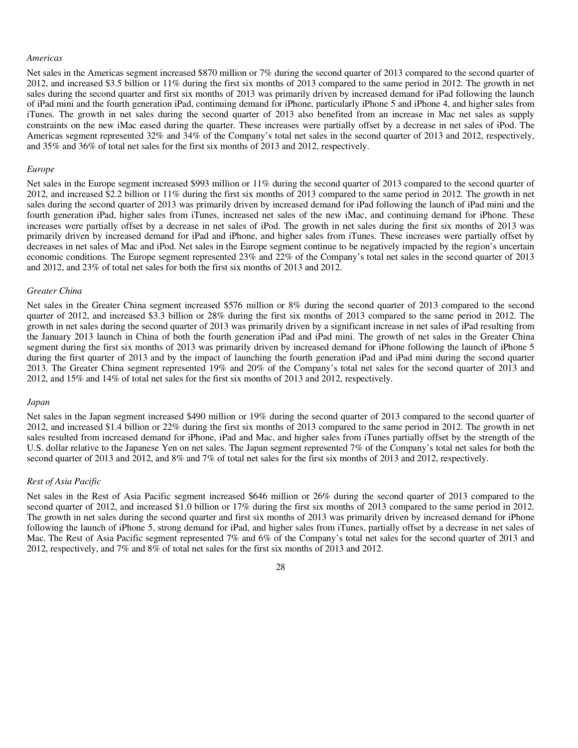*Americas*

Net sales in the Americas segment increased $870 million or 7% during the second quarter of 2013 compared to the second quarter of 2012, and increased $3.5 billion or 11% during the first six months of 2013 compared to the same period in 2012. The growth in net sales during the second quarter and first six months of 2013 was primarily driven by increased demand for iPad following the launch of iPad mini and the fourth generation iPad, continuing demand for iPhone, particularly iPhone 5 and iPhone 4, and higher sales from iTunes. The growth in net sales during the second quarter of 2013 also benefited from an increase in Mac net sales as supply constraints on the new iMac eased during the quarter. These increases were partially offset by a decrease in net sales of iPod. The Americas segment represented 32% and 34% of the Company's total net sales in the second quarter of 2013 and 2012, respectively, and 35% and 36% of total net sales for the first six months of 2013 and 2012, respectively.

*Europe*

Net sales in the Europe segment increased $993 million or 11% during the second quarter of 2013 compared to the second quarter of 2012, and increased $2.2 billion or 11% during the first six months of 2013 compared to the same period in 2012. The growth in net sales during the second quarter of 2013 was primarily driven by increased demand for iPad following the launch of iPad mini and the fourth generation iPad, higher sales from iTunes, increased net sales of the new iMac, and continuing demand for iPhone. These increases were partially offset by a decrease in net sales of iPod. The growth in net sales during the first six months of 2013 was primarily driven by increased demand for iPad and iPhone, and higher sales from iTunes. These increases were partially offset by decreases in net sales of Mac and iPod. Net sales in the Europe segment continue to be negatively impacted by the region's uncertain economic conditions. The Europe segment represented 23% and 22% of the Company's total net sales in the second quarter of 2013 and 2012, and 23% of total net sales for both the first six months of 2013 and 2012.

*Greater China*

Net sales in the Greater China segment increased $576 million or 8% during the second quarter of 2013 compared to the second quarter of 2012, and increased $3.3 billion or 28% during the first six months of 2013 compared to the same period in 2012. The growth in net sales during the second quarter of 2013 was primarily driven by a significant increase in net sales of iPad resulting from the January 2013 launch in China of both the fourth generation iPad and iPad mini. The growth of net sales in the Greater China segment during the first six months of 2013 was primarily driven by increased demand for iPhone following the launch of iPhone 5 during the first quarter of 2013 and by the impact of launching the fourth generation iPad and iPad mini during the second quarter 2013. The Greater China segment represented 19% and 20% of the Company's total net sales for the second quarter of 2013 and 2012, and 15% and 14% of total net sales for the first six months of 2013 and 2012, respectively.

*Japan*

Net sales in the Japan segment increased $490 million or 19% during the second quarter of 2013 compared to the second quarter of 2012, and increased $1.4 billion or 22% during the first six months of 2013 compared to the same period in 2012. The growth in net sales resulted from increased demand for iPhone, iPad and Mac, and higher sales from iTunes partially offset by the strength of the U.S. dollar relative to the Japanese Yen on net sales. The Japan segment represented 7% of the Company's total net sales for both the second quarter of 2013 and 2012, and 8% and 7% of total net sales for the first six months of 2013 and 2012, respectively.

*Rest of Asia Pacific*

Net sales in the Rest of Asia Pacific segment increased $646 million or 26% during the second quarter of 2013 compared to the second quarter of 2012, and increased $1.0 billion or 17% during the first six months of 2013 compared to the same period in 2012. The growth in net sales during the second quarter and first six months of 2013 was primarily driven by increased demand for iPhone following the launch of iPhone 5, strong demand for iPad, and higher sales from iTunes, partially offset by a decrease in net sales of Mac. The Rest of Asia Pacific segment represented 7% and 6% of the Company's total net sales for the second quarter of 2013 and 2012, respectively, and 7% and 8% of total net sales for the first six months of 2013 and 2012.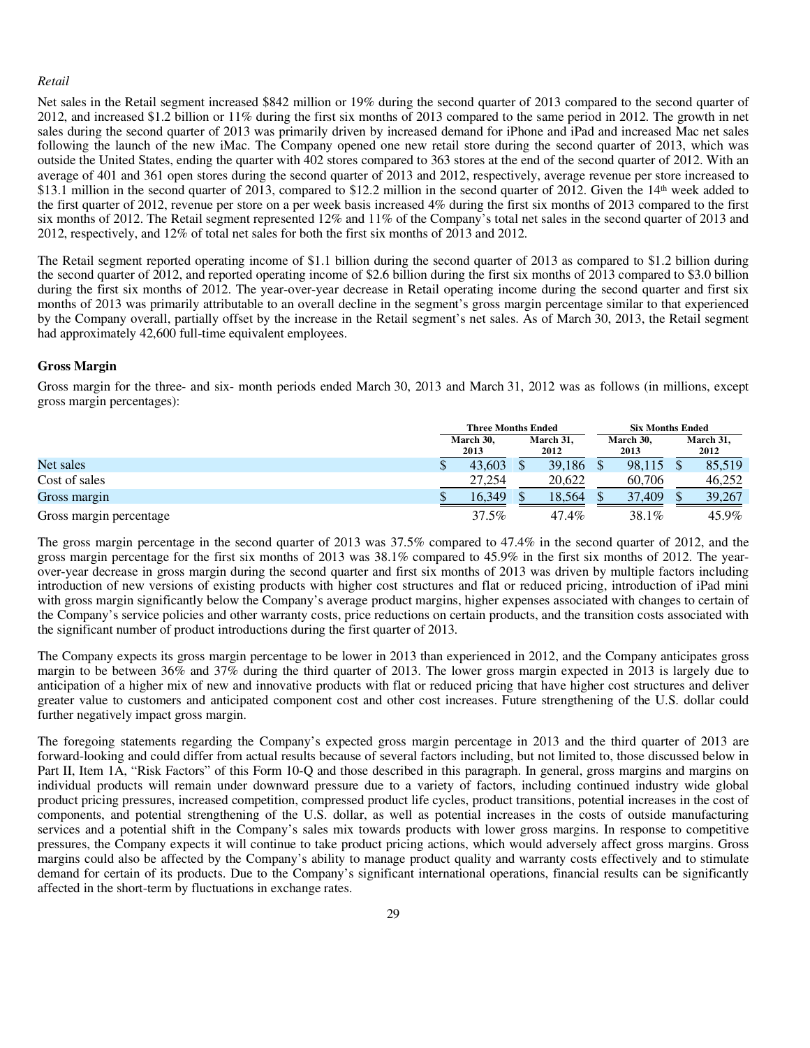*Retail*

Net sales in the Retail segment increased $842 million or 19% during the second quarter of 2013 compared to the second quarter of 2012, and increased $1.2 billion or 11% during the first six months of 2013 compared to the same period in 2012. The growth in net sales during the second quarter of 2013 was primarily driven by increased demand for iPhone and iPad and increased Mac net sales following the launch of the new iMac. The Company opened one new retail store during the second quarter of 2013, which was outside the United States, ending the quarter with 402 stores compared to 363 stores at the end of the second quarter of 2012. With an average of 401 and 361 open stores during the second quarter of 2013 and 2012, respectively, average revenue per store increased to $13.1 million in the second quarter of 2013, compared to $12.2 million in the second quarter of 2012. Given the 14th week added to the first quarter of 2012, revenue per store on a per week basis increased 4% during the first six months of 2013 compared to the first six months of 2012. The Retail segment represented 12% and 11% of the Company's total net sales in the second quarter of 2013 and 2012, respectively, and 12% of total net sales for both the first six months of 2013 and 2012.

The Retail segment reported operating income of $1.1 billion during the second quarter of 2013 as compared to $1.2 billion during the second quarter of 2012, and reported operating income of $2.6 billion during the first six months of 2013 compared to $3.0 billion during the first six months of 2012. The year-over-year decrease in Retail operating income during the second quarter and first six months of 2013 was primarily attributable to an overall decline in the segment's gross margin percentage similar to that experienced by the Company overall, partially offset by the increase in the Retail segment's net sales. As of March 30, 2013, the Retail segment had approximately 42,600 full-time equivalent employees.

**Gross Margin**

Gross margin for the three- and six- month periods ended March 30, 2013 and March 31, 2012 was as follows (in millions, except gross margin percentages):

| | Three Months Ended | | Six Months Ended | |
|---|---|---|---|---|
| | March 30, 2013 | March 31, 2012 | March 30, 2013 | March 31, 2012 |
| Net sales | $ 43,603 | $ 39,186 | $ 98,115 | $ 85,519 |
| Cost of sales | 27,254 | 20,622 | 60,706 | 46,252 |
| Gross margin | $ 16,349 | $ 18,564 | $ 37,409 | $ 39,267 |
| Gross margin percentage | 37.5% | 47.4% | 38.1% | 45.9% |

The gross margin percentage in the second quarter of 2013 was 37.5% compared to 47.4% in the second quarter of 2012, and the gross margin percentage for the first six months of 2013 was 38.1% compared to 45.9% in the first six months of 2012. The year-over-year decrease in gross margin during the second quarter and first six months of 2013 was driven by multiple factors including introduction of new versions of existing products with higher cost structures and flat or reduced pricing, introduction of iPad mini with gross margin significantly below the Company's average product margins, higher expenses associated with changes to certain of the Company's service policies and other warranty costs, price reductions on certain products, and the transition costs associated with the significant number of product introductions during the first quarter of 2013.

The Company expects its gross margin percentage to be lower in 2013 than experienced in 2012, and the Company anticipates gross margin to be between 36% and 37% during the third quarter of 2013. The lower gross margin expected in 2013 is largely due to anticipation of a higher mix of new and innovative products with flat or reduced pricing that have higher cost structures and deliver greater value to customers and anticipated component cost and other cost increases. Future strengthening of the U.S. dollar could further negatively impact gross margin.

The foregoing statements regarding the Company's expected gross margin percentage in 2013 and the third quarter of 2013 are forward-looking and could differ from actual results because of several factors including, but not limited to, those discussed below in Part II, Item 1A, "Risk Factors" of this Form 10-Q and those described in this paragraph. In general, gross margins and margins on individual products will remain under downward pressure due to a variety of factors, including continued industry wide global product pricing pressures, increased competition, compressed product life cycles, product transitions, potential increases in the cost of components, and potential strengthening of the U.S. dollar, as well as potential increases in the costs of outside manufacturing services and a potential shift in the Company's sales mix towards products with lower gross margins. In response to competitive pressures, the Company expects it will continue to take product pricing actions, which would adversely affect gross margins. Gross margins could also be affected by the Company's ability to manage product quality and warranty costs effectively and to stimulate demand for certain of its products. Due to the Company's significant international operations, financial results can be significantly affected in the short-term by fluctuations in exchange rates.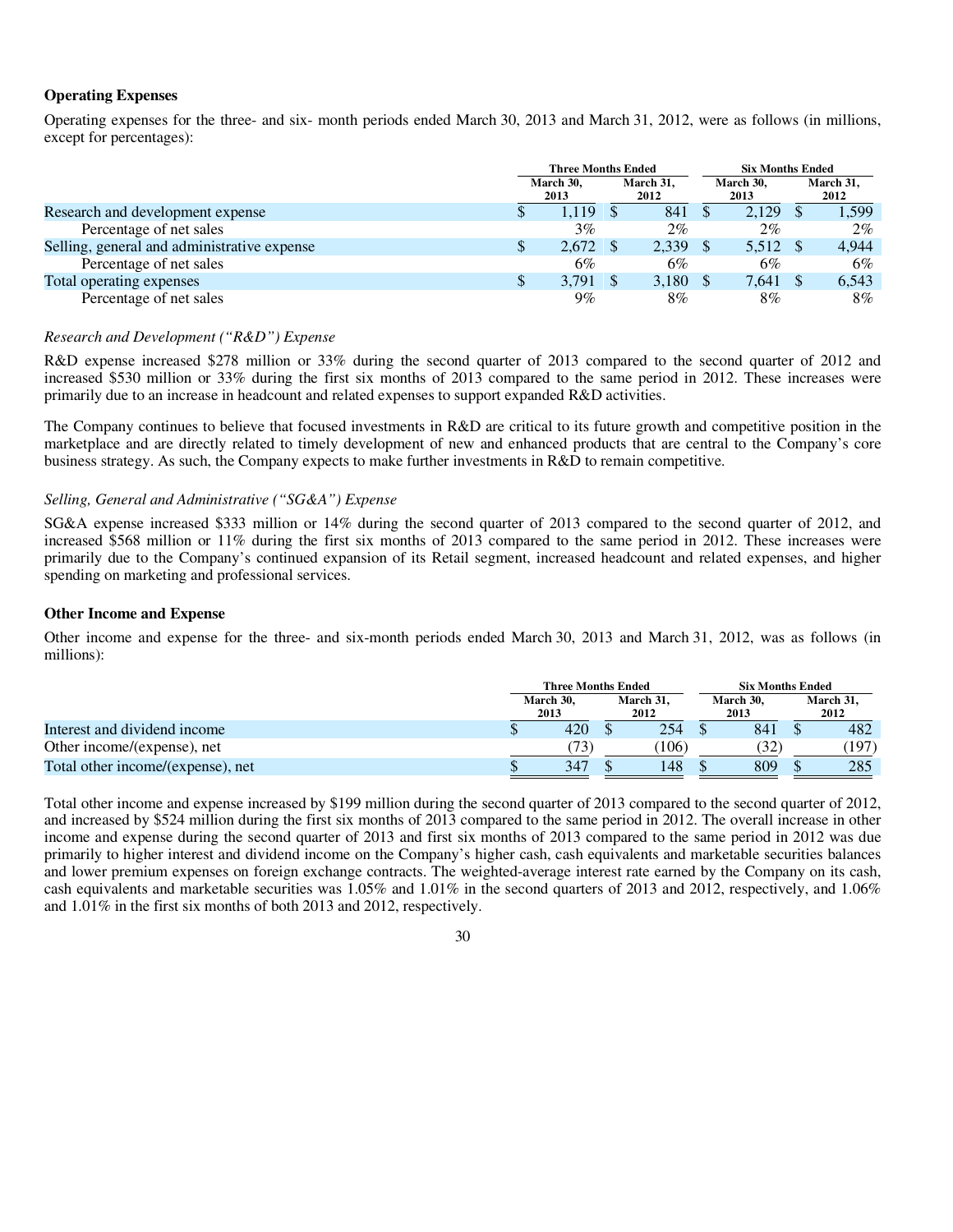### Operating Expenses

Operating expenses for the three- and six- month periods ended March 30, 2013 and March 31, 2012, were as follows (in millions, except for percentages):

| | Three Months Ended | | Six Months Ended | |
|---|---|---|---|---|
| | March 30, 2013 | March 31, 2012 | March 30, 2013 | March 31, 2012 |
| Research and development expense | $ 1,119 | $ 841 | $ 2,129 | $ 1,599 |
| Percentage of net sales | 3% | 2% | 2% | 2% |
| Selling, general and administrative expense | $ 2,672 | $ 2,339 | $ 5,512 | $ 4,944 |
| Percentage of net sales | 6% | 6% | 6% | 6% |
| Total operating expenses | $ 3,791 | $ 3,180 | $ 7,641 | $ 6,543 |
| Percentage of net sales | 9% | 8% | 8% | 8% |

*Research and Development ("R&D") Expense*

R&D expense increased $278 million or 33% during the second quarter of 2013 compared to the second quarter of 2012 and increased $530 million or 33% during the first six months of 2013 compared to the same period in 2012. These increases were primarily due to an increase in headcount and related expenses to support expanded R&D activities.

The Company continues to believe that focused investments in R&D are critical to its future growth and competitive position in the marketplace and are directly related to timely development of new and enhanced products that are central to the Company's core business strategy. As such, the Company expects to make further investments in R&D to remain competitive.

*Selling, General and Administrative ("SG&A") Expense*

SG&A expense increased $333 million or 14% during the second quarter of 2013 compared to the second quarter of 2012, and increased $568 million or 11% during the first six months of 2013 compared to the same period in 2012. These increases were primarily due to the Company's continued expansion of its Retail segment, increased headcount and related expenses, and higher spending on marketing and professional services.

### Other Income and Expense

Other income and expense for the three- and six-month periods ended March 30, 2013 and March 31, 2012, was as follows (in millions):

| | Three Months Ended | | Six Months Ended | |
|---|---|---|---|---|
| | March 30, 2013 | March 31, 2012 | March 30, 2013 | March 31, 2012 |
| Interest and dividend income | $ 420 | $ 254 | $ 841 | $ 482 |
| Other income/(expense), net | (73) | (106) | (32) | (197) |
| Total other income/(expense), net | $ 347 | $ 148 | $ 809 | $ 285 |

Total other income and expense increased by $199 million during the second quarter of 2013 compared to the second quarter of 2012, and increased by $524 million during the first six months of 2013 compared to the same period in 2012. The overall increase in other income and expense during the second quarter of 2013 and first six months of 2013 compared to the same period in 2012 was due primarily to higher interest and dividend income on the Company's higher cash, cash equivalents and marketable securities balances and lower premium expenses on foreign exchange contracts. The weighted-average interest rate earned by the Company on its cash, cash equivalents and marketable securities was 1.05% and 1.01% in the second quarters of 2013 and 2012, respectively, and 1.06% and 1.01% in the first six months of both 2013 and 2012, respectively.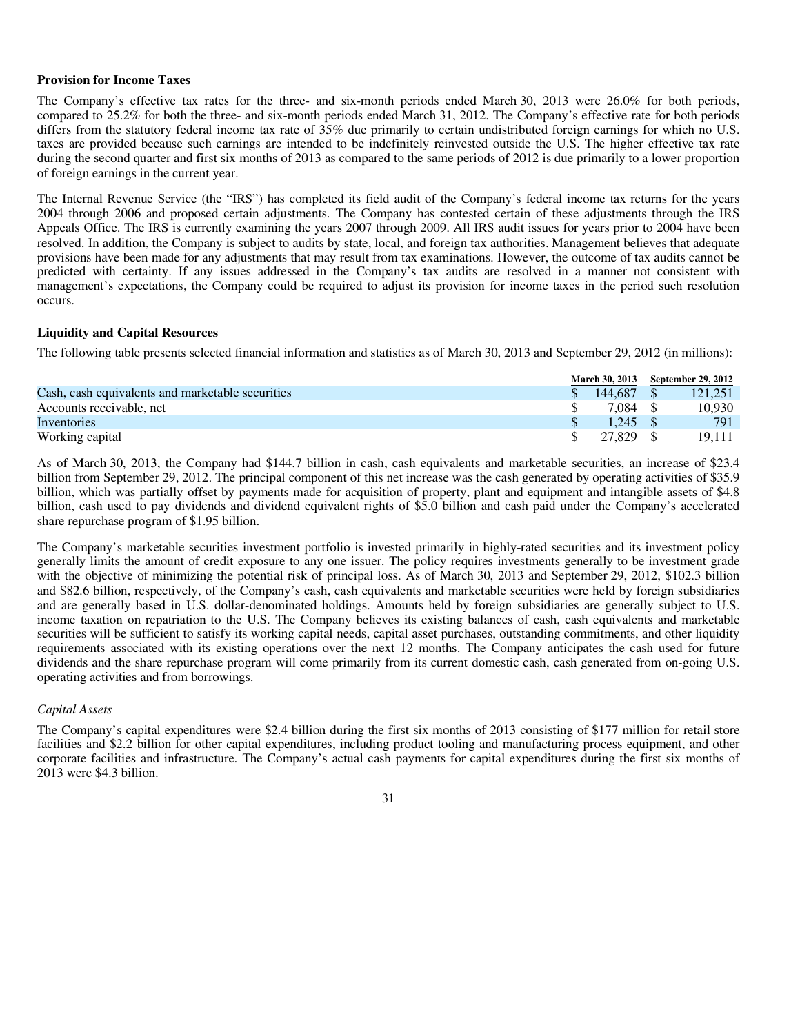### Provision for Income Taxes

The Company's effective tax rates for the three- and six-month periods ended March 30, 2013 were 26.0% for both periods, compared to 25.2% for both the three- and six-month periods ended March 31, 2012. The Company's effective rate for both periods differs from the statutory federal income tax rate of 35% due primarily to certain undistributed foreign earnings for which no U.S. taxes are provided because such earnings are intended to be indefinitely reinvested outside the U.S. The higher effective tax rate during the second quarter and first six months of 2013 as compared to the same periods of 2012 is due primarily to a lower proportion of foreign earnings in the current year.

The Internal Revenue Service (the "IRS") has completed its field audit of the Company's federal income tax returns for the years 2004 through 2006 and proposed certain adjustments. The Company has contested certain of these adjustments through the IRS Appeals Office. The IRS is currently examining the years 2007 through 2009. All IRS audit issues for years prior to 2004 have been resolved. In addition, the Company is subject to audits by state, local, and foreign tax authorities. Management believes that adequate provisions have been made for any adjustments that may result from tax examinations. However, the outcome of tax audits cannot be predicted with certainty. If any issues addressed in the Company's tax audits are resolved in a manner not consistent with management's expectations, the Company could be required to adjust its provision for income taxes in the period such resolution occurs.

### Liquidity and Capital Resources

The following table presents selected financial information and statistics as of March 30, 2013 and September 29, 2012 (in millions):

| | March 30, 2013 | September 29, 2012 |
|---|---|---|
| Cash, cash equivalents and marketable securities | $ 144,687 | $ 121,251 |
| Accounts receivable, net | $ 7,084 | $ 10,930 |
| Inventories | $ 1,245 | $ 791 |
| Working capital | $ 27,829 | $ 19,111 |

As of March 30, 2013, the Company had $144.7 billion in cash, cash equivalents and marketable securities, an increase of $23.4 billion from September 29, 2012. The principal component of this net increase was the cash generated by operating activities of $35.9 billion, which was partially offset by payments made for acquisition of property, plant and equipment and intangible assets of $4.8 billion, cash used to pay dividends and dividend equivalent rights of $5.0 billion and cash paid under the Company's accelerated share repurchase program of $1.95 billion.

The Company's marketable securities investment portfolio is invested primarily in highly-rated securities and its investment policy generally limits the amount of credit exposure to any one issuer. The policy requires investments generally to be investment grade with the objective of minimizing the potential risk of principal loss. As of March 30, 2013 and September 29, 2012, $102.3 billion and $82.6 billion, respectively, of the Company's cash, cash equivalents and marketable securities were held by foreign subsidiaries and are generally based in U.S. dollar-denominated holdings. Amounts held by foreign subsidiaries are generally subject to U.S. income taxation on repatriation to the U.S. The Company believes its existing balances of cash, cash equivalents and marketable securities will be sufficient to satisfy its working capital needs, capital asset purchases, outstanding commitments, and other liquidity requirements associated with its existing operations over the next 12 months. The Company anticipates the cash used for future dividends and the share repurchase program will come primarily from its current domestic cash, cash generated from on-going U.S. operating activities and from borrowings.

*Capital Assets*

The Company's capital expenditures were $2.4 billion during the first six months of 2013 consisting of $177 million for retail store facilities and $2.2 billion for other capital expenditures, including product tooling and manufacturing process equipment, and other corporate facilities and infrastructure. The Company's actual cash payments for capital expenditures during the first six months of 2013 were $4.3 billion.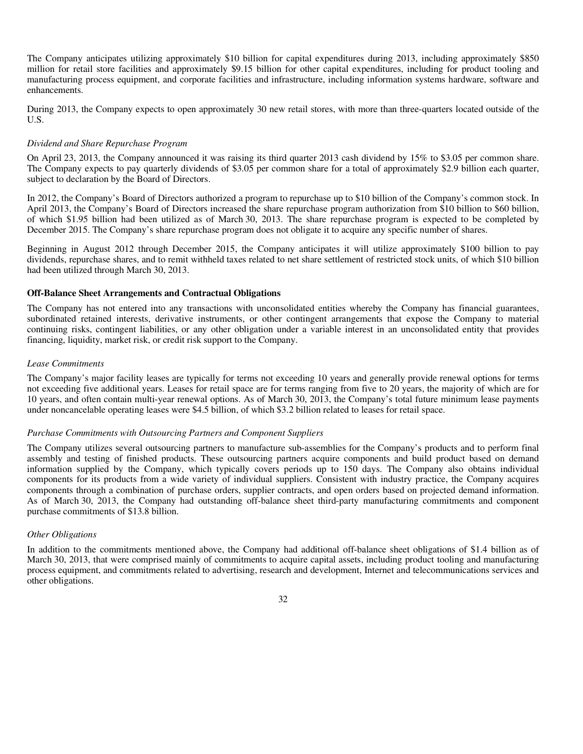The Company anticipates utilizing approximately $10 billion for capital expenditures during 2013, including approximately $850 million for retail store facilities and approximately $9.15 billion for other capital expenditures, including for product tooling and manufacturing process equipment, and corporate facilities and infrastructure, including information systems hardware, software and enhancements.

During 2013, the Company expects to open approximately 30 new retail stores, with more than three-quarters located outside of the U.S.

*Dividend and Share Repurchase Program*

On April 23, 2013, the Company announced it was raising its third quarter 2013 cash dividend by 15% to $3.05 per common share. The Company expects to pay quarterly dividends of $3.05 per common share for a total of approximately $2.9 billion each quarter, subject to declaration by the Board of Directors.

In 2012, the Company's Board of Directors authorized a program to repurchase up to $10 billion of the Company's common stock. In April 2013, the Company's Board of Directors increased the share repurchase program authorization from $10 billion to $60 billion, of which $1.95 billion had been utilized as of March 30, 2013. The share repurchase program is expected to be completed by December 2015. The Company's share repurchase program does not obligate it to acquire any specific number of shares.

Beginning in August 2012 through December 2015, the Company anticipates it will utilize approximately $100 billion to pay dividends, repurchase shares, and to remit withheld taxes related to net share settlement of restricted stock units, of which $10 billion had been utilized through March 30, 2013.

**Off-Balance Sheet Arrangements and Contractual Obligations**

The Company has not entered into any transactions with unconsolidated entities whereby the Company has financial guarantees, subordinated retained interests, derivative instruments, or other contingent arrangements that expose the Company to material continuing risks, contingent liabilities, or any other obligation under a variable interest in an unconsolidated entity that provides financing, liquidity, market risk, or credit risk support to the Company.

*Lease Commitments*

The Company's major facility leases are typically for terms not exceeding 10 years and generally provide renewal options for terms not exceeding five additional years. Leases for retail space are for terms ranging from five to 20 years, the majority of which are for 10 years, and often contain multi-year renewal options. As of March 30, 2013, the Company's total future minimum lease payments under noncancelable operating leases were $4.5 billion, of which $3.2 billion related to leases for retail space.

*Purchase Commitments with Outsourcing Partners and Component Suppliers*

The Company utilizes several outsourcing partners to manufacture sub-assemblies for the Company's products and to perform final assembly and testing of finished products. These outsourcing partners acquire components and build product based on demand information supplied by the Company, which typically covers periods up to 150 days. The Company also obtains individual components for its products from a wide variety of individual suppliers. Consistent with industry practice, the Company acquires components through a combination of purchase orders, supplier contracts, and open orders based on projected demand information. As of March 30, 2013, the Company had outstanding off-balance sheet third-party manufacturing commitments and component purchase commitments of $13.8 billion.

*Other Obligations*

In addition to the commitments mentioned above, the Company had additional off-balance sheet obligations of $1.4 billion as of March 30, 2013, that were comprised mainly of commitments to acquire capital assets, including product tooling and manufacturing process equipment, and commitments related to advertising, research and development, Internet and telecommunications services and other obligations.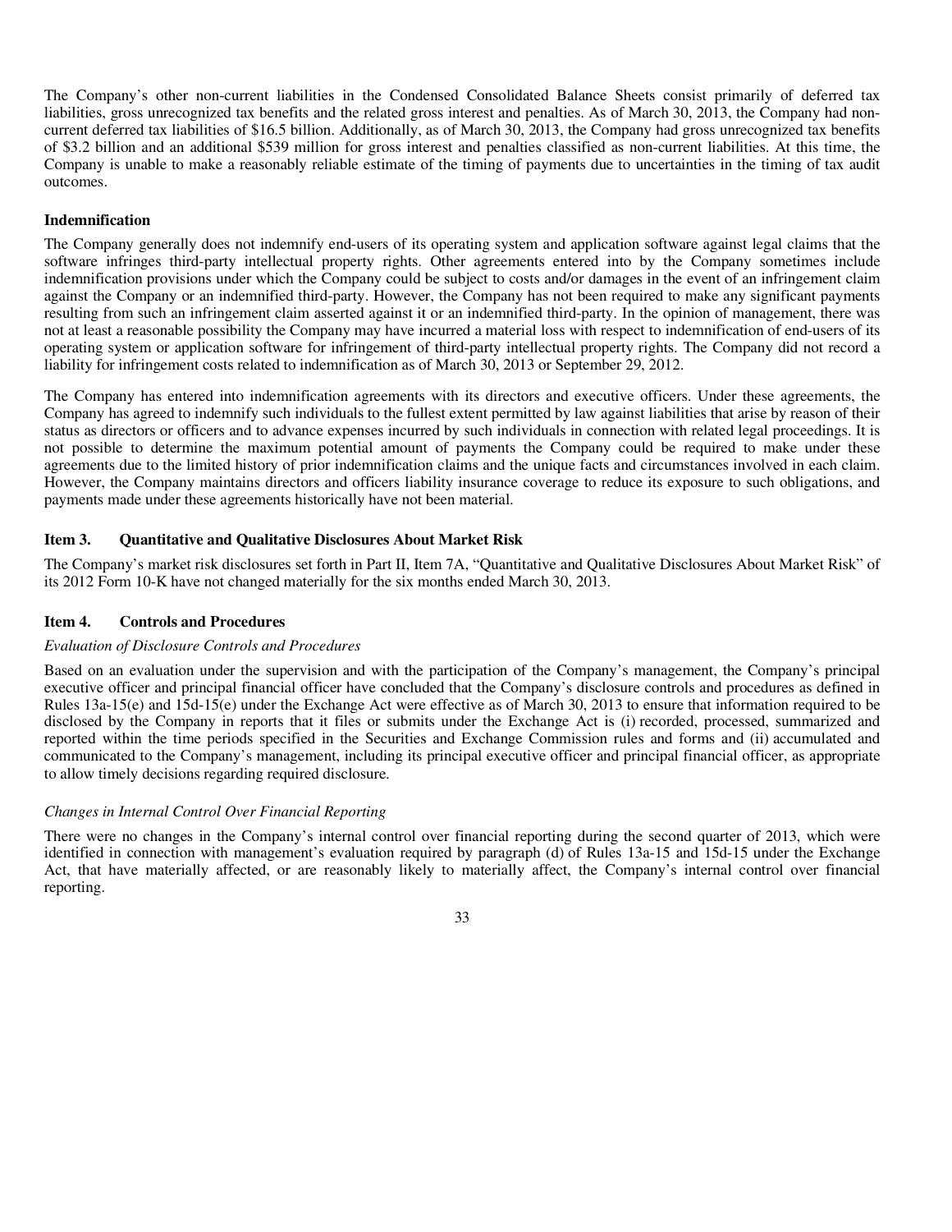The Company's other non-current liabilities in the Condensed Consolidated Balance Sheets consist primarily of deferred tax liabilities, gross unrecognized tax benefits and the related gross interest and penalties. As of March 30, 2013, the Company had non-current deferred tax liabilities of $16.5 billion. Additionally, as of March 30, 2013, the Company had gross unrecognized tax benefits of $3.2 billion and an additional $539 million for gross interest and penalties classified as non-current liabilities. At this time, the Company is unable to make a reasonably reliable estimate of the timing of payments due to uncertainties in the timing of tax audit outcomes.

**Indemnification**

The Company generally does not indemnify end-users of its operating system and application software against legal claims that the software infringes third-party intellectual property rights. Other agreements entered into by the Company sometimes include indemnification provisions under which the Company could be subject to costs and/or damages in the event of an infringement claim against the Company or an indemnified third-party. However, the Company has not been required to make any significant payments resulting from such an infringement claim asserted against it or an indemnified third-party. In the opinion of management, there was not at least a reasonable possibility the Company may have incurred a material loss with respect to indemnification of end-users of its operating system or application software for infringement of third-party intellectual property rights. The Company did not record a liability for infringement costs related to indemnification as of March 30, 2013 or September 29, 2012.

The Company has entered into indemnification agreements with its directors and executive officers. Under these agreements, the Company has agreed to indemnify such individuals to the fullest extent permitted by law against liabilities that arise by reason of their status as directors or officers and to advance expenses incurred by such individuals in connection with related legal proceedings. It is not possible to determine the maximum potential amount of payments the Company could be required to make under these agreements due to the limited history of prior indemnification claims and the unique facts and circumstances involved in each claim. However, the Company maintains directors and officers liability insurance coverage to reduce its exposure to such obligations, and payments made under these agreements historically have not been material.

## Item 3. Quantitative and Qualitative Disclosures About Market Risk

The Company's market risk disclosures set forth in Part II, Item 7A, "Quantitative and Qualitative Disclosures About Market Risk" of its 2012 Form 10-K have not changed materially for the six months ended March 30, 2013.

## Item 4. Controls and Procedures

*Evaluation of Disclosure Controls and Procedures*

Based on an evaluation under the supervision and with the participation of the Company's management, the Company's principal executive officer and principal financial officer have concluded that the Company's disclosure controls and procedures as defined in Rules 13a-15(e) and 15d-15(e) under the Exchange Act were effective as of March 30, 2013 to ensure that information required to be disclosed by the Company in reports that it files or submits under the Exchange Act is (i) recorded, processed, summarized and reported within the time periods specified in the Securities and Exchange Commission rules and forms and (ii) accumulated and communicated to the Company's management, including its principal executive officer and principal financial officer, as appropriate to allow timely decisions regarding required disclosure.

*Changes in Internal Control Over Financial Reporting*

There were no changes in the Company's internal control over financial reporting during the second quarter of 2013, which were identified in connection with management's evaluation required by paragraph (d) of Rules 13a-15 and 15d-15 under the Exchange Act, that have materially affected, or are reasonably likely to materially affect, the Company's internal control over financial reporting.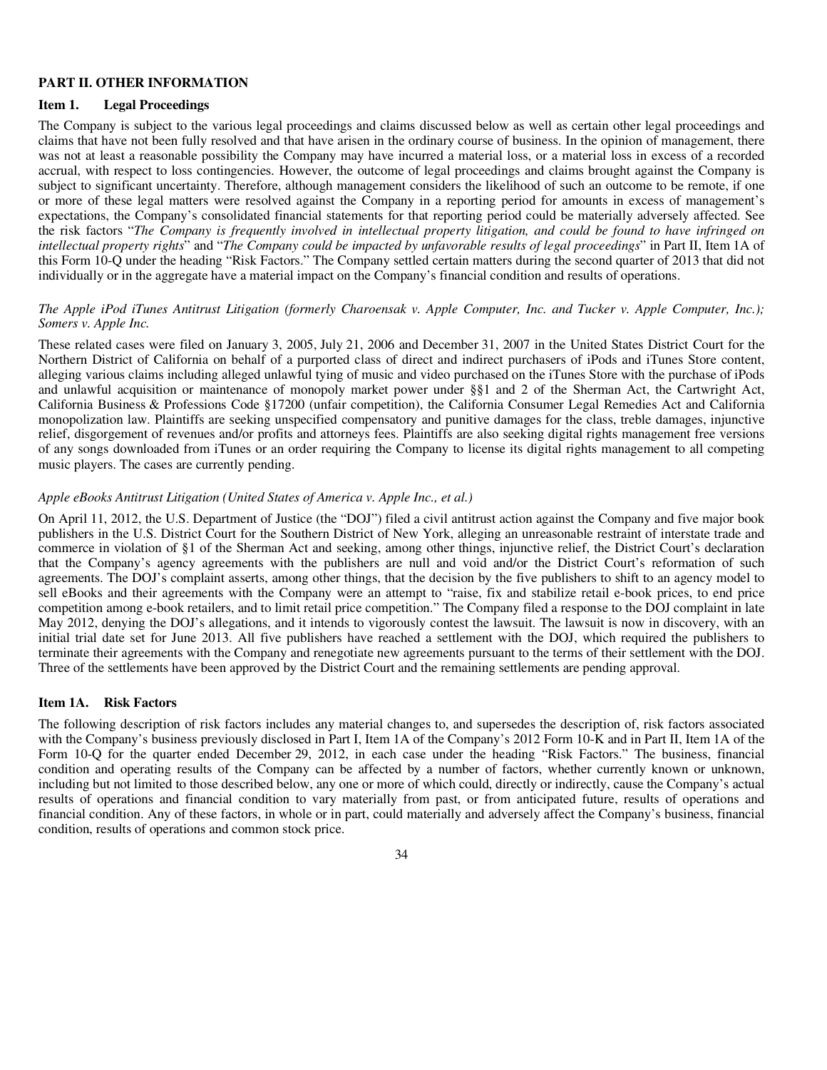## PART II. OTHER INFORMATION

### Item 1. Legal Proceedings

The Company is subject to the various legal proceedings and claims discussed below as well as certain other legal proceedings and claims that have not been fully resolved and that have arisen in the ordinary course of business. In the opinion of management, there was not at least a reasonable possibility the Company may have incurred a material loss, or a material loss in excess of a recorded accrual, with respect to loss contingencies. However, the outcome of legal proceedings and claims brought against the Company is subject to significant uncertainty. Therefore, although management considers the likelihood of such an outcome to be remote, if one or more of these legal matters were resolved against the Company in a reporting period for amounts in excess of management's expectations, the Company's consolidated financial statements for that reporting period could be materially adversely affected. See the risk factors "*The Company is frequently involved in intellectual property litigation, and could be found to have infringed on intellectual property rights*" and "*The Company could be impacted by unfavorable results of legal proceedings*" in Part II, Item 1A of this Form 10-Q under the heading "Risk Factors." The Company settled certain matters during the second quarter of 2013 that did not individually or in the aggregate have a material impact on the Company's financial condition and results of operations.

*The Apple iPod iTunes Antitrust Litigation (formerly Charoensak v. Apple Computer, Inc. and Tucker v. Apple Computer, Inc.); Somers v. Apple Inc.*

These related cases were filed on January 3, 2005, July 21, 2006 and December 31, 2007 in the United States District Court for the Northern District of California on behalf of a purported class of direct and indirect purchasers of iPods and iTunes Store content, alleging various claims including alleged unlawful tying of music and video purchased on the iTunes Store with the purchase of iPods and unlawful acquisition or maintenance of monopoly market power under §§1 and 2 of the Sherman Act, the Cartwright Act, California Business & Professions Code §17200 (unfair competition), the California Consumer Legal Remedies Act and California monopolization law. Plaintiffs are seeking unspecified compensatory and punitive damages for the class, treble damages, injunctive relief, disgorgement of revenues and/or profits and attorneys fees. Plaintiffs are also seeking digital rights management free versions of any songs downloaded from iTunes or an order requiring the Company to license its digital rights management to all competing music players. The cases are currently pending.

*Apple eBooks Antitrust Litigation (United States of America v. Apple Inc., et al.)*

On April 11, 2012, the U.S. Department of Justice (the "DOJ") filed a civil antitrust action against the Company and five major book publishers in the U.S. District Court for the Southern District of New York, alleging an unreasonable restraint of interstate trade and commerce in violation of §1 of the Sherman Act and seeking, among other things, injunctive relief, the District Court's declaration that the Company's agency agreements with the publishers are null and void and/or the District Court's reformation of such agreements. The DOJ's complaint asserts, among other things, that the decision by the five publishers to shift to an agency model to sell eBooks and their agreements with the Company were an attempt to "raise, fix and stabilize retail e-book prices, to end price competition among e-book retailers, and to limit retail price competition." The Company filed a response to the DOJ complaint in late May 2012, denying the DOJ's allegations, and it intends to vigorously contest the lawsuit. The lawsuit is now in discovery, with an initial trial date set for June 2013. All five publishers have reached a settlement with the DOJ, which required the publishers to terminate their agreements with the Company and renegotiate new agreements pursuant to the terms of their settlement with the DOJ. Three of the settlements have been approved by the District Court and the remaining settlements are pending approval.

### Item 1A. Risk Factors

The following description of risk factors includes any material changes to, and supersedes the description of, risk factors associated with the Company's business previously disclosed in Part I, Item 1A of the Company's 2012 Form 10-K and in Part II, Item 1A of the Form 10-Q for the quarter ended December 29, 2012, in each case under the heading "Risk Factors." The business, financial condition and operating results of the Company can be affected by a number of factors, whether currently known or unknown, including but not limited to those described below, any one or more of which could, directly or indirectly, cause the Company's actual results of operations and financial condition to vary materially from past, or from anticipated future, results of operations and financial condition. Any of these factors, in whole or in part, could materially and adversely affect the Company's business, financial condition, results of operations and common stock price.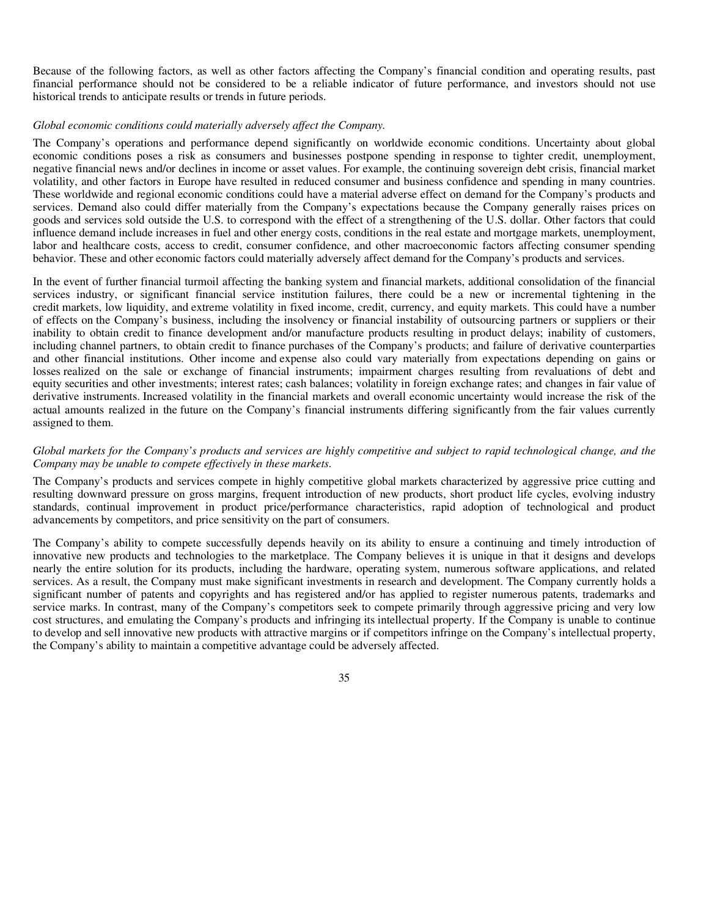Because of the following factors, as well as other factors affecting the Company's financial condition and operating results, past financial performance should not be considered to be a reliable indicator of future performance, and investors should not use historical trends to anticipate results or trends in future periods.

*Global economic conditions could materially adversely affect the Company.*

The Company's operations and performance depend significantly on worldwide economic conditions. Uncertainty about global economic conditions poses a risk as consumers and businesses postpone spending in response to tighter credit, unemployment, negative financial news and/or declines in income or asset values. For example, the continuing sovereign debt crisis, financial market volatility, and other factors in Europe have resulted in reduced consumer and business confidence and spending in many countries. These worldwide and regional economic conditions could have a material adverse effect on demand for the Company's products and services. Demand also could differ materially from the Company's expectations because the Company generally raises prices on goods and services sold outside the U.S. to correspond with the effect of a strengthening of the U.S. dollar. Other factors that could influence demand include increases in fuel and other energy costs, conditions in the real estate and mortgage markets, unemployment, labor and healthcare costs, access to credit, consumer confidence, and other macroeconomic factors affecting consumer spending behavior. These and other economic factors could materially adversely affect demand for the Company's products and services.

In the event of further financial turmoil affecting the banking system and financial markets, additional consolidation of the financial services industry, or significant financial service institution failures, there could be a new or incremental tightening in the credit markets, low liquidity, and extreme volatility in fixed income, credit, currency, and equity markets. This could have a number of effects on the Company's business, including the insolvency or financial instability of outsourcing partners or suppliers or their inability to obtain credit to finance development and/or manufacture products resulting in product delays; inability of customers, including channel partners, to obtain credit to finance purchases of the Company's products; and failure of derivative counterparties and other financial institutions. Other income and expense also could vary materially from expectations depending on gains or losses realized on the sale or exchange of financial instruments; impairment charges resulting from revaluations of debt and equity securities and other investments; interest rates; cash balances; volatility in foreign exchange rates; and changes in fair value of derivative instruments. Increased volatility in the financial markets and overall economic uncertainty would increase the risk of the actual amounts realized in the future on the Company's financial instruments differing significantly from the fair values currently assigned to them.

*Global markets for the Company's products and services are highly competitive and subject to rapid technological change, and the Company may be unable to compete effectively in these markets.*

The Company's products and services compete in highly competitive global markets characterized by aggressive price cutting and resulting downward pressure on gross margins, frequent introduction of new products, short product life cycles, evolving industry standards, continual improvement in product price/performance characteristics, rapid adoption of technological and product advancements by competitors, and price sensitivity on the part of consumers.

The Company's ability to compete successfully depends heavily on its ability to ensure a continuing and timely introduction of innovative new products and technologies to the marketplace. The Company believes it is unique in that it designs and develops nearly the entire solution for its products, including the hardware, operating system, numerous software applications, and related services. As a result, the Company must make significant investments in research and development. The Company currently holds a significant number of patents and copyrights and has registered and/or has applied to register numerous patents, trademarks and service marks. In contrast, many of the Company's competitors seek to compete primarily through aggressive pricing and very low cost structures, and emulating the Company's products and infringing its intellectual property. If the Company is unable to continue to develop and sell innovative new products with attractive margins or if competitors infringe on the Company's intellectual property, the Company's ability to maintain a competitive advantage could be adversely affected.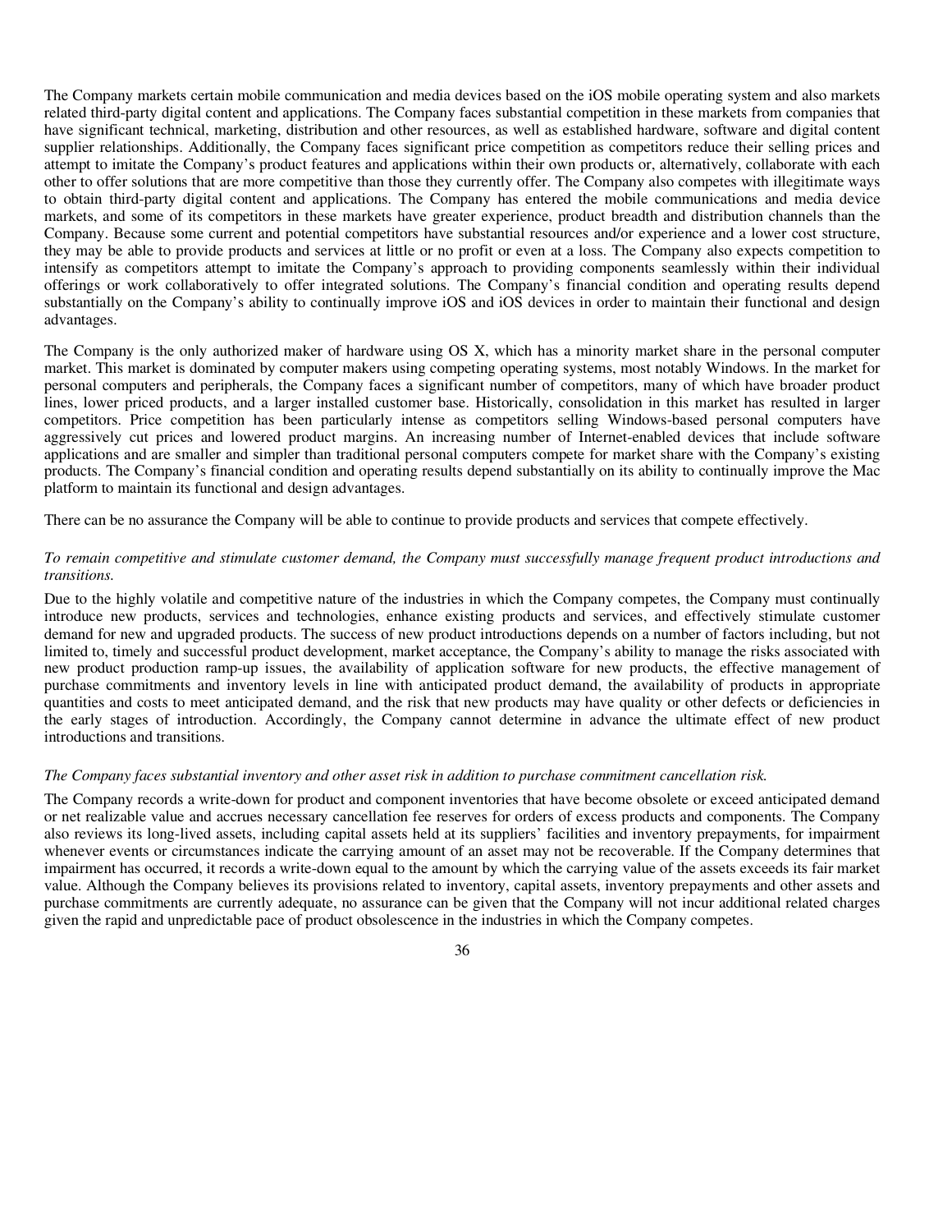The Company markets certain mobile communication and media devices based on the iOS mobile operating system and also markets related third-party digital content and applications. The Company faces substantial competition in these markets from companies that have significant technical, marketing, distribution and other resources, as well as established hardware, software and digital content supplier relationships. Additionally, the Company faces significant price competition as competitors reduce their selling prices and attempt to imitate the Company's product features and applications within their own products or, alternatively, collaborate with each other to offer solutions that are more competitive than those they currently offer. The Company also competes with illegitimate ways to obtain third-party digital content and applications. The Company has entered the mobile communications and media device markets, and some of its competitors in these markets have greater experience, product breadth and distribution channels than the Company. Because some current and potential competitors have substantial resources and/or experience and a lower cost structure, they may be able to provide products and services at little or no profit or even at a loss. The Company also expects competition to intensify as competitors attempt to imitate the Company's approach to providing components seamlessly within their individual offerings or work collaboratively to offer integrated solutions. The Company's financial condition and operating results depend substantially on the Company's ability to continually improve iOS and iOS devices in order to maintain their functional and design advantages.

The Company is the only authorized maker of hardware using OS X, which has a minority market share in the personal computer market. This market is dominated by computer makers using competing operating systems, most notably Windows. In the market for personal computers and peripherals, the Company faces a significant number of competitors, many of which have broader product lines, lower priced products, and a larger installed customer base. Historically, consolidation in this market has resulted in larger competitors. Price competition has been particularly intense as competitors selling Windows-based personal computers have aggressively cut prices and lowered product margins. An increasing number of Internet-enabled devices that include software applications and are smaller and simpler than traditional personal computers compete for market share with the Company's existing products. The Company's financial condition and operating results depend substantially on its ability to continually improve the Mac platform to maintain its functional and design advantages.

There can be no assurance the Company will be able to continue to provide products and services that compete effectively.

*To remain competitive and stimulate customer demand, the Company must successfully manage frequent product introductions and transitions.*

Due to the highly volatile and competitive nature of the industries in which the Company competes, the Company must continually introduce new products, services and technologies, enhance existing products and services, and effectively stimulate customer demand for new and upgraded products. The success of new product introductions depends on a number of factors including, but not limited to, timely and successful product development, market acceptance, the Company's ability to manage the risks associated with new product production ramp-up issues, the availability of application software for new products, the effective management of purchase commitments and inventory levels in line with anticipated product demand, the availability of products in appropriate quantities and costs to meet anticipated demand, and the risk that new products may have quality or other defects or deficiencies in the early stages of introduction. Accordingly, the Company cannot determine in advance the ultimate effect of new product introductions and transitions.

*The Company faces substantial inventory and other asset risk in addition to purchase commitment cancellation risk.*

The Company records a write-down for product and component inventories that have become obsolete or exceed anticipated demand or net realizable value and accrues necessary cancellation fee reserves for orders of excess products and components. The Company also reviews its long-lived assets, including capital assets held at its suppliers' facilities and inventory prepayments, for impairment whenever events or circumstances indicate the carrying amount of an asset may not be recoverable. If the Company determines that impairment has occurred, it records a write-down equal to the amount by which the carrying value of the assets exceeds its fair market value. Although the Company believes its provisions related to inventory, capital assets, inventory prepayments and other assets and purchase commitments are currently adequate, no assurance can be given that the Company will not incur additional related charges given the rapid and unpredictable pace of product obsolescence in the industries in which the Company competes.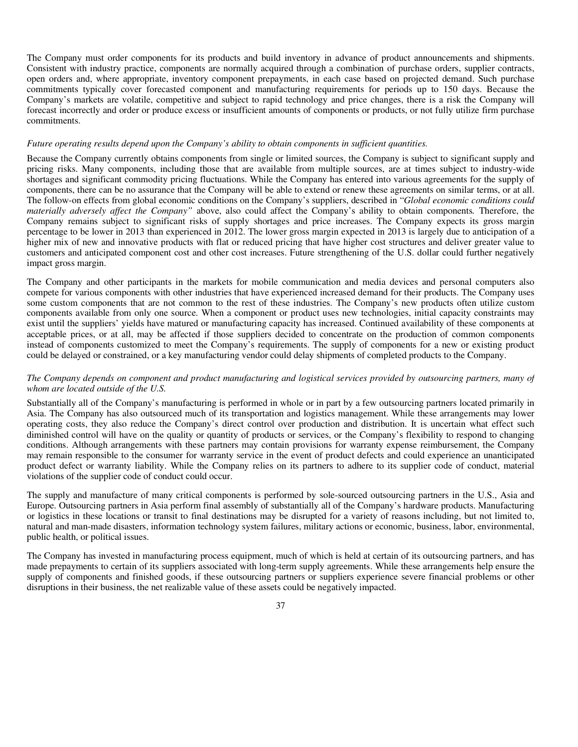The Company must order components for its products and build inventory in advance of product announcements and shipments. Consistent with industry practice, components are normally acquired through a combination of purchase orders, supplier contracts, open orders and, where appropriate, inventory component prepayments, in each case based on projected demand. Such purchase commitments typically cover forecasted component and manufacturing requirements for periods up to 150 days. Because the Company's markets are volatile, competitive and subject to rapid technology and price changes, there is a risk the Company will forecast incorrectly and order or produce excess or insufficient amounts of components or products, or not fully utilize firm purchase commitments.

*Future operating results depend upon the Company's ability to obtain components in sufficient quantities.*

Because the Company currently obtains components from single or limited sources, the Company is subject to significant supply and pricing risks. Many components, including those that are available from multiple sources, are at times subject to industry-wide shortages and significant commodity pricing fluctuations. While the Company has entered into various agreements for the supply of components, there can be no assurance that the Company will be able to extend or renew these agreements on similar terms, or at all. The follow-on effects from global economic conditions on the Company's suppliers, described in "*Global economic conditions could materially adversely affect the Company"* above, also could affect the Company's ability to obtain components. Therefore, the Company remains subject to significant risks of supply shortages and price increases. The Company expects its gross margin percentage to be lower in 2013 than experienced in 2012. The lower gross margin expected in 2013 is largely due to anticipation of a higher mix of new and innovative products with flat or reduced pricing that have higher cost structures and deliver greater value to customers and anticipated component cost and other cost increases. Future strengthening of the U.S. dollar could further negatively impact gross margin.

The Company and other participants in the markets for mobile communication and media devices and personal computers also compete for various components with other industries that have experienced increased demand for their products. The Company uses some custom components that are not common to the rest of these industries. The Company's new products often utilize custom components available from only one source. When a component or product uses new technologies, initial capacity constraints may exist until the suppliers' yields have matured or manufacturing capacity has increased. Continued availability of these components at acceptable prices, or at all, may be affected if those suppliers decided to concentrate on the production of common components instead of components customized to meet the Company's requirements. The supply of components for a new or existing product could be delayed or constrained, or a key manufacturing vendor could delay shipments of completed products to the Company.

*The Company depends on component and product manufacturing and logistical services provided by outsourcing partners, many of whom are located outside of the U.S.*

Substantially all of the Company's manufacturing is performed in whole or in part by a few outsourcing partners located primarily in Asia. The Company has also outsourced much of its transportation and logistics management. While these arrangements may lower operating costs, they also reduce the Company's direct control over production and distribution. It is uncertain what effect such diminished control will have on the quality or quantity of products or services, or the Company's flexibility to respond to changing conditions. Although arrangements with these partners may contain provisions for warranty expense reimbursement, the Company may remain responsible to the consumer for warranty service in the event of product defects and could experience an unanticipated product defect or warranty liability. While the Company relies on its partners to adhere to its supplier code of conduct, material violations of the supplier code of conduct could occur.

The supply and manufacture of many critical components is performed by sole-sourced outsourcing partners in the U.S., Asia and Europe. Outsourcing partners in Asia perform final assembly of substantially all of the Company's hardware products. Manufacturing or logistics in these locations or transit to final destinations may be disrupted for a variety of reasons including, but not limited to, natural and man-made disasters, information technology system failures, military actions or economic, business, labor, environmental, public health, or political issues.

The Company has invested in manufacturing process equipment, much of which is held at certain of its outsourcing partners, and has made prepayments to certain of its suppliers associated with long-term supply agreements. While these arrangements help ensure the supply of components and finished goods, if these outsourcing partners or suppliers experience severe financial problems or other disruptions in their business, the net realizable value of these assets could be negatively impacted.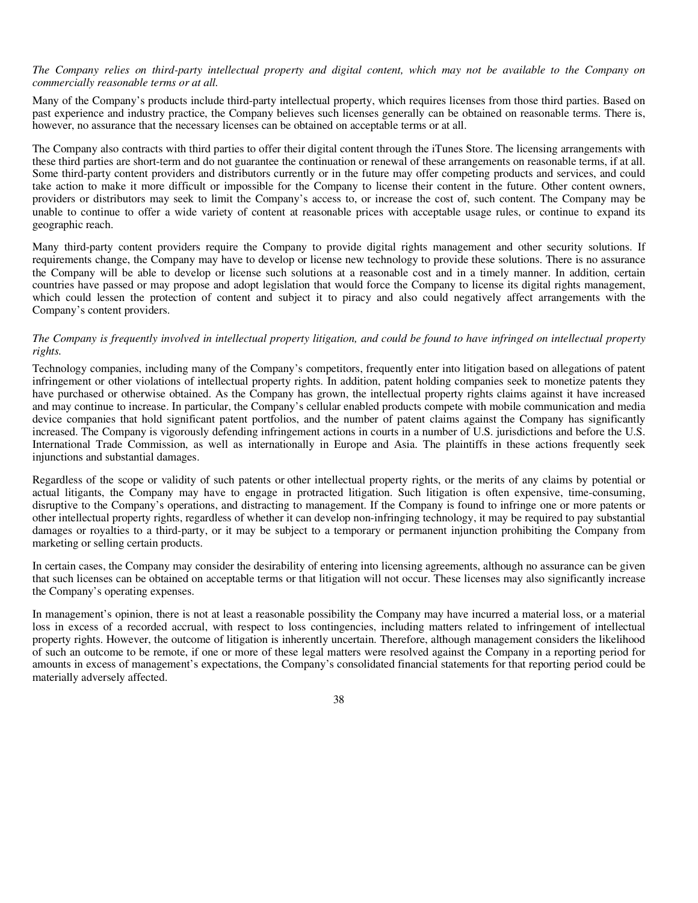*The Company relies on third-party intellectual property and digital content, which may not be available to the Company on commercially reasonable terms or at all.*

Many of the Company's products include third-party intellectual property, which requires licenses from those third parties. Based on past experience and industry practice, the Company believes such licenses generally can be obtained on reasonable terms. There is, however, no assurance that the necessary licenses can be obtained on acceptable terms or at all.

The Company also contracts with third parties to offer their digital content through the iTunes Store. The licensing arrangements with these third parties are short-term and do not guarantee the continuation or renewal of these arrangements on reasonable terms, if at all. Some third-party content providers and distributors currently or in the future may offer competing products and services, and could take action to make it more difficult or impossible for the Company to license their content in the future. Other content owners, providers or distributors may seek to limit the Company's access to, or increase the cost of, such content. The Company may be unable to continue to offer a wide variety of content at reasonable prices with acceptable usage rules, or continue to expand its geographic reach.

Many third-party content providers require the Company to provide digital rights management and other security solutions. If requirements change, the Company may have to develop or license new technology to provide these solutions. There is no assurance the Company will be able to develop or license such solutions at a reasonable cost and in a timely manner. In addition, certain countries have passed or may propose and adopt legislation that would force the Company to license its digital rights management, which could lessen the protection of content and subject it to piracy and also could negatively affect arrangements with the Company's content providers.

*The Company is frequently involved in intellectual property litigation, and could be found to have infringed on intellectual property rights.*

Technology companies, including many of the Company's competitors, frequently enter into litigation based on allegations of patent infringement or other violations of intellectual property rights. In addition, patent holding companies seek to monetize patents they have purchased or otherwise obtained. As the Company has grown, the intellectual property rights claims against it have increased and may continue to increase. In particular, the Company's cellular enabled products compete with mobile communication and media device companies that hold significant patent portfolios, and the number of patent claims against the Company has significantly increased. The Company is vigorously defending infringement actions in courts in a number of U.S. jurisdictions and before the U.S. International Trade Commission, as well as internationally in Europe and Asia. The plaintiffs in these actions frequently seek injunctions and substantial damages.

Regardless of the scope or validity of such patents or other intellectual property rights, or the merits of any claims by potential or actual litigants, the Company may have to engage in protracted litigation. Such litigation is often expensive, time-consuming, disruptive to the Company's operations, and distracting to management. If the Company is found to infringe one or more patents or other intellectual property rights, regardless of whether it can develop non-infringing technology, it may be required to pay substantial damages or royalties to a third-party, or it may be subject to a temporary or permanent injunction prohibiting the Company from marketing or selling certain products.

In certain cases, the Company may consider the desirability of entering into licensing agreements, although no assurance can be given that such licenses can be obtained on acceptable terms or that litigation will not occur. These licenses may also significantly increase the Company's operating expenses.

In management's opinion, there is not at least a reasonable possibility the Company may have incurred a material loss, or a material loss in excess of a recorded accrual, with respect to loss contingencies, including matters related to infringement of intellectual property rights. However, the outcome of litigation is inherently uncertain. Therefore, although management considers the likelihood of such an outcome to be remote, if one or more of these legal matters were resolved against the Company in a reporting period for amounts in excess of management's expectations, the Company's consolidated financial statements for that reporting period could be materially adversely affected.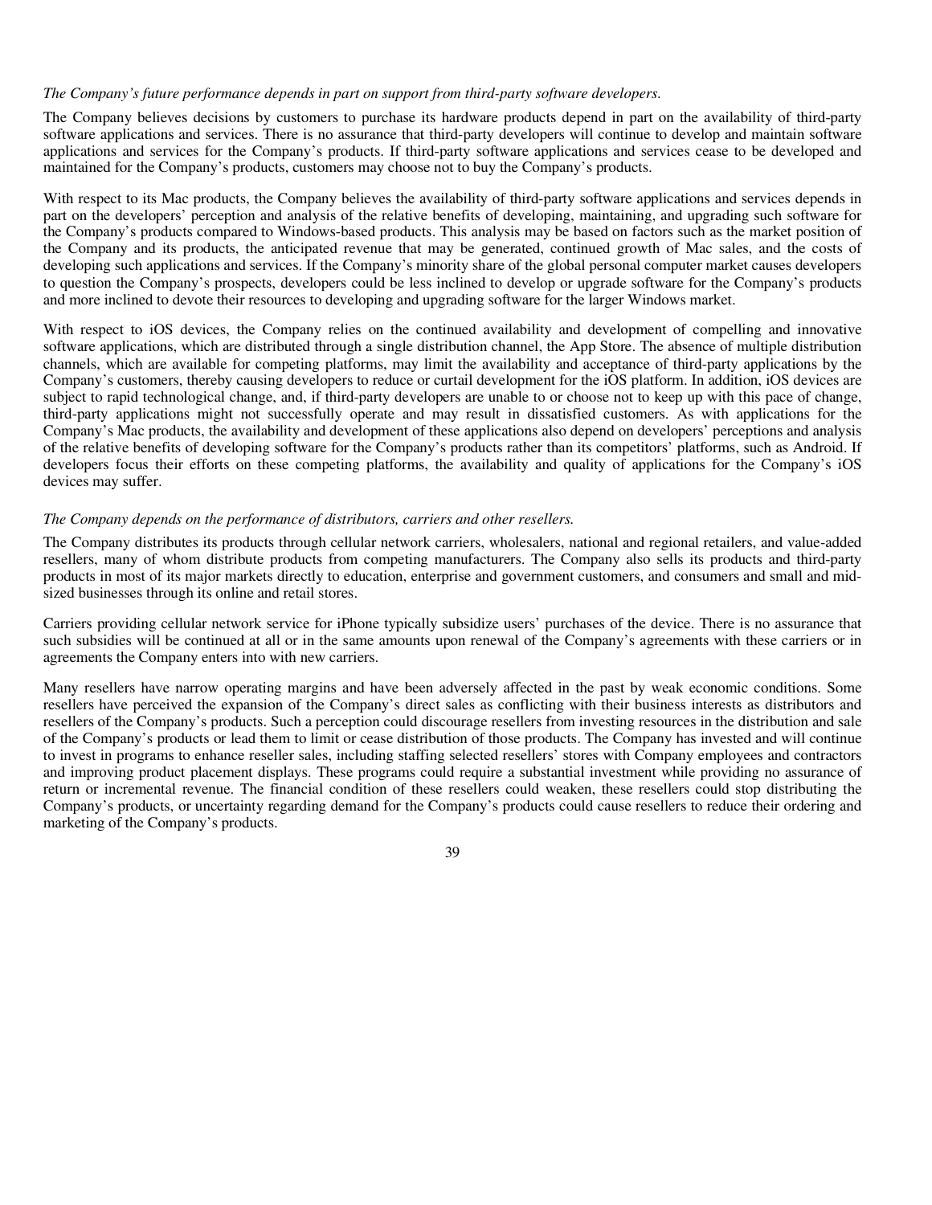*The Company's future performance depends in part on support from third-party software developers.*

The Company believes decisions by customers to purchase its hardware products depend in part on the availability of third-party software applications and services. There is no assurance that third-party developers will continue to develop and maintain software applications and services for the Company's products. If third-party software applications and services cease to be developed and maintained for the Company's products, customers may choose not to buy the Company's products.

With respect to its Mac products, the Company believes the availability of third-party software applications and services depends in part on the developers' perception and analysis of the relative benefits of developing, maintaining, and upgrading such software for the Company's products compared to Windows-based products. This analysis may be based on factors such as the market position of the Company and its products, the anticipated revenue that may be generated, continued growth of Mac sales, and the costs of developing such applications and services. If the Company's minority share of the global personal computer market causes developers to question the Company's prospects, developers could be less inclined to develop or upgrade software for the Company's products and more inclined to devote their resources to developing and upgrading software for the larger Windows market.

With respect to iOS devices, the Company relies on the continued availability and development of compelling and innovative software applications, which are distributed through a single distribution channel, the App Store. The absence of multiple distribution channels, which are available for competing platforms, may limit the availability and acceptance of third-party applications by the Company's customers, thereby causing developers to reduce or curtail development for the iOS platform. In addition, iOS devices are subject to rapid technological change, and, if third-party developers are unable to or choose not to keep up with this pace of change, third-party applications might not successfully operate and may result in dissatisfied customers. As with applications for the Company's Mac products, the availability and development of these applications also depend on developers' perceptions and analysis of the relative benefits of developing software for the Company's products rather than its competitors' platforms, such as Android. If developers focus their efforts on these competing platforms, the availability and quality of applications for the Company's iOS devices may suffer.

*The Company depends on the performance of distributors, carriers and other resellers.*

The Company distributes its products through cellular network carriers, wholesalers, national and regional retailers, and value-added resellers, many of whom distribute products from competing manufacturers. The Company also sells its products and third-party products in most of its major markets directly to education, enterprise and government customers, and consumers and small and mid-sized businesses through its online and retail stores.

Carriers providing cellular network service for iPhone typically subsidize users' purchases of the device. There is no assurance that such subsidies will be continued at all or in the same amounts upon renewal of the Company's agreements with these carriers or in agreements the Company enters into with new carriers.

Many resellers have narrow operating margins and have been adversely affected in the past by weak economic conditions. Some resellers have perceived the expansion of the Company's direct sales as conflicting with their business interests as distributors and resellers of the Company's products. Such a perception could discourage resellers from investing resources in the distribution and sale of the Company's products or lead them to limit or cease distribution of those products. The Company has invested and will continue to invest in programs to enhance reseller sales, including staffing selected resellers' stores with Company employees and contractors and improving product placement displays. These programs could require a substantial investment while providing no assurance of return or incremental revenue. The financial condition of these resellers could weaken, these resellers could stop distributing the Company's products, or uncertainty regarding demand for the Company's products could cause resellers to reduce their ordering and marketing of the Company's products.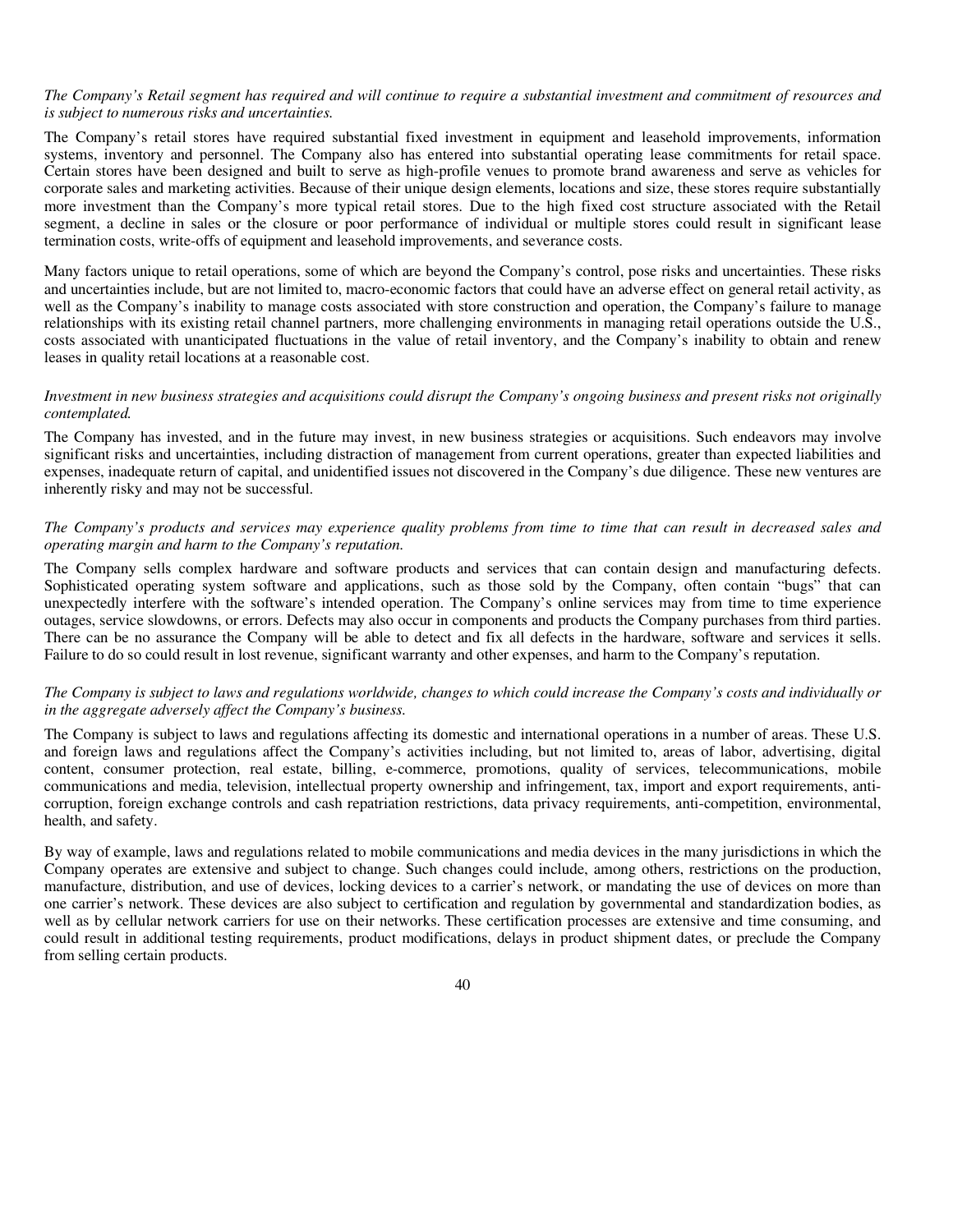*The Company's Retail segment has required and will continue to require a substantial investment and commitment of resources and is subject to numerous risks and uncertainties.*

The Company's retail stores have required substantial fixed investment in equipment and leasehold improvements, information systems, inventory and personnel. The Company also has entered into substantial operating lease commitments for retail space. Certain stores have been designed and built to serve as high-profile venues to promote brand awareness and serve as vehicles for corporate sales and marketing activities. Because of their unique design elements, locations and size, these stores require substantially more investment than the Company's more typical retail stores. Due to the high fixed cost structure associated with the Retail segment, a decline in sales or the closure or poor performance of individual or multiple stores could result in significant lease termination costs, write-offs of equipment and leasehold improvements, and severance costs.

Many factors unique to retail operations, some of which are beyond the Company's control, pose risks and uncertainties. These risks and uncertainties include, but are not limited to, macro-economic factors that could have an adverse effect on general retail activity, as well as the Company's inability to manage costs associated with store construction and operation, the Company's failure to manage relationships with its existing retail channel partners, more challenging environments in managing retail operations outside the U.S., costs associated with unanticipated fluctuations in the value of retail inventory, and the Company's inability to obtain and renew leases in quality retail locations at a reasonable cost.

*Investment in new business strategies and acquisitions could disrupt the Company's ongoing business and present risks not originally contemplated.*

The Company has invested, and in the future may invest, in new business strategies or acquisitions. Such endeavors may involve significant risks and uncertainties, including distraction of management from current operations, greater than expected liabilities and expenses, inadequate return of capital, and unidentified issues not discovered in the Company's due diligence. These new ventures are inherently risky and may not be successful.

*The Company's products and services may experience quality problems from time to time that can result in decreased sales and operating margin and harm to the Company's reputation.*

The Company sells complex hardware and software products and services that can contain design and manufacturing defects. Sophisticated operating system software and applications, such as those sold by the Company, often contain "bugs" that can unexpectedly interfere with the software's intended operation. The Company's online services may from time to time experience outages, service slowdowns, or errors. Defects may also occur in components and products the Company purchases from third parties. There can be no assurance the Company will be able to detect and fix all defects in the hardware, software and services it sells. Failure to do so could result in lost revenue, significant warranty and other expenses, and harm to the Company's reputation.

*The Company is subject to laws and regulations worldwide, changes to which could increase the Company's costs and individually or in the aggregate adversely affect the Company's business.*

The Company is subject to laws and regulations affecting its domestic and international operations in a number of areas. These U.S. and foreign laws and regulations affect the Company's activities including, but not limited to, areas of labor, advertising, digital content, consumer protection, real estate, billing, e-commerce, promotions, quality of services, telecommunications, mobile communications and media, television, intellectual property ownership and infringement, tax, import and export requirements, anti-corruption, foreign exchange controls and cash repatriation restrictions, data privacy requirements, anti-competition, environmental, health, and safety.

By way of example, laws and regulations related to mobile communications and media devices in the many jurisdictions in which the Company operates are extensive and subject to change. Such changes could include, among others, restrictions on the production, manufacture, distribution, and use of devices, locking devices to a carrier's network, or mandating the use of devices on more than one carrier's network. These devices are also subject to certification and regulation by governmental and standardization bodies, as well as by cellular network carriers for use on their networks. These certification processes are extensive and time consuming, and could result in additional testing requirements, product modifications, delays in product shipment dates, or preclude the Company from selling certain products.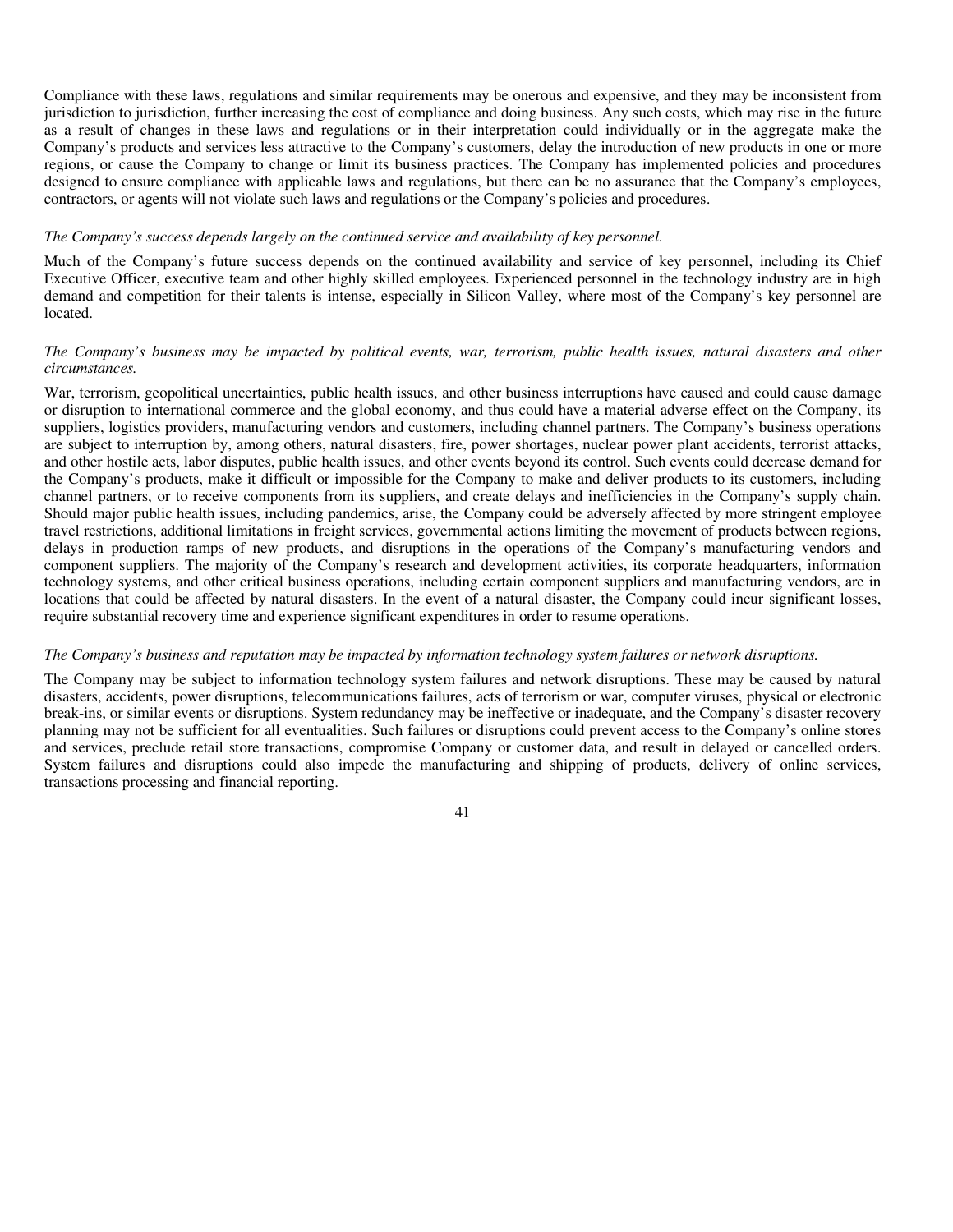Compliance with these laws, regulations and similar requirements may be onerous and expensive, and they may be inconsistent from jurisdiction to jurisdiction, further increasing the cost of compliance and doing business. Any such costs, which may rise in the future as a result of changes in these laws and regulations or in their interpretation could individually or in the aggregate make the Company's products and services less attractive to the Company's customers, delay the introduction of new products in one or more regions, or cause the Company to change or limit its business practices. The Company has implemented policies and procedures designed to ensure compliance with applicable laws and regulations, but there can be no assurance that the Company's employees, contractors, or agents will not violate such laws and regulations or the Company's policies and procedures.

*The Company's success depends largely on the continued service and availability of key personnel.*

Much of the Company's future success depends on the continued availability and service of key personnel, including its Chief Executive Officer, executive team and other highly skilled employees. Experienced personnel in the technology industry are in high demand and competition for their talents is intense, especially in Silicon Valley, where most of the Company's key personnel are located.

*The Company's business may be impacted by political events, war, terrorism, public health issues, natural disasters and other circumstances.*

War, terrorism, geopolitical uncertainties, public health issues, and other business interruptions have caused and could cause damage or disruption to international commerce and the global economy, and thus could have a material adverse effect on the Company, its suppliers, logistics providers, manufacturing vendors and customers, including channel partners. The Company's business operations are subject to interruption by, among others, natural disasters, fire, power shortages, nuclear power plant accidents, terrorist attacks, and other hostile acts, labor disputes, public health issues, and other events beyond its control. Such events could decrease demand for the Company's products, make it difficult or impossible for the Company to make and deliver products to its customers, including channel partners, or to receive components from its suppliers, and create delays and inefficiencies in the Company's supply chain. Should major public health issues, including pandemics, arise, the Company could be adversely affected by more stringent employee travel restrictions, additional limitations in freight services, governmental actions limiting the movement of products between regions, delays in production ramps of new products, and disruptions in the operations of the Company's manufacturing vendors and component suppliers. The majority of the Company's research and development activities, its corporate headquarters, information technology systems, and other critical business operations, including certain component suppliers and manufacturing vendors, are in locations that could be affected by natural disasters. In the event of a natural disaster, the Company could incur significant losses, require substantial recovery time and experience significant expenditures in order to resume operations.

*The Company's business and reputation may be impacted by information technology system failures or network disruptions.*

The Company may be subject to information technology system failures and network disruptions. These may be caused by natural disasters, accidents, power disruptions, telecommunications failures, acts of terrorism or war, computer viruses, physical or electronic break-ins, or similar events or disruptions. System redundancy may be ineffective or inadequate, and the Company's disaster recovery planning may not be sufficient for all eventualities. Such failures or disruptions could prevent access to the Company's online stores and services, preclude retail store transactions, compromise Company or customer data, and result in delayed or cancelled orders. System failures and disruptions could also impede the manufacturing and shipping of products, delivery of online services, transactions processing and financial reporting.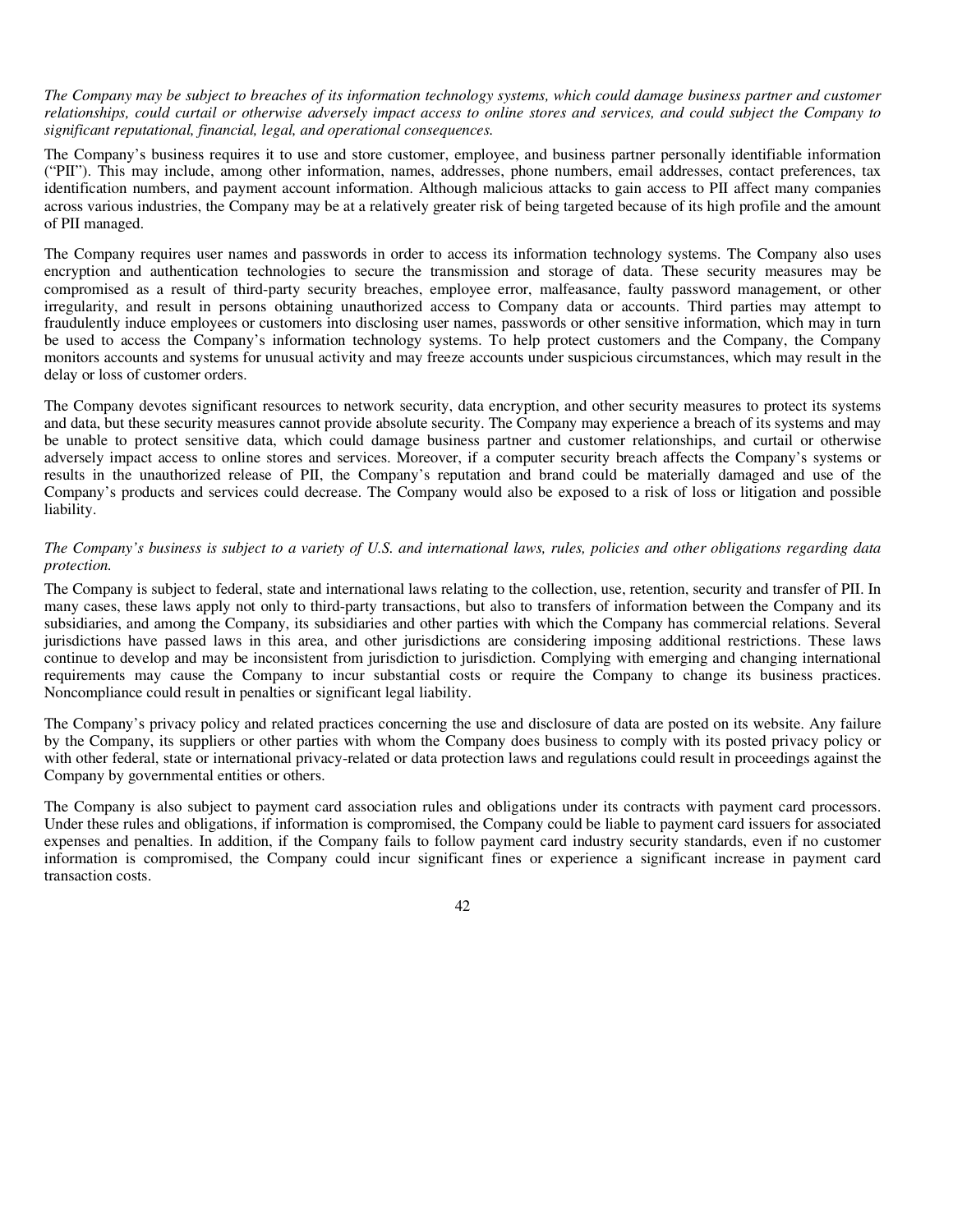*The Company may be subject to breaches of its information technology systems, which could damage business partner and customer relationships, could curtail or otherwise adversely impact access to online stores and services, and could subject the Company to significant reputational, financial, legal, and operational consequences.*

The Company's business requires it to use and store customer, employee, and business partner personally identifiable information ("PII"). This may include, among other information, names, addresses, phone numbers, email addresses, contact preferences, tax identification numbers, and payment account information. Although malicious attacks to gain access to PII affect many companies across various industries, the Company may be at a relatively greater risk of being targeted because of its high profile and the amount of PII managed.

The Company requires user names and passwords in order to access its information technology systems. The Company also uses encryption and authentication technologies to secure the transmission and storage of data. These security measures may be compromised as a result of third-party security breaches, employee error, malfeasance, faulty password management, or other irregularity, and result in persons obtaining unauthorized access to Company data or accounts. Third parties may attempt to fraudulently induce employees or customers into disclosing user names, passwords or other sensitive information, which may in turn be used to access the Company's information technology systems. To help protect customers and the Company, the Company monitors accounts and systems for unusual activity and may freeze accounts under suspicious circumstances, which may result in the delay or loss of customer orders.

The Company devotes significant resources to network security, data encryption, and other security measures to protect its systems and data, but these security measures cannot provide absolute security. The Company may experience a breach of its systems and may be unable to protect sensitive data, which could damage business partner and customer relationships, and curtail or otherwise adversely impact access to online stores and services. Moreover, if a computer security breach affects the Company's systems or results in the unauthorized release of PII, the Company's reputation and brand could be materially damaged and use of the Company's products and services could decrease. The Company would also be exposed to a risk of loss or litigation and possible liability.

*The Company's business is subject to a variety of U.S. and international laws, rules, policies and other obligations regarding data protection.*

The Company is subject to federal, state and international laws relating to the collection, use, retention, security and transfer of PII. In many cases, these laws apply not only to third-party transactions, but also to transfers of information between the Company and its subsidiaries, and among the Company, its subsidiaries and other parties with which the Company has commercial relations. Several jurisdictions have passed laws in this area, and other jurisdictions are considering imposing additional restrictions. These laws continue to develop and may be inconsistent from jurisdiction to jurisdiction. Complying with emerging and changing international requirements may cause the Company to incur substantial costs or require the Company to change its business practices. Noncompliance could result in penalties or significant legal liability.

The Company's privacy policy and related practices concerning the use and disclosure of data are posted on its website. Any failure by the Company, its suppliers or other parties with whom the Company does business to comply with its posted privacy policy or with other federal, state or international privacy-related or data protection laws and regulations could result in proceedings against the Company by governmental entities or others.

The Company is also subject to payment card association rules and obligations under its contracts with payment card processors. Under these rules and obligations, if information is compromised, the Company could be liable to payment card issuers for associated expenses and penalties. In addition, if the Company fails to follow payment card industry security standards, even if no customer information is compromised, the Company could incur significant fines or experience a significant increase in payment card transaction costs.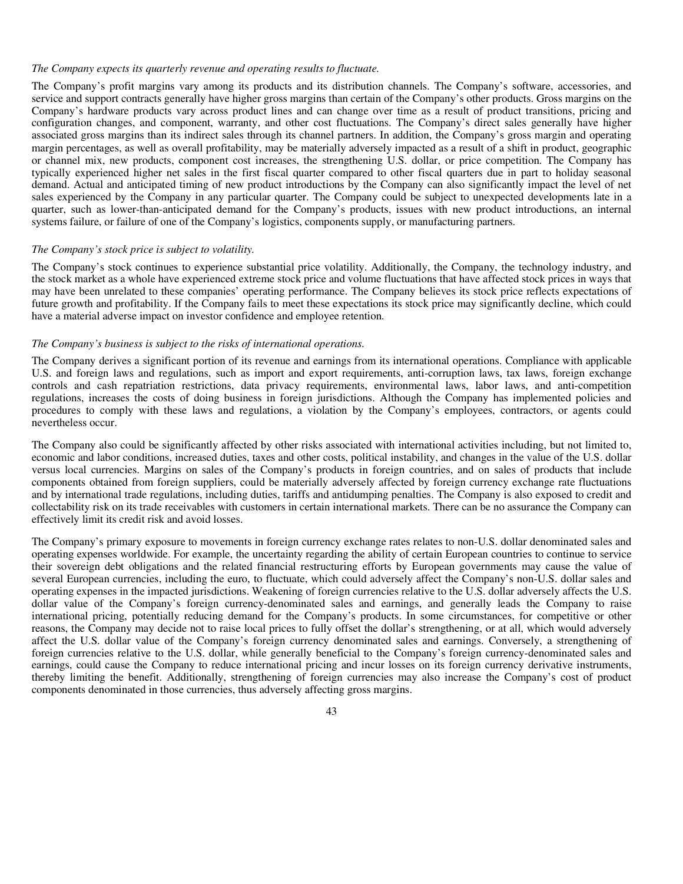*The Company expects its quarterly revenue and operating results to fluctuate.*

The Company's profit margins vary among its products and its distribution channels. The Company's software, accessories, and service and support contracts generally have higher gross margins than certain of the Company's other products. Gross margins on the Company's hardware products vary across product lines and can change over time as a result of product transitions, pricing and configuration changes, and component, warranty, and other cost fluctuations. The Company's direct sales generally have higher associated gross margins than its indirect sales through its channel partners. In addition, the Company's gross margin and operating margin percentages, as well as overall profitability, may be materially adversely impacted as a result of a shift in product, geographic or channel mix, new products, component cost increases, the strengthening U.S. dollar, or price competition. The Company has typically experienced higher net sales in the first fiscal quarter compared to other fiscal quarters due in part to holiday seasonal demand. Actual and anticipated timing of new product introductions by the Company can also significantly impact the level of net sales experienced by the Company in any particular quarter. The Company could be subject to unexpected developments late in a quarter, such as lower-than-anticipated demand for the Company's products, issues with new product introductions, an internal systems failure, or failure of one of the Company's logistics, components supply, or manufacturing partners.

*The Company's stock price is subject to volatility.*

The Company's stock continues to experience substantial price volatility. Additionally, the Company, the technology industry, and the stock market as a whole have experienced extreme stock price and volume fluctuations that have affected stock prices in ways that may have been unrelated to these companies' operating performance. The Company believes its stock price reflects expectations of future growth and profitability. If the Company fails to meet these expectations its stock price may significantly decline, which could have a material adverse impact on investor confidence and employee retention.

*The Company's business is subject to the risks of international operations.*

The Company derives a significant portion of its revenue and earnings from its international operations. Compliance with applicable U.S. and foreign laws and regulations, such as import and export requirements, anti-corruption laws, tax laws, foreign exchange controls and cash repatriation restrictions, data privacy requirements, environmental laws, labor laws, and anti-competition regulations, increases the costs of doing business in foreign jurisdictions. Although the Company has implemented policies and procedures to comply with these laws and regulations, a violation by the Company's employees, contractors, or agents could nevertheless occur.

The Company also could be significantly affected by other risks associated with international activities including, but not limited to, economic and labor conditions, increased duties, taxes and other costs, political instability, and changes in the value of the U.S. dollar versus local currencies. Margins on sales of the Company's products in foreign countries, and on sales of products that include components obtained from foreign suppliers, could be materially adversely affected by foreign currency exchange rate fluctuations and by international trade regulations, including duties, tariffs and antidumping penalties. The Company is also exposed to credit and collectability risk on its trade receivables with customers in certain international markets. There can be no assurance the Company can effectively limit its credit risk and avoid losses.

The Company's primary exposure to movements in foreign currency exchange rates relates to non-U.S. dollar denominated sales and operating expenses worldwide. For example, the uncertainty regarding the ability of certain European countries to continue to service their sovereign debt obligations and the related financial restructuring efforts by European governments may cause the value of several European currencies, including the euro, to fluctuate, which could adversely affect the Company's non-U.S. dollar sales and operating expenses in the impacted jurisdictions. Weakening of foreign currencies relative to the U.S. dollar adversely affects the U.S. dollar value of the Company's foreign currency-denominated sales and earnings, and generally leads the Company to raise international pricing, potentially reducing demand for the Company's products. In some circumstances, for competitive or other reasons, the Company may decide not to raise local prices to fully offset the dollar's strengthening, or at all, which would adversely affect the U.S. dollar value of the Company's foreign currency denominated sales and earnings. Conversely, a strengthening of foreign currencies relative to the U.S. dollar, while generally beneficial to the Company's foreign currency-denominated sales and earnings, could cause the Company to reduce international pricing and incur losses on its foreign currency derivative instruments, thereby limiting the benefit. Additionally, strengthening of foreign currencies may also increase the Company's cost of product components denominated in those currencies, thus adversely affecting gross margins.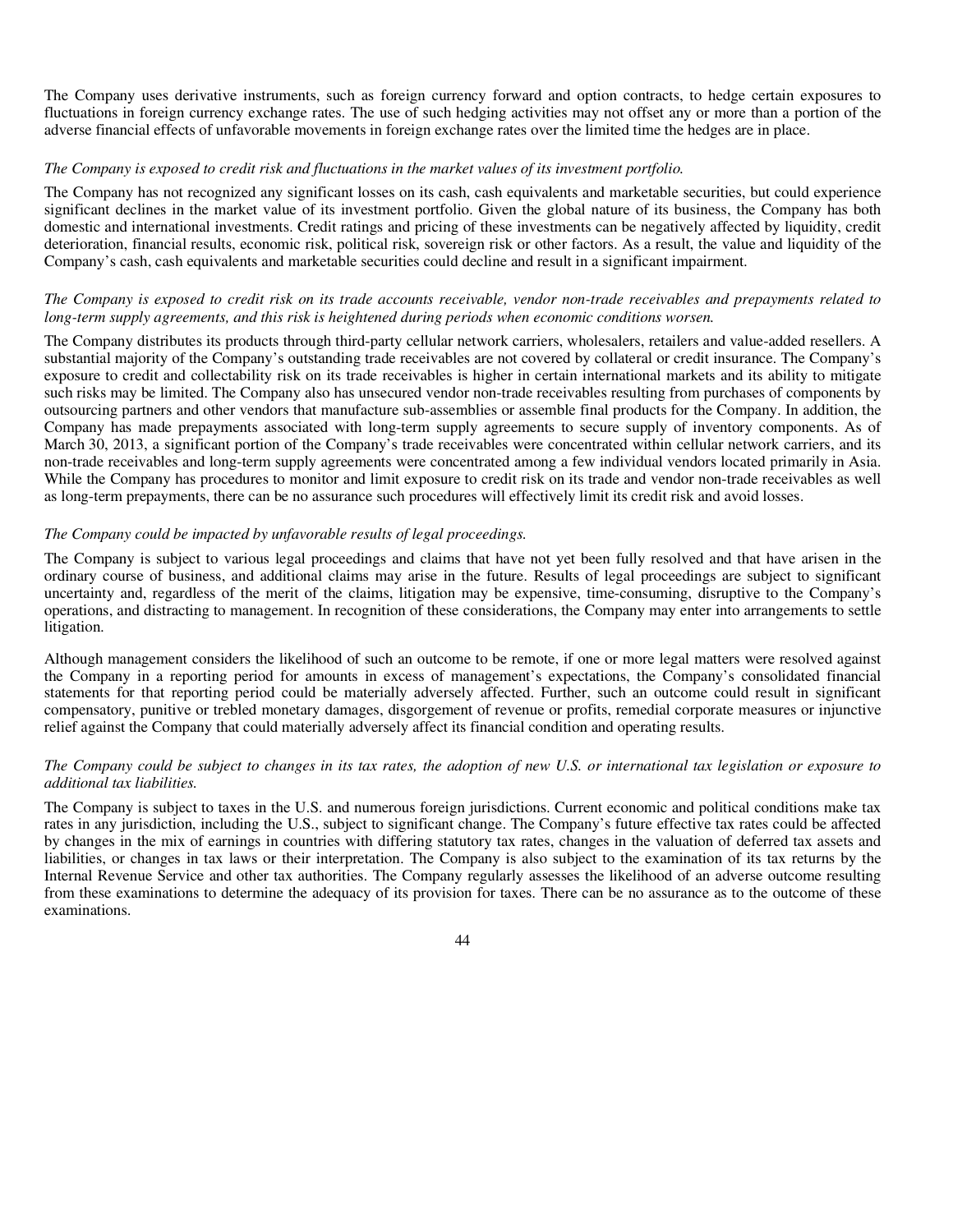The Company uses derivative instruments, such as foreign currency forward and option contracts, to hedge certain exposures to fluctuations in foreign currency exchange rates. The use of such hedging activities may not offset any or more than a portion of the adverse financial effects of unfavorable movements in foreign exchange rates over the limited time the hedges are in place.

*The Company is exposed to credit risk and fluctuations in the market values of its investment portfolio.*

The Company has not recognized any significant losses on its cash, cash equivalents and marketable securities, but could experience significant declines in the market value of its investment portfolio. Given the global nature of its business, the Company has both domestic and international investments. Credit ratings and pricing of these investments can be negatively affected by liquidity, credit deterioration, financial results, economic risk, political risk, sovereign risk or other factors. As a result, the value and liquidity of the Company's cash, cash equivalents and marketable securities could decline and result in a significant impairment.

*The Company is exposed to credit risk on its trade accounts receivable, vendor non-trade receivables and prepayments related to long-term supply agreements, and this risk is heightened during periods when economic conditions worsen.*

The Company distributes its products through third-party cellular network carriers, wholesalers, retailers and value-added resellers. A substantial majority of the Company's outstanding trade receivables are not covered by collateral or credit insurance. The Company's exposure to credit and collectability risk on its trade receivables is higher in certain international markets and its ability to mitigate such risks may be limited. The Company also has unsecured vendor non-trade receivables resulting from purchases of components by outsourcing partners and other vendors that manufacture sub-assemblies or assemble final products for the Company. In addition, the Company has made prepayments associated with long-term supply agreements to secure supply of inventory components. As of March 30, 2013, a significant portion of the Company's trade receivables were concentrated within cellular network carriers, and its non-trade receivables and long-term supply agreements were concentrated among a few individual vendors located primarily in Asia. While the Company has procedures to monitor and limit exposure to credit risk on its trade and vendor non-trade receivables as well as long-term prepayments, there can be no assurance such procedures will effectively limit its credit risk and avoid losses.

*The Company could be impacted by unfavorable results of legal proceedings.*

The Company is subject to various legal proceedings and claims that have not yet been fully resolved and that have arisen in the ordinary course of business, and additional claims may arise in the future. Results of legal proceedings are subject to significant uncertainty and, regardless of the merit of the claims, litigation may be expensive, time-consuming, disruptive to the Company's operations, and distracting to management. In recognition of these considerations, the Company may enter into arrangements to settle litigation.

Although management considers the likelihood of such an outcome to be remote, if one or more legal matters were resolved against the Company in a reporting period for amounts in excess of management's expectations, the Company's consolidated financial statements for that reporting period could be materially adversely affected. Further, such an outcome could result in significant compensatory, punitive or trebled monetary damages, disgorgement of revenue or profits, remedial corporate measures or injunctive relief against the Company that could materially adversely affect its financial condition and operating results.

*The Company could be subject to changes in its tax rates, the adoption of new U.S. or international tax legislation or exposure to additional tax liabilities.*

The Company is subject to taxes in the U.S. and numerous foreign jurisdictions. Current economic and political conditions make tax rates in any jurisdiction, including the U.S., subject to significant change. The Company's future effective tax rates could be affected by changes in the mix of earnings in countries with differing statutory tax rates, changes in the valuation of deferred tax assets and liabilities, or changes in tax laws or their interpretation. The Company is also subject to the examination of its tax returns by the Internal Revenue Service and other tax authorities. The Company regularly assesses the likelihood of an adverse outcome resulting from these examinations to determine the adequacy of its provision for taxes. There can be no assurance as to the outcome of these examinations.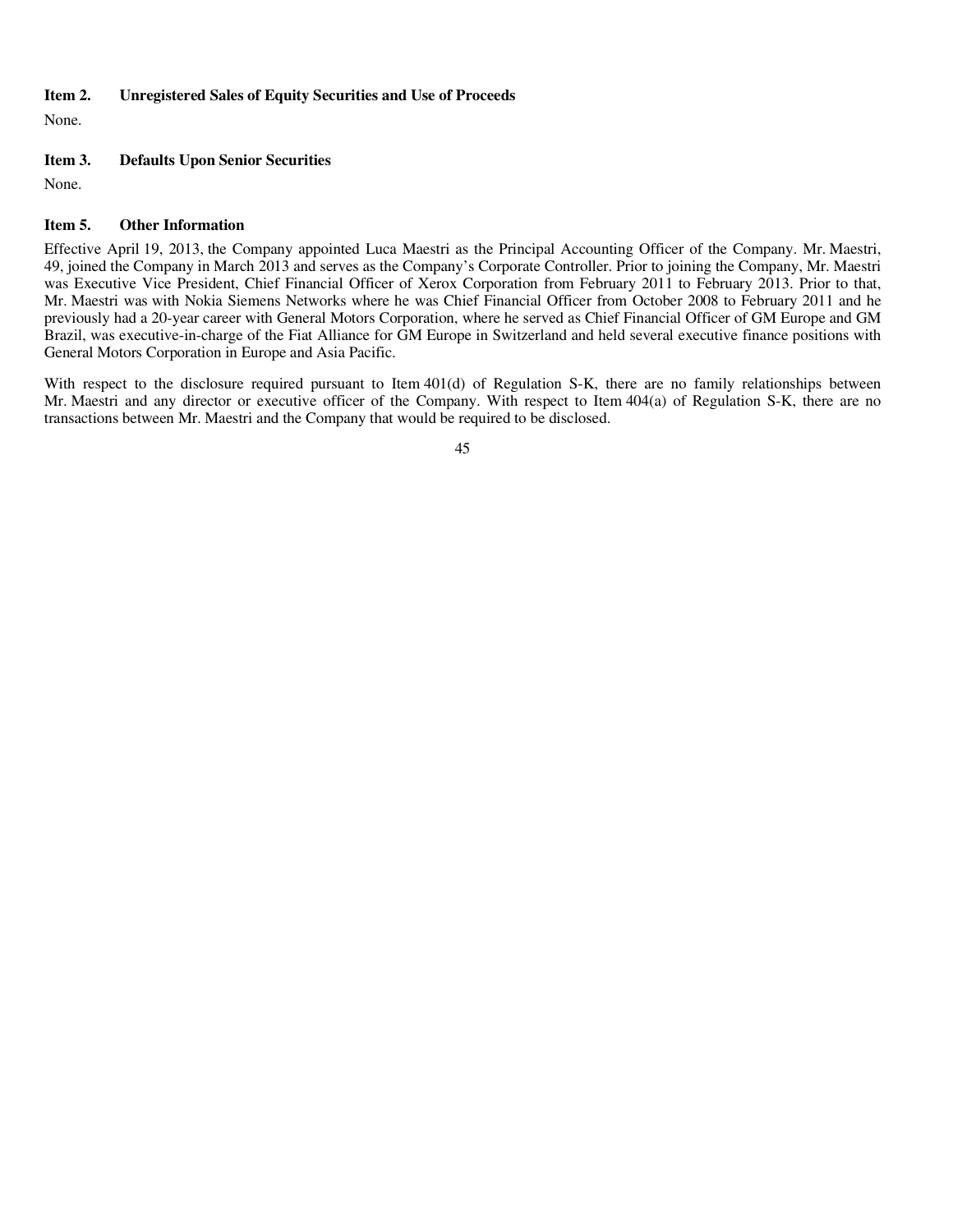### Item 2. Unregistered Sales of Equity Securities and Use of Proceeds

None.

### Item 3. Defaults Upon Senior Securities

None.

### Item 5. Other Information

Effective April 19, 2013, the Company appointed Luca Maestri as the Principal Accounting Officer of the Company. Mr. Maestri, 49, joined the Company in March 2013 and serves as the Company's Corporate Controller. Prior to joining the Company, Mr. Maestri was Executive Vice President, Chief Financial Officer of Xerox Corporation from February 2011 to February 2013. Prior to that, Mr. Maestri was with Nokia Siemens Networks where he was Chief Financial Officer from October 2008 to February 2011 and he previously had a 20-year career with General Motors Corporation, where he served as Chief Financial Officer of GM Europe and GM Brazil, was executive-in-charge of the Fiat Alliance for GM Europe in Switzerland and held several executive finance positions with General Motors Corporation in Europe and Asia Pacific.

With respect to the disclosure required pursuant to Item 401(d) of Regulation S-K, there are no family relationships between Mr. Maestri and any director or executive officer of the Company. With respect to Item 404(a) of Regulation S-K, there are no transactions between Mr. Maestri and the Company that would be required to be disclosed.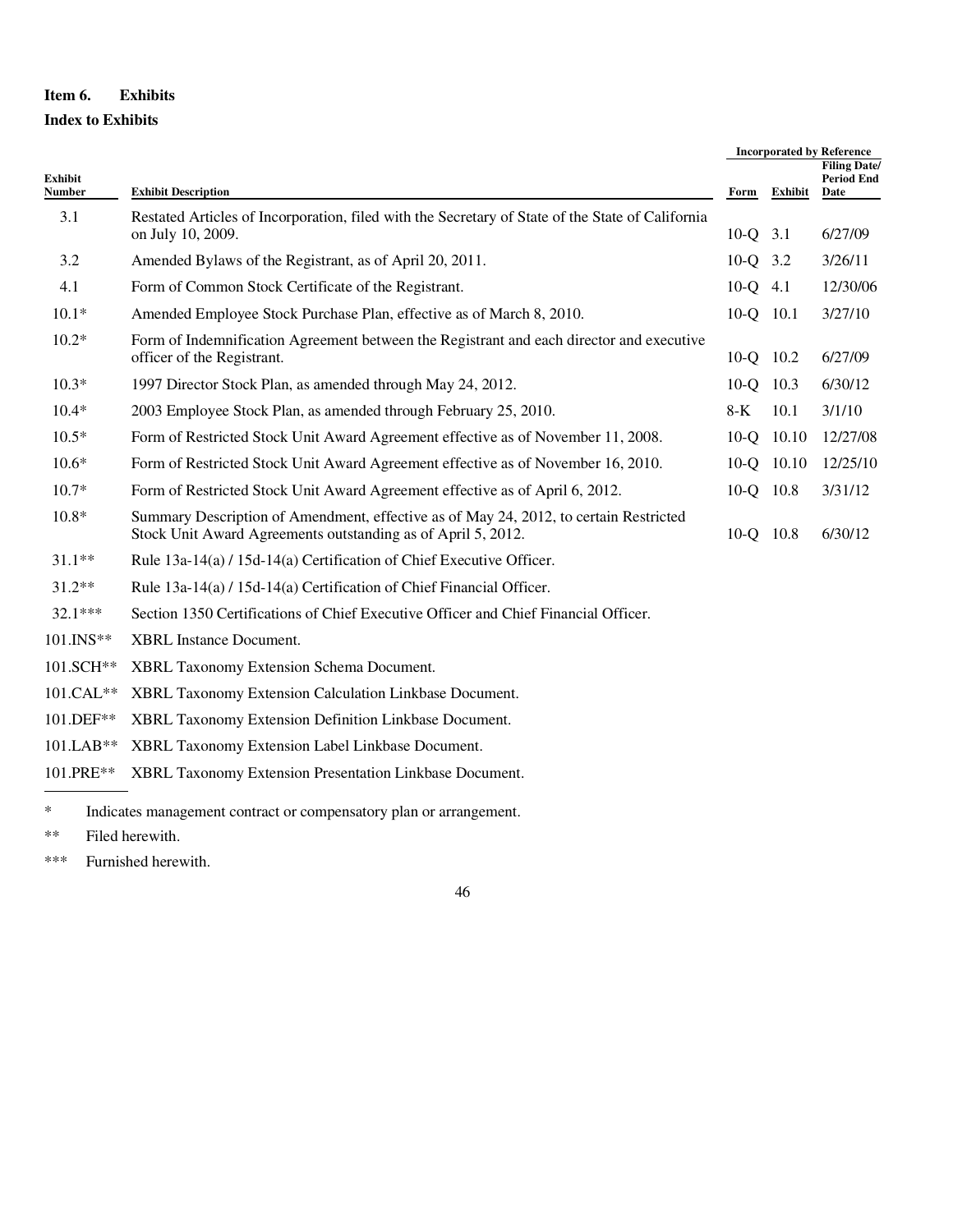### Item 6. Exhibits

**Index to Exhibits**

| Exhibit Number | Exhibit Description | Incorporated by Reference | | |
|---|---|---|---|---|
| | | Form | Exhibit | Filing Date/ Period End Date |
| 3.1 | Restated Articles of Incorporation, filed with the Secretary of State of the State of California on July 10, 2009. | 10-Q | 3.1 | 6/27/09 |
| 3.2 | Amended Bylaws of the Registrant, as of April 20, 2011. | 10-Q | 3.2 | 3/26/11 |
| 4.1 | Form of Common Stock Certificate of the Registrant. | 10-Q | 4.1 | 12/30/06 |
| 10.1* | Amended Employee Stock Purchase Plan, effective as of March 8, 2010. | 10-Q | 10.1 | 3/27/10 |
| 10.2* | Form of Indemnification Agreement between the Registrant and each director and executive officer of the Registrant. | 10-Q | 10.2 | 6/27/09 |
| 10.3* | 1997 Director Stock Plan, as amended through May 24, 2012. | 10-Q | 10.3 | 6/30/12 |
| 10.4* | 2003 Employee Stock Plan, as amended through February 25, 2010. | 8-K | 10.1 | 3/1/10 |
| 10.5* | Form of Restricted Stock Unit Award Agreement effective as of November 11, 2008. | 10-Q | 10.10 | 12/27/08 |
| 10.6* | Form of Restricted Stock Unit Award Agreement effective as of November 16, 2010. | 10-Q | 10.10 | 12/25/10 |
| 10.7* | Form of Restricted Stock Unit Award Agreement effective as of April 6, 2012. | 10-Q | 10.8 | 3/31/12 |
| 10.8* | Summary Description of Amendment, effective as of May 24, 2012, to certain Restricted Stock Unit Award Agreements outstanding as of April 5, 2012. | 10-Q | 10.8 | 6/30/12 |
| 31.1** | Rule 13a-14(a) / 15d-14(a) Certification of Chief Executive Officer. | | | |
| 31.2** | Rule 13a-14(a) / 15d-14(a) Certification of Chief Financial Officer. | | | |
| 32.1*** | Section 1350 Certifications of Chief Executive Officer and Chief Financial Officer. | | | |
| 101.INS** | XBRL Instance Document. | | | |
| 101.SCH** | XBRL Taxonomy Extension Schema Document. | | | |
| 101.CAL** | XBRL Taxonomy Extension Calculation Linkbase Document. | | | |
| 101.DEF** | XBRL Taxonomy Extension Definition Linkbase Document. | | | |
| 101.LAB** | XBRL Taxonomy Extension Label Linkbase Document. | | | |
| 101.PRE** | XBRL Taxonomy Extension Presentation Linkbase Document. | | | |

\* Indicates management contract or compensatory plan or arrangement.

** Filed herewith.

*** Furnished herewith.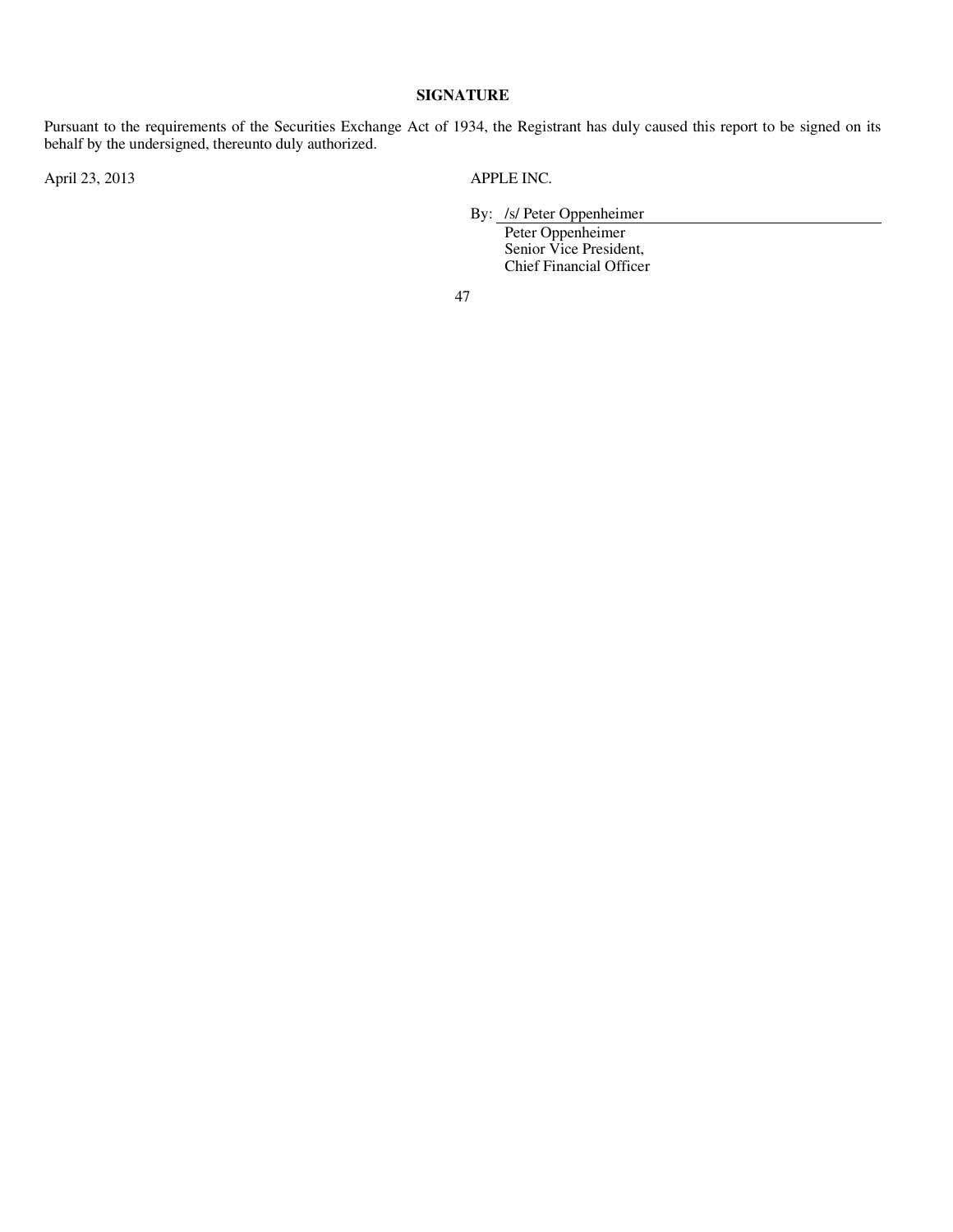## SIGNATURE

Pursuant to the requirements of the Securities Exchange Act of 1934, the Registrant has duly caused this report to be signed on its behalf by the undersigned, thereunto duly authorized.

April 23, 2013

APPLE INC.

By: /s/ Peter Oppenheimer

Peter Oppenheimer
Senior Vice President,
Chief Financial Officer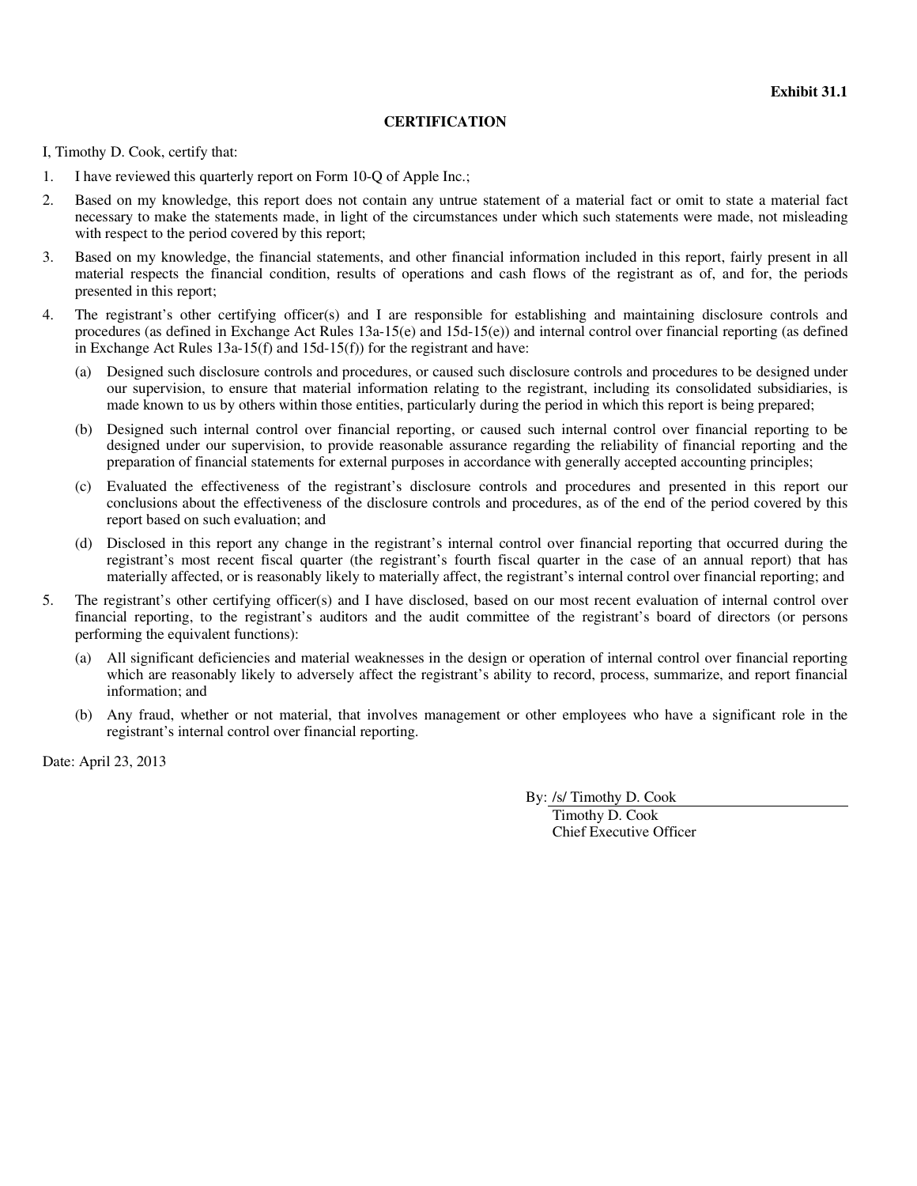**Exhibit 31.1**

**CERTIFICATION**

I, Timothy D. Cook, certify that:

1. I have reviewed this quarterly report on Form 10-Q of Apple Inc.;
2. Based on my knowledge, this report does not contain any untrue statement of a material fact or omit to state a material fact necessary to make the statements made, in light of the circumstances under which such statements were made, not misleading with respect to the period covered by this report;
3. Based on my knowledge, the financial statements, and other financial information included in this report, fairly present in all material respects the financial condition, results of operations and cash flows of the registrant as of, and for, the periods presented in this report;
4. The registrant's other certifying officer(s) and I are responsible for establishing and maintaining disclosure controls and procedures (as defined in Exchange Act Rules 13a-15(e) and 15d-15(e)) and internal control over financial reporting (as defined in Exchange Act Rules 13a-15(f) and 15d-15(f)) for the registrant and have:
   - (a) Designed such disclosure controls and procedures, or caused such disclosure controls and procedures to be designed under our supervision, to ensure that material information relating to the registrant, including its consolidated subsidiaries, is made known to us by others within those entities, particularly during the period in which this report is being prepared;
   - (b) Designed such internal control over financial reporting, or caused such internal control over financial reporting to be designed under our supervision, to provide reasonable assurance regarding the reliability of financial reporting and the preparation of financial statements for external purposes in accordance with generally accepted accounting principles;
   - (c) Evaluated the effectiveness of the registrant's disclosure controls and procedures and presented in this report our conclusions about the effectiveness of the disclosure controls and procedures, as of the end of the period covered by this report based on such evaluation; and
   - (d) Disclosed in this report any change in the registrant's internal control over financial reporting that occurred during the registrant's most recent fiscal quarter (the registrant's fourth fiscal quarter in the case of an annual report) that has materially affected, or is reasonably likely to materially affect, the registrant's internal control over financial reporting; and
5. The registrant's other certifying officer(s) and I have disclosed, based on our most recent evaluation of internal control over financial reporting, to the registrant's auditors and the audit committee of the registrant's board of directors (or persons performing the equivalent functions):
   - (a) All significant deficiencies and material weaknesses in the design or operation of internal control over financial reporting which are reasonably likely to adversely affect the registrant's ability to record, process, summarize, and report financial information; and
   - (b) Any fraud, whether or not material, that involves management or other employees who have a significant role in the registrant's internal control over financial reporting.

Date: April 23, 2013

By: /s/ Timothy D. Cook

Timothy D. Cook

Chief Executive Officer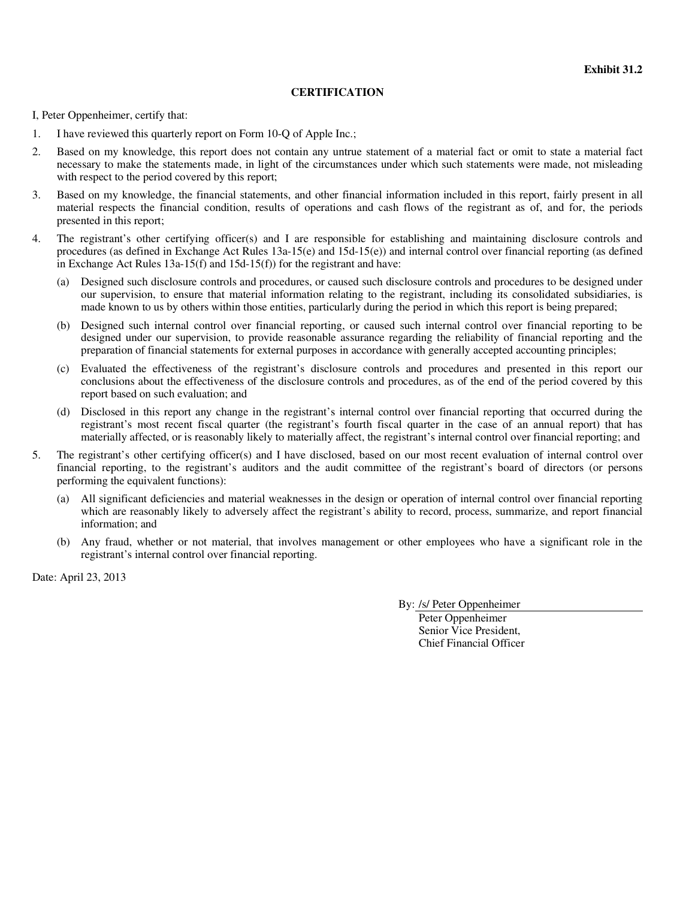**Exhibit 31.2**

**CERTIFICATION**

I, Peter Oppenheimer, certify that:

1. I have reviewed this quarterly report on Form 10-Q of Apple Inc.;
2. Based on my knowledge, this report does not contain any untrue statement of a material fact or omit to state a material fact necessary to make the statements made, in light of the circumstances under which such statements were made, not misleading with respect to the period covered by this report;
3. Based on my knowledge, the financial statements, and other financial information included in this report, fairly present in all material respects the financial condition, results of operations and cash flows of the registrant as of, and for, the periods presented in this report;
4. The registrant's other certifying officer(s) and I are responsible for establishing and maintaining disclosure controls and procedures (as defined in Exchange Act Rules 13a-15(e) and 15d-15(e)) and internal control over financial reporting (as defined in Exchange Act Rules 13a-15(f) and 15d-15(f)) for the registrant and have:
   (a) Designed such disclosure controls and procedures, or caused such disclosure controls and procedures to be designed under our supervision, to ensure that material information relating to the registrant, including its consolidated subsidiaries, is made known to us by others within those entities, particularly during the period in which this report is being prepared;
   (b) Designed such internal control over financial reporting, or caused such internal control over financial reporting to be designed under our supervision, to provide reasonable assurance regarding the reliability of financial reporting and the preparation of financial statements for external purposes in accordance with generally accepted accounting principles;
   (c) Evaluated the effectiveness of the registrant's disclosure controls and procedures and presented in this report our conclusions about the effectiveness of the disclosure controls and procedures, as of the end of the period covered by this report based on such evaluation; and
   (d) Disclosed in this report any change in the registrant's internal control over financial reporting that occurred during the registrant's most recent fiscal quarter (the registrant's fourth fiscal quarter in the case of an annual report) that has materially affected, or is reasonably likely to materially affect, the registrant's internal control over financial reporting; and
5. The registrant's other certifying officer(s) and I have disclosed, based on our most recent evaluation of internal control over financial reporting, to the registrant's auditors and the audit committee of the registrant's board of directors (or persons performing the equivalent functions):
   (a) All significant deficiencies and material weaknesses in the design or operation of internal control over financial reporting which are reasonably likely to adversely affect the registrant's ability to record, process, summarize, and report financial information; and
   (b) Any fraud, whether or not material, that involves management or other employees who have a significant role in the registrant's internal control over financial reporting.

Date: April 23, 2013

By: /s/ Peter Oppenheimer
Peter Oppenheimer
Senior Vice President,
Chief Financial Officer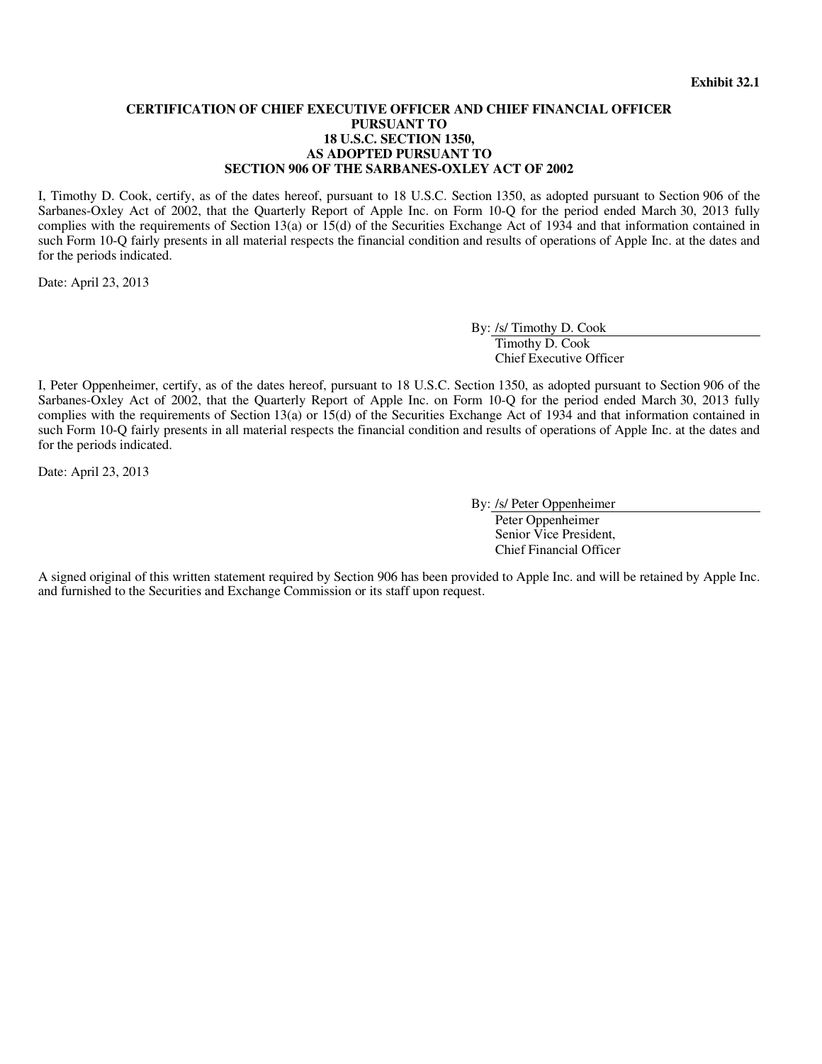**Exhibit 32.1**

**CERTIFICATION OF CHIEF EXECUTIVE OFFICER AND CHIEF FINANCIAL OFFICER PURSUANT TO 18 U.S.C. SECTION 1350, AS ADOPTED PURSUANT TO SECTION 906 OF THE SARBANES-OXLEY ACT OF 2002**

I, Timothy D. Cook, certify, as of the dates hereof, pursuant to 18 U.S.C. Section 1350, as adopted pursuant to Section 906 of the Sarbanes-Oxley Act of 2002, that the Quarterly Report of Apple Inc. on Form 10-Q for the period ended March 30, 2013 fully complies with the requirements of Section 13(a) or 15(d) of the Securities Exchange Act of 1934 and that information contained in such Form 10-Q fairly presents in all material respects the financial condition and results of operations of Apple Inc. at the dates and for the periods indicated.

Date: April 23, 2013

By: /s/ Timothy D. Cook
Timothy D. Cook
Chief Executive Officer

I, Peter Oppenheimer, certify, as of the dates hereof, pursuant to 18 U.S.C. Section 1350, as adopted pursuant to Section 906 of the Sarbanes-Oxley Act of 2002, that the Quarterly Report of Apple Inc. on Form 10-Q for the period ended March 30, 2013 fully complies with the requirements of Section 13(a) or 15(d) of the Securities Exchange Act of 1934 and that information contained in such Form 10-Q fairly presents in all material respects the financial condition and results of operations of Apple Inc. at the dates and for the periods indicated.

Date: April 23, 2013

By: /s/ Peter Oppenheimer
Peter Oppenheimer
Senior Vice President,
Chief Financial Officer

A signed original of this written statement required by Section 906 has been provided to Apple Inc. and will be retained by Apple Inc. and furnished to the Securities and Exchange Commission or its staff upon request.